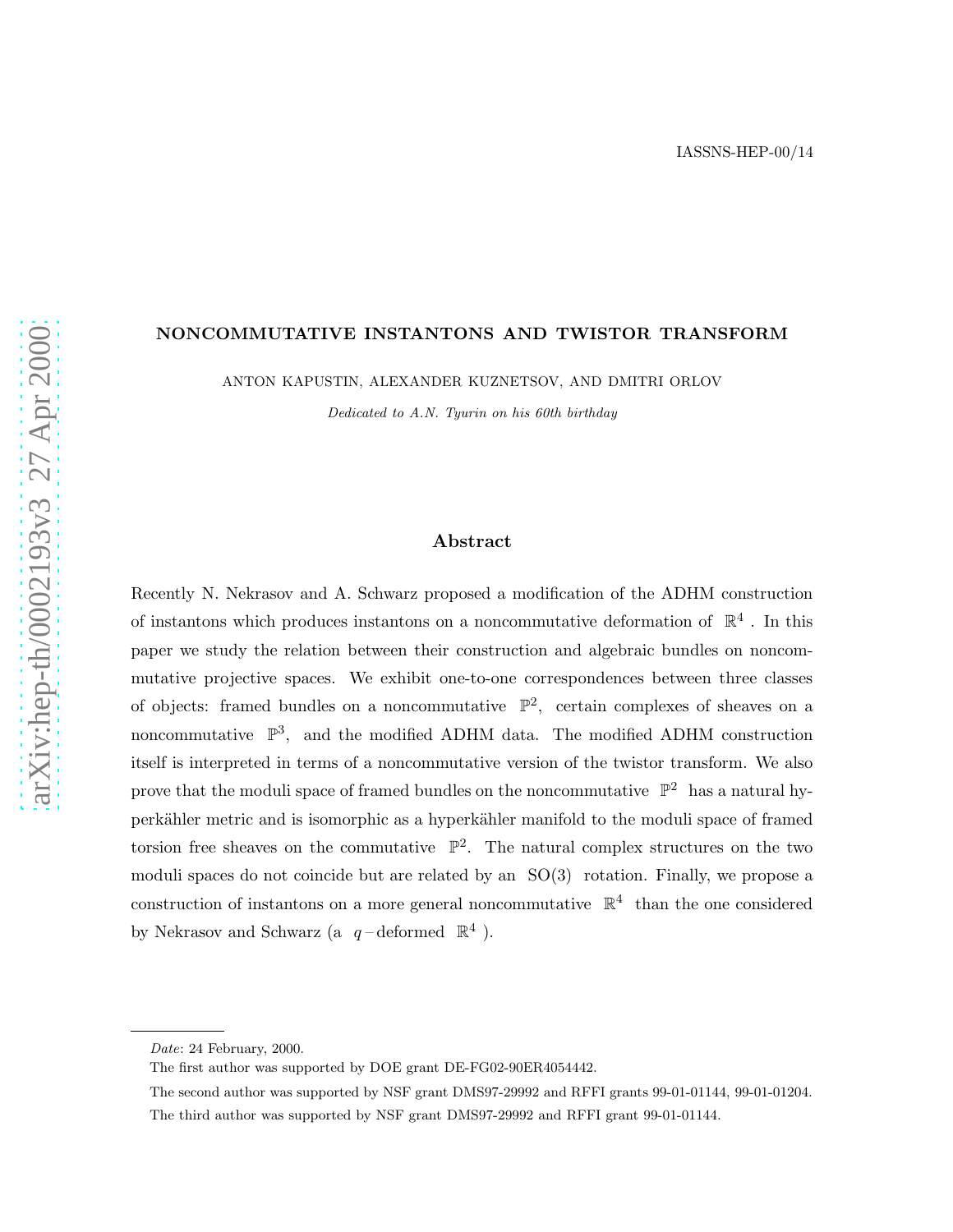IASSNS-HEP-00/14

# NONCOMMUTATIVE INSTANTONS AND TWISTOR TRANSFORM

ANTON KAPUSTIN, ALEXANDER KUZNETSOV, AND DMITRI ORLOV

*Dedicated to A.N. Tyurin on his 60th birthday*

## Abstract

Recently N. Nekrasov and A. Schwarz proposed a modification of the ADHM construction of instantons which produces instantons on a noncommutative deformation of $\mathbb{R}^4$. In this paper we study the relation between their construction and algebraic bundles on noncommutative projective spaces. We exhibit one-to-one correspondences between three classes of objects: framed bundles on a noncommutative $\mathbb{P}^2$, certain complexes of sheaves on a noncommutative $\mathbb{P}^3$, and the modified ADHM data. The modified ADHM construction itself is interpreted in terms of a noncommutative version of the twistor transform. We also prove that the moduli space of framed bundles on the noncommutative $\mathbb{P}^2$ has a natural hyperkähler metric and is isomorphic as a hyperkähler manifold to the moduli space of framed torsion free sheaves on the commutative $\mathbb{P}^2$. The natural complex structures on the two moduli spaces do not coincide but are related by an $\mathrm{SO}(3)$ rotation. Finally, we propose a construction of instantons on a more general noncommutative $\mathbb{R}^4$ than the one considered by Nekrasov and Schwarz (a $q$-deformed $\mathbb{R}^4$).

---

*Date*: 24 February, 2000.

The first author was supported by DOE grant DE-FG02-90ER4054442.

The second author was supported by NSF grant DMS97-29992 and RFFI grants 99-01-01144, 99-01-01204.

The third author was supported by NSF grant DMS97-29992 and RFFI grant 99-01-01144.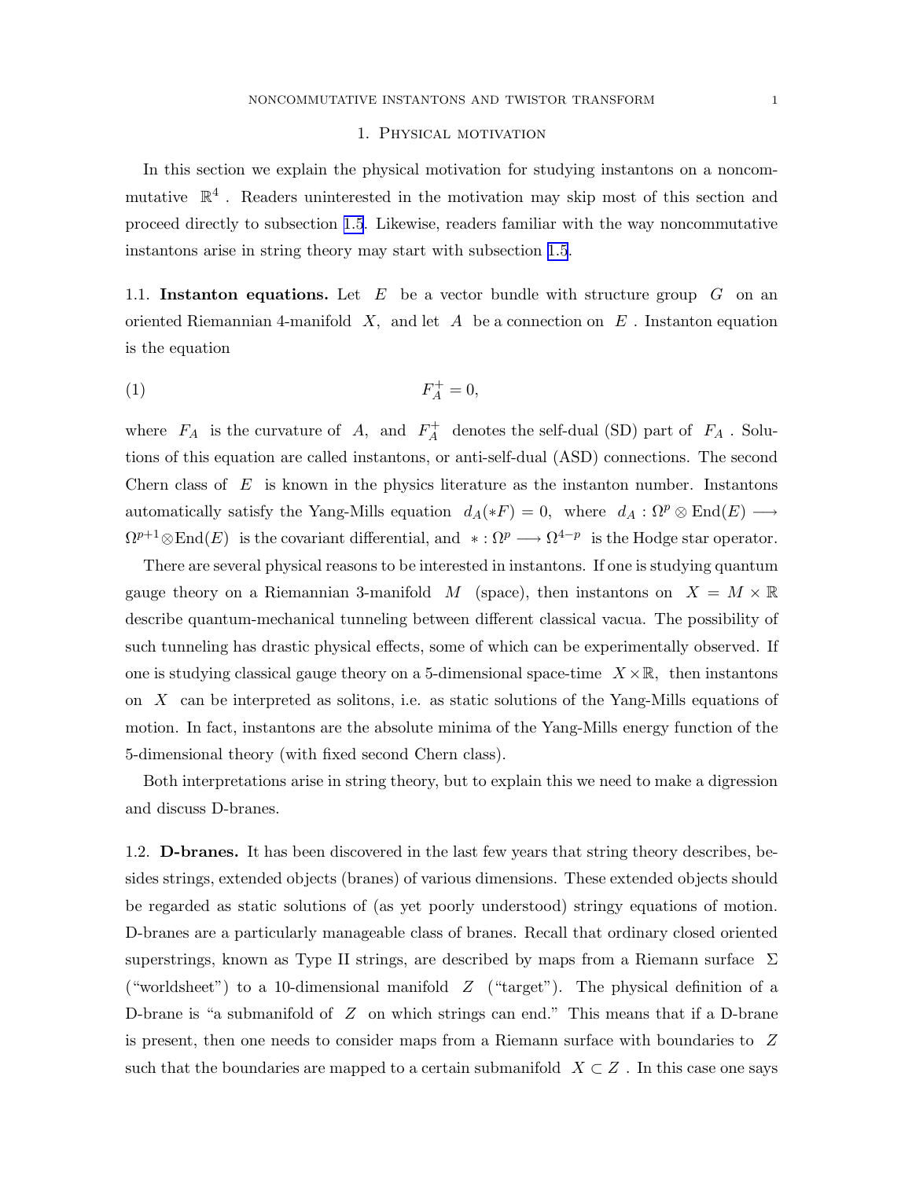## 1. Physical motivation

In this section we explain the physical motivation for studying instantons on a noncommutative $\mathbb{R}^4$. Readers uninterested in the motivation may skip most of this section and proceed directly to subsection 1.5. Likewise, readers familiar with the way noncommutative instantons arise in string theory may start with subsection 1.5.

1.1. **Instanton equations.** Let $E$ be a vector bundle with structure group $G$ on an oriented Riemannian 4-manifold $X$, and let $A$ be a connection on $E$. Instanton equation is the equation

$$F_A^+ = 0, \tag{1}$$

where $F_A$ is the curvature of $A$, and $F_A^+$ denotes the self-dual (SD) part of $F_A$. Solutions of this equation are called instantons, or anti-self-dual (ASD) connections. The second Chern class of $E$ is known in the physics literature as the instanton number. Instantons automatically satisfy the Yang-Mills equation $d_A(*F) = 0$, where $d_A : \Omega^p \otimes \mathrm{End}(E) \longrightarrow \Omega^{p+1} \otimes \mathrm{End}(E)$ is the covariant differential, and $* : \Omega^p \longrightarrow \Omega^{4-p}$ is the Hodge star operator.

There are several physical reasons to be interested in instantons. If one is studying quantum gauge theory on a Riemannian 3-manifold $M$ (space), then instantons on $X = M \times \mathbb{R}$ describe quantum-mechanical tunneling between different classical vacua. The possibility of such tunneling has drastic physical effects, some of which can be experimentally observed. If one is studying classical gauge theory on a 5-dimensional space-time $X \times \mathbb{R}$, then instantons on $X$ can be interpreted as solitons, i.e. as static solutions of the Yang-Mills equations of motion. In fact, instantons are the absolute minima of the Yang-Mills energy function of the 5-dimensional theory (with fixed second Chern class).

Both interpretations arise in string theory, but to explain this we need to make a digression and discuss D-branes.

1.2. **D-branes.** It has been discovered in the last few years that string theory describes, besides strings, extended objects (branes) of various dimensions. These extended objects should be regarded as static solutions of (as yet poorly understood) stringy equations of motion. D-branes are a particularly manageable class of branes. Recall that ordinary closed oriented superstrings, known as Type II strings, are described by maps from a Riemann surface $\Sigma$ ("worldsheet") to a 10-dimensional manifold $Z$ ("target"). The physical definition of a D-brane is "a submanifold of $Z$ on which strings can end." This means that if a D-brane is present, then one needs to consider maps from a Riemann surface with boundaries to $Z$ such that the boundaries are mapped to a certain submanifold $X \subset Z$. In this case one says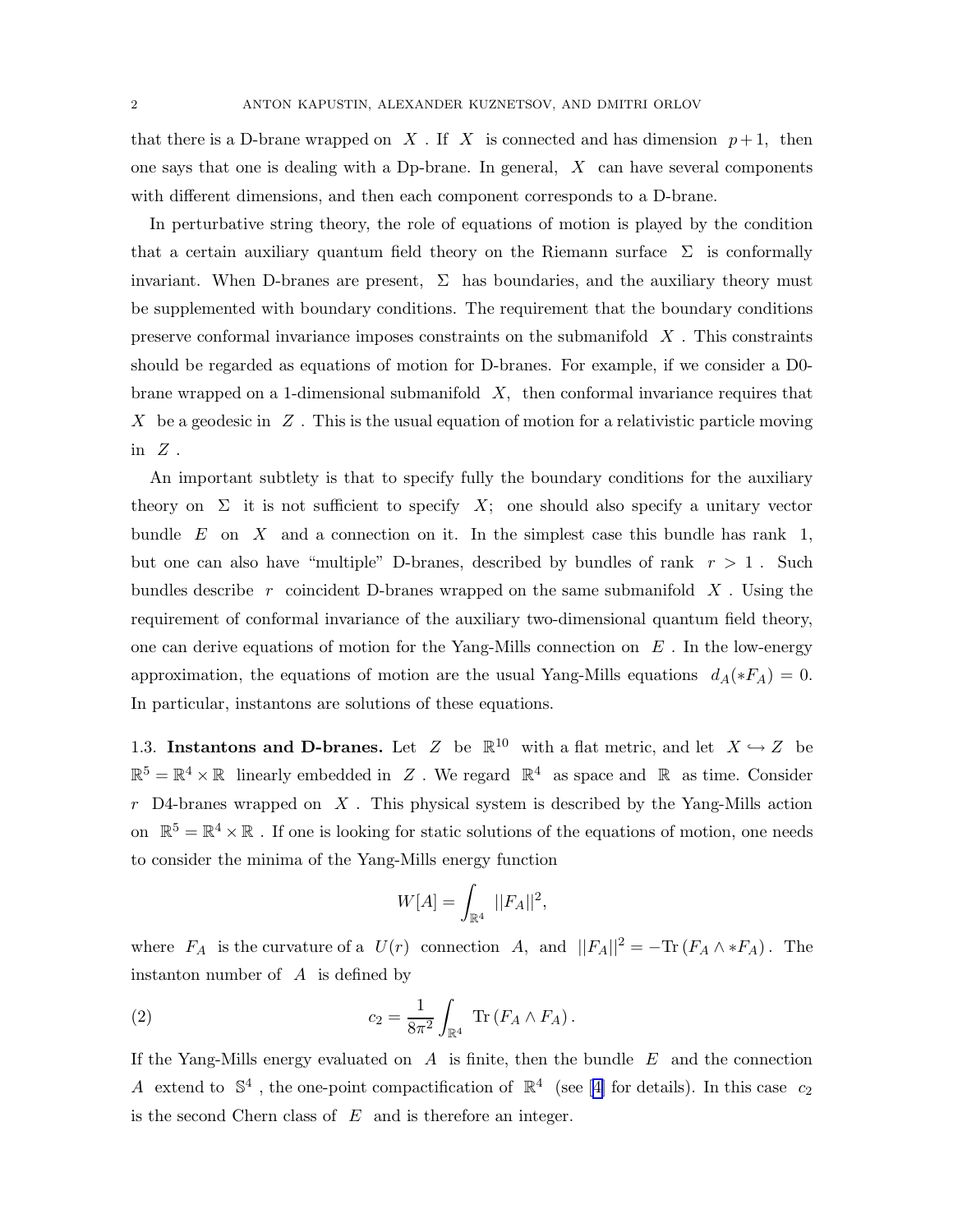that there is a D-brane wrapped on $X$ . If $X$ is connected and has dimension $p+1$, then one says that one is dealing with a Dp-brane. In general, $X$ can have several components with different dimensions, and then each component corresponds to a D-brane.

In perturbative string theory, the role of equations of motion is played by the condition that a certain auxiliary quantum field theory on the Riemann surface $\Sigma$ is conformally invariant. When D-branes are present, $\Sigma$ has boundaries, and the auxiliary theory must be supplemented with boundary conditions. The requirement that the boundary conditions preserve conformal invariance imposes constraints on the submanifold $X$ . This constraints should be regarded as equations of motion for D-branes. For example, if we consider a D0-brane wrapped on a 1-dimensional submanifold $X$, then conformal invariance requires that $X$ be a geodesic in $Z$ . This is the usual equation of motion for a relativistic particle moving in $Z$ .

An important subtlety is that to specify fully the boundary conditions for the auxiliary theory on $\Sigma$ it is not sufficient to specify $X$; one should also specify a unitary vector bundle $E$ on $X$ and a connection on it. In the simplest case this bundle has rank 1, but one can also have "multiple" D-branes, described by bundles of rank $r > 1$ . Such bundles describe $r$ coincident D-branes wrapped on the same submanifold $X$ . Using the requirement of conformal invariance of the auxiliary two-dimensional quantum field theory, one can derive equations of motion for the Yang-Mills connection on $E$ . In the low-energy approximation, the equations of motion are the usual Yang-Mills equations $d_A(*F_A) = 0$. In particular, instantons are solutions of these equations.

1.3. **Instantons and D-branes.** Let $Z$ be $\mathbb{R}^{10}$ with a flat metric, and let $X \hookrightarrow Z$ be $\mathbb{R}^5 = \mathbb{R}^4 \times \mathbb{R}$ linearly embedded in $Z$ . We regard $\mathbb{R}^4$ as space and $\mathbb{R}$ as time. Consider $r$ D4-branes wrapped on $X$ . This physical system is described by the Yang-Mills action on $\mathbb{R}^5 = \mathbb{R}^4 \times \mathbb{R}$ . If one is looking for static solutions of the equations of motion, one needs to consider the minima of the Yang-Mills energy function

$$W[A] = \int_{\mathbb{R}^4} ||F_A||^2,$$

where $F_A$ is the curvature of a $U(r)$ connection $A$, and $||F_A||^2 = -\mathrm{Tr}\,(F_A \wedge *F_A)$. The instanton number of $A$ is defined by

$$c_2 = \frac{1}{8\pi^2} \int_{\mathbb{R}^4} \mathrm{Tr}\,(F_A \wedge F_A)\,. \tag{2}$$

If the Yang-Mills energy evaluated on $A$ is finite, then the bundle $E$ and the connection $A$ extend to $\mathbb{S}^4$ , the one-point compactification of $\mathbb{R}^4$ (see [4] for details). In this case $c_2$ is the second Chern class of $E$ and is therefore an integer.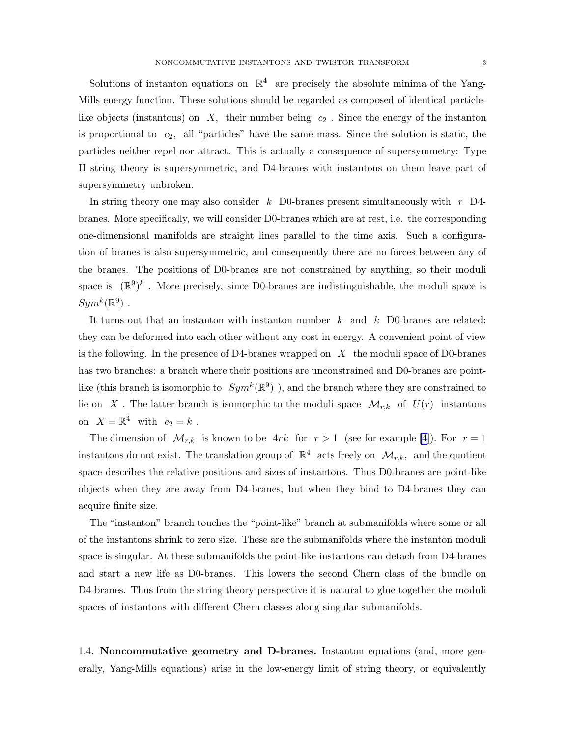Solutions of instanton equations on $\mathbb{R}^4$ are precisely the absolute minima of the Yang-Mills energy function. These solutions should be regarded as composed of identical particle-like objects (instantons) on $X$, their number being $c_2$. Since the energy of the instanton is proportional to $c_2$, all "particles" have the same mass. Since the solution is static, the particles neither repel nor attract. This is actually a consequence of supersymmetry: Type II string theory is supersymmetric, and D4-branes with instantons on them leave part of supersymmetry unbroken.

In string theory one may also consider $k$ D0-branes present simultaneously with $r$ D4-branes. More specifically, we will consider D0-branes which are at rest, i.e. the corresponding one-dimensional manifolds are straight lines parallel to the time axis. Such a configuration of branes is also supersymmetric, and consequently there are no forces between any of the branes. The positions of D0-branes are not constrained by anything, so their moduli space is $(\mathbb{R}^9)^k$. More precisely, since D0-branes are indistinguishable, the moduli space is $Sym^k(\mathbb{R}^9)$.

It turns out that an instanton with instanton number $k$ and $k$ D0-branes are related: they can be deformed into each other without any cost in energy. A convenient point of view is the following. In the presence of D4-branes wrapped on $X$ the moduli space of D0-branes has two branches: a branch where their positions are unconstrained and D0-branes are point-like (this branch is isomorphic to $Sym^k(\mathbb{R}^9)$ ), and the branch where they are constrained to lie on $X$. The latter branch is isomorphic to the moduli space $\mathcal{M}_{r,k}$ of $U(r)$ instantons on $X = \mathbb{R}^4$ with $c_2 = k$.

The dimension of $\mathcal{M}_{r,k}$ is known to be $4rk$ for $r > 1$ (see for example [4]). For $r = 1$ instantons do not exist. The translation group of $\mathbb{R}^4$ acts freely on $\mathcal{M}_{r,k}$, and the quotient space describes the relative positions and sizes of instantons. Thus D0-branes are point-like objects when they are away from D4-branes, but when they bind to D4-branes they can acquire finite size.

The "instanton" branch touches the "point-like" branch at submanifolds where some or all of the instantons shrink to zero size. These are the submanifolds where the instanton moduli space is singular. At these submanifolds the point-like instantons can detach from D4-branes and start a new life as D0-branes. This lowers the second Chern class of the bundle on D4-branes. Thus from the string theory perspective it is natural to glue together the moduli spaces of instantons with different Chern classes along singular submanifolds.

1.4. **Noncommutative geometry and D-branes.** Instanton equations (and, more generally, Yang-Mills equations) arise in the low-energy limit of string theory, or equivalently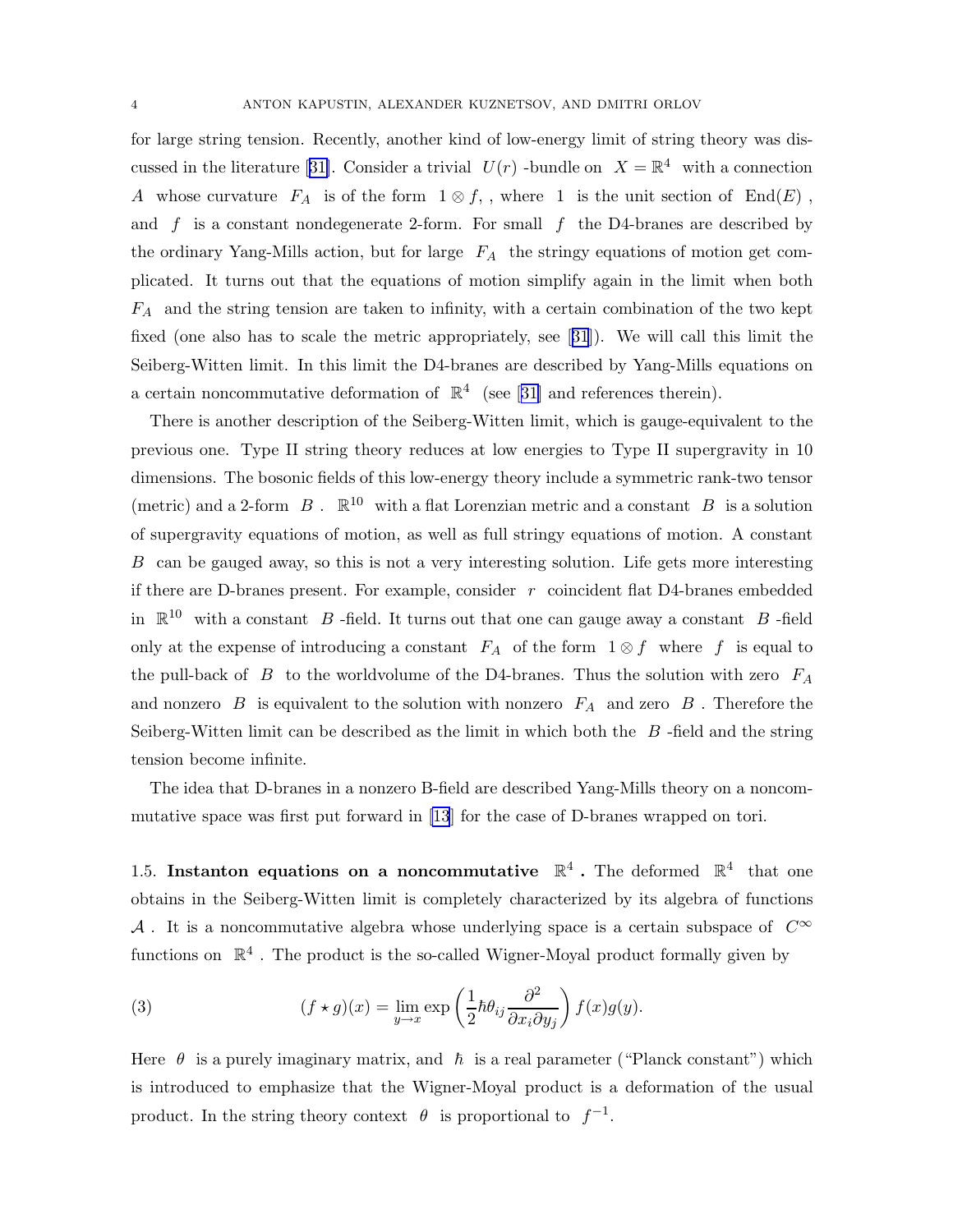for large string tension. Recently, another kind of low-energy limit of string theory was discussed in the literature [31]. Consider a trivial $U(r)$ -bundle on $X = \mathbb{R}^4$ with a connection $A$ whose curvature $F_A$ is of the form $1 \otimes f$, , where $1$ is the unit section of $\mathrm{End}(E)$ , and $f$ is a constant nondegenerate 2-form. For small $f$ the D4-branes are described by the ordinary Yang-Mills action, but for large $F_A$ the stringy equations of motion get complicated. It turns out that the equations of motion simplify again in the limit when both $F_A$ and the string tension are taken to infinity, with a certain combination of the two kept fixed (one also has to scale the metric appropriately, see [31]). We will call this limit the Seiberg-Witten limit. In this limit the D4-branes are described by Yang-Mills equations on a certain noncommutative deformation of $\mathbb{R}^4$ (see [31] and references therein).

There is another description of the Seiberg-Witten limit, which is gauge-equivalent to the previous one. Type II string theory reduces at low energies to Type II supergravity in 10 dimensions. The bosonic fields of this low-energy theory include a symmetric rank-two tensor (metric) and a 2-form $B$ . $\mathbb{R}^{10}$ with a flat Lorenzian metric and a constant $B$ is a solution of supergravity equations of motion, as well as full stringy equations of motion. A constant $B$ can be gauged away, so this is not a very interesting solution. Life gets more interesting if there are D-branes present. For example, consider $r$ coincident flat D4-branes embedded in $\mathbb{R}^{10}$ with a constant $B$ -field. It turns out that one can gauge away a constant $B$ -field only at the expense of introducing a constant $F_A$ of the form $1 \otimes f$ where $f$ is equal to the pull-back of $B$ to the worldvolume of the D4-branes. Thus the solution with zero $F_A$ and nonzero $B$ is equivalent to the solution with nonzero $F_A$ and zero $B$ . Therefore the Seiberg-Witten limit can be described as the limit in which both the $B$ -field and the string tension become infinite.

The idea that D-branes in a nonzero B-field are described Yang-Mills theory on a noncommutative space was first put forward in [13] for the case of D-branes wrapped on tori.

1.5. **Instanton equations on a noncommutative $\mathbb{R}^4$ .** The deformed $\mathbb{R}^4$ that one obtains in the Seiberg-Witten limit is completely characterized by its algebra of functions $\mathcal{A}$ . It is a noncommutative algebra whose underlying space is a certain subspace of $C^\infty$ functions on $\mathbb{R}^4$ . The product is the so-called Wigner-Moyal product formally given by

$$(f \star g)(x) = \lim_{y \to x} \exp\left(\frac{1}{2}\hbar\theta_{ij}\frac{\partial^2}{\partial x_i \partial y_j}\right) f(x)g(y). \tag{3}$$

Here $\theta$ is a purely imaginary matrix, and $\hbar$ is a real parameter ("Planck constant") which is introduced to emphasize that the Wigner-Moyal product is a deformation of the usual product. In the string theory context $\theta$ is proportional to $f^{-1}$.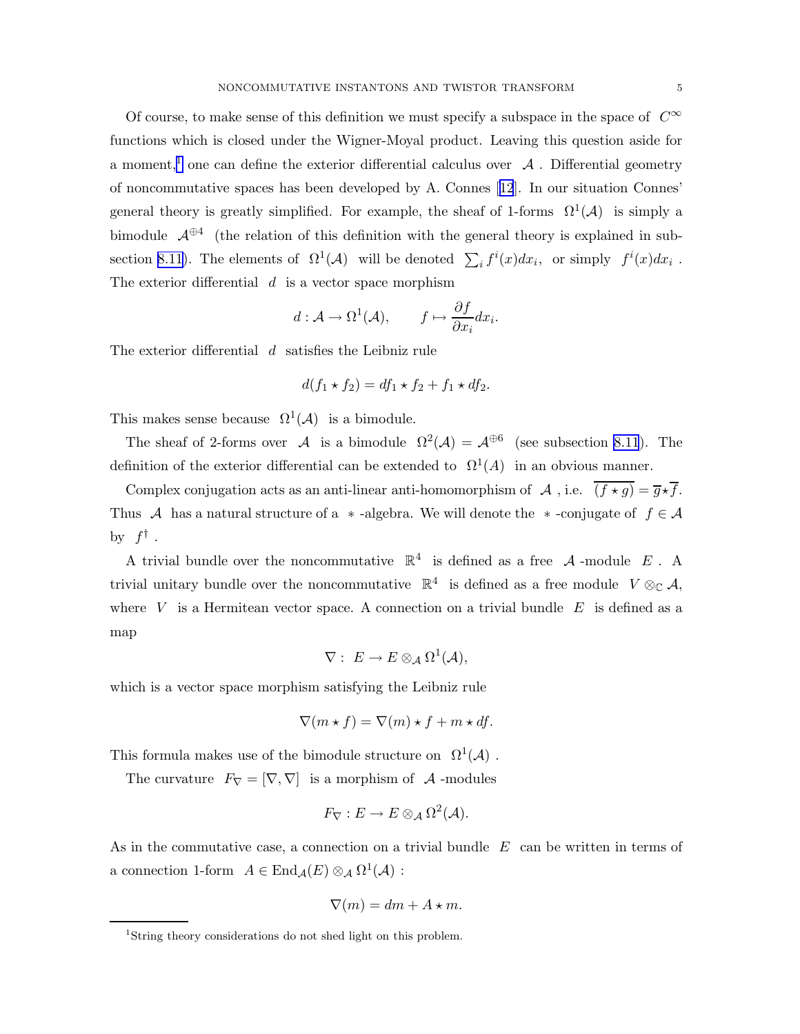Of course, to make sense of this definition we must specify a subspace in the space of $C^\infty$ functions which is closed under the Wigner-Moyal product. Leaving this question aside for a moment,[1] one can define the exterior differential calculus over $\mathcal{A}$. Differential geometry of noncommutative spaces has been developed by A. Connes [12]. In our situation Connes' general theory is greatly simplified. For example, the sheaf of 1-forms $\Omega^1(\mathcal{A})$ is simply a bimodule $\mathcal{A}^{\oplus 4}$ (the relation of this definition with the general theory is explained in subsection 8.11). The elements of $\Omega^1(\mathcal{A})$ will be denoted $\sum_i f^i(x)dx_i$, or simply $f^i(x)dx_i$. The exterior differential $d$ is a vector space morphism

$$d : \mathcal{A} \to \Omega^1(\mathcal{A}), \qquad f \mapsto \frac{\partial f}{\partial x_i}dx_i.$$

The exterior differential $d$ satisfies the Leibniz rule

$$d(f_1 \star f_2) = df_1 \star f_2 + f_1 \star df_2.$$

This makes sense because $\Omega^1(\mathcal{A})$ is a bimodule.

The sheaf of 2-forms over $\mathcal{A}$ is a bimodule $\Omega^2(\mathcal{A}) = \mathcal{A}^{\oplus 6}$ (see subsection 8.11). The definition of the exterior differential can be extended to $\Omega^1(A)$ in an obvious manner.

Complex conjugation acts as an anti-linear anti-homomorphism of $\mathcal{A}$, i.e. $\overline{(f \star g)} = \overline{g} \star \overline{f}$. Thus $\mathcal{A}$ has a natural structure of a $*$-algebra. We will denote the $*$-conjugate of $f \in \mathcal{A}$ by $f^\dagger$.

A trivial bundle over the noncommutative $\mathbb{R}^4$ is defined as a free $\mathcal{A}$-module $E$. A trivial unitary bundle over the noncommutative $\mathbb{R}^4$ is defined as a free module $V \otimes_{\mathbb{C}} \mathcal{A}$, where $V$ is a Hermitean vector space. A connection on a trivial bundle $E$ is defined as a map

$$\nabla : \ E \to E \otimes_{\mathcal{A}} \Omega^1(\mathcal{A}),$$

which is a vector space morphism satisfying the Leibniz rule

$$\nabla(m \star f) = \nabla(m) \star f + m \star df.$$

This formula makes use of the bimodule structure on $\Omega^1(\mathcal{A})$.

The curvature $F_\nabla = [\nabla, \nabla]$ is a morphism of $\mathcal{A}$-modules

$$F_\nabla : E \to E \otimes_{\mathcal{A}} \Omega^2(\mathcal{A}).$$

As in the commutative case, a connection on a trivial bundle $E$ can be written in terms of a connection 1-form $A \in \mathrm{End}_{\mathcal{A}}(E) \otimes_{\mathcal{A}} \Omega^1(\mathcal{A})$ :

$$\nabla(m) = dm + A \star m.$$

[1] String theory considerations do not shed light on this problem.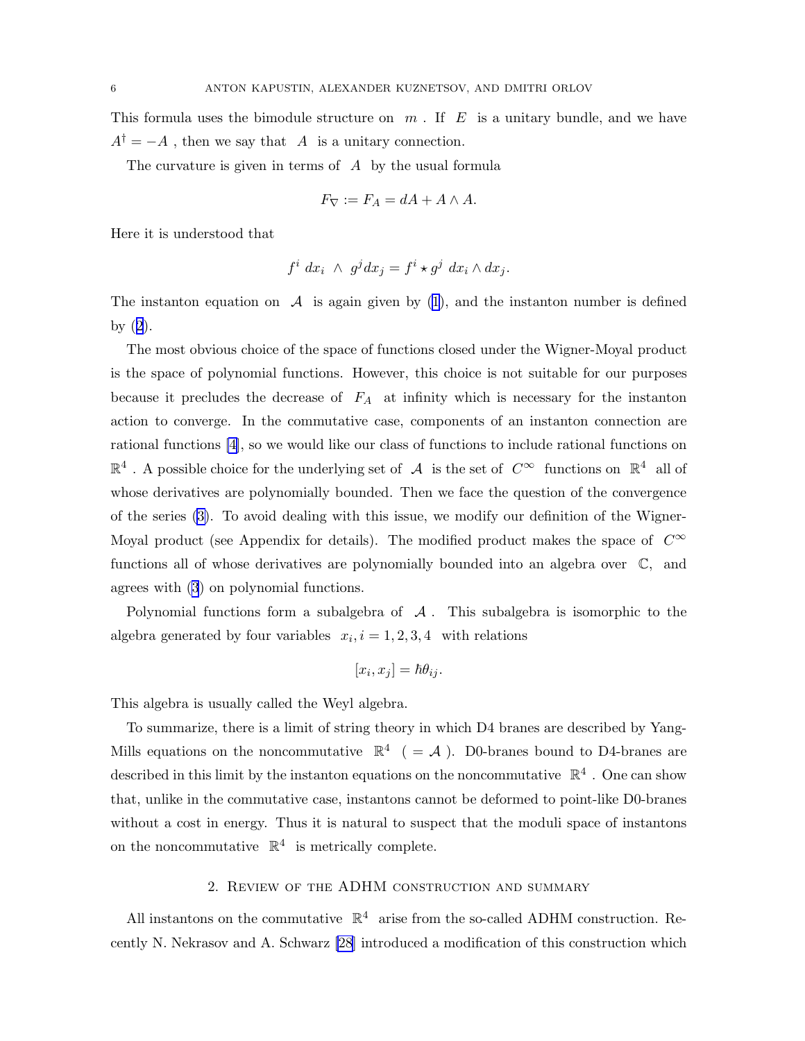This formula uses the bimodule structure on $m$. If $E$ is a unitary bundle, and we have $A^\dagger = -A$, then we say that $A$ is a unitary connection.

The curvature is given in terms of $A$ by the usual formula

$$F_\nabla := F_A = dA + A \wedge A.$$

Here it is understood that

$$f^i \, dx_i \ \wedge \ g^j dx_j = f^i \star g^j \ dx_i \wedge dx_j.$$

The instanton equation on $\mathcal{A}$ is again given by (1), and the instanton number is defined by (2).

The most obvious choice of the space of functions closed under the Wigner-Moyal product is the space of polynomial functions. However, this choice is not suitable for our purposes because it precludes the decrease of $F_A$ at infinity which is necessary for the instanton action to converge. In the commutative case, components of an instanton connection are rational functions [4], so we would like our class of functions to include rational functions on $\mathbb{R}^4$. A possible choice for the underlying set of $\mathcal{A}$ is the set of $C^\infty$ functions on $\mathbb{R}^4$ all of whose derivatives are polynomially bounded. Then we face the question of the convergence of the series (3). To avoid dealing with this issue, we modify our definition of the Wigner-Moyal product (see Appendix for details). The modified product makes the space of $C^\infty$ functions all of whose derivatives are polynomially bounded into an algebra over $\mathbb{C}$, and agrees with (3) on polynomial functions.

Polynomial functions form a subalgebra of $\mathcal{A}$. This subalgebra is isomorphic to the algebra generated by four variables $x_i, i = 1, 2, 3, 4$ with relations

$$[x_i, x_j] = \hbar\theta_{ij}.$$

This algebra is usually called the Weyl algebra.

To summarize, there is a limit of string theory in which D4 branes are described by Yang-Mills equations on the noncommutative $\mathbb{R}^4$ ( $= \mathcal{A}$ ). D0-branes bound to D4-branes are described in this limit by the instanton equations on the noncommutative $\mathbb{R}^4$. One can show that, unlike in the commutative case, instantons cannot be deformed to point-like D0-branes without a cost in energy. Thus it is natural to suspect that the moduli space of instantons on the noncommutative $\mathbb{R}^4$ is metrically complete.

## 2. Review of the ADHM construction and summary

All instantons on the commutative $\mathbb{R}^4$ arise from the so-called ADHM construction. Recently N. Nekrasov and A. Schwarz [28] introduced a modification of this construction which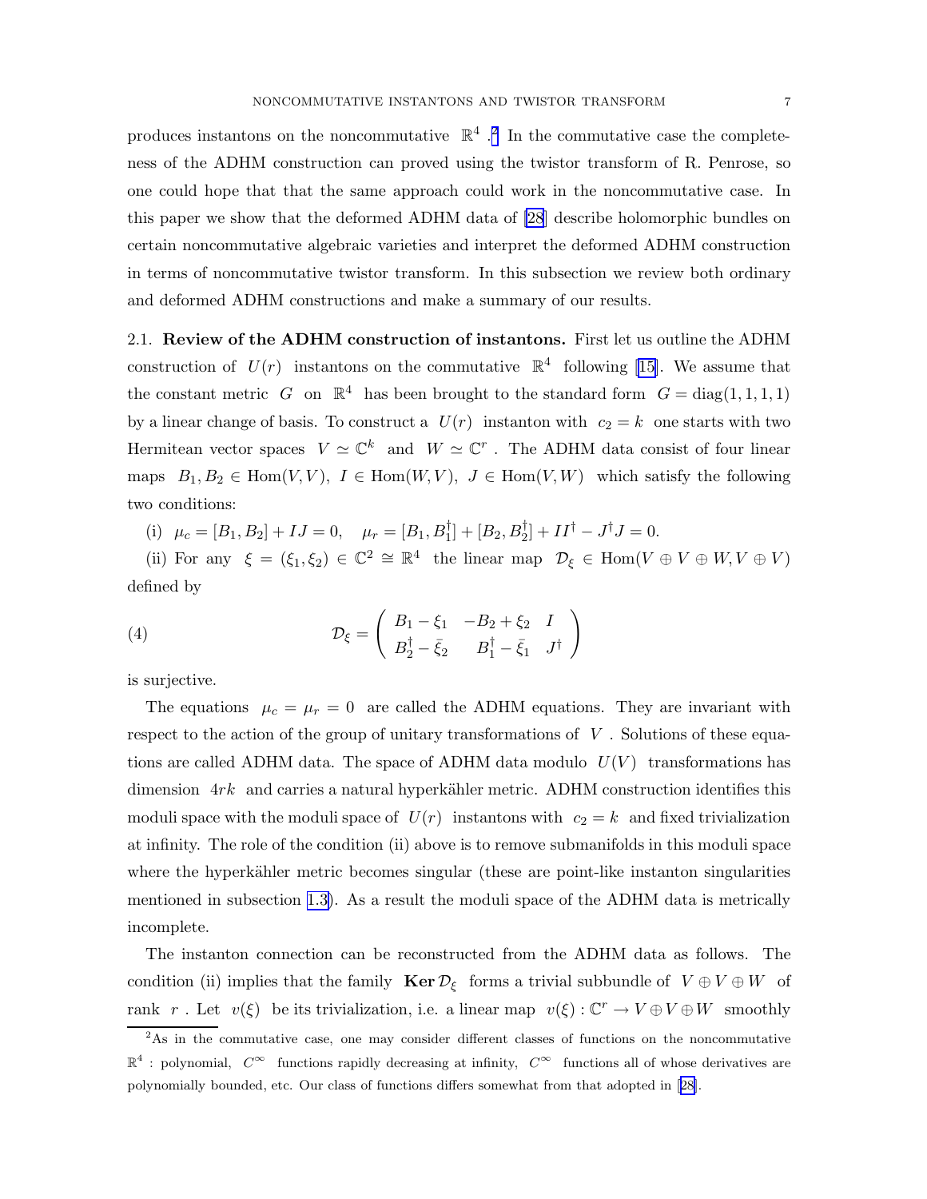produces instantons on the noncommutative $\mathbb{R}^4$ .[2] In the commutative case the completeness of the ADHM construction can proved using the twistor transform of R. Penrose, so one could hope that that the same approach could work in the noncommutative case. In this paper we show that the deformed ADHM data of [28] describe holomorphic bundles on certain noncommutative algebraic varieties and interpret the deformed ADHM construction in terms of noncommutative twistor transform. In this subsection we review both ordinary and deformed ADHM constructions and make a summary of our results.

2.1. **Review of the ADHM construction of instantons.** First let us outline the ADHM construction of $U(r)$ instantons on the commutative $\mathbb{R}^4$ following [15]. We assume that the constant metric $G$ on $\mathbb{R}^4$ has been brought to the standard form $G = \mathrm{diag}(1,1,1,1)$ by a linear change of basis. To construct a $U(r)$ instanton with $c_2 = k$ one starts with two Hermitean vector spaces $V \simeq \mathbb{C}^k$ and $W \simeq \mathbb{C}^r$ . The ADHM data consist of four linear maps $B_1, B_2 \in \mathrm{Hom}(V,V)$, $I \in \mathrm{Hom}(W,V)$, $J \in \mathrm{Hom}(V,W)$ which satisfy the following two conditions:

(i) $\mu_c = [B_1, B_2] + IJ = 0, \quad \mu_r = [B_1, B_1^\dagger] + [B_2, B_2^\dagger] + II^\dagger - J^\dagger J = 0.$

(ii) For any $\xi = (\xi_1, \xi_2) \in \mathbb{C}^2 \cong \mathbb{R}^4$ the linear map $\mathcal{D}_\xi \in \mathrm{Hom}(V \oplus V \oplus W, V \oplus V)$ defined by

$$
\mathcal{D}_\xi = \begin{pmatrix} B_1 - \xi_1 & -B_2 + \xi_2 & I \\ B_2^\dagger - \bar{\xi}_2 & B_1^\dagger - \bar{\xi}_1 & J^\dagger \end{pmatrix} \tag{4}
$$

is surjective.

The equations $\mu_c = \mu_r = 0$ are called the ADHM equations. They are invariant with respect to the action of the group of unitary transformations of $V$ . Solutions of these equations are called ADHM data. The space of ADHM data modulo $U(V)$ transformations has dimension $4rk$ and carries a natural hyperkähler metric. ADHM construction identifies this moduli space with the moduli space of $U(r)$ instantons with $c_2 = k$ and fixed trivialization at infinity. The role of the condition (ii) above is to remove submanifolds in this moduli space where the hyperkähler metric becomes singular (these are point-like instanton singularities mentioned in subsection 1.3). As a result the moduli space of the ADHM data is metrically incomplete.

The instanton connection can be reconstructed from the ADHM data as follows. The condition (ii) implies that the family $\mathbf{Ker}\, \mathcal{D}_\xi$ forms a trivial subbundle of $V \oplus V \oplus W$ of rank $r$ . Let $v(\xi)$ be its trivialization, i.e. a linear map $v(\xi) : \mathbb{C}^r \to V \oplus V \oplus W$ smoothly

[2] As in the commutative case, one may consider different classes of functions on the noncommutative $\mathbb{R}^4$ : polynomial, $C^\infty$ functions rapidly decreasing at infinity, $C^\infty$ functions all of whose derivatives are polynomially bounded, etc. Our class of functions differs somewhat from that adopted in [28].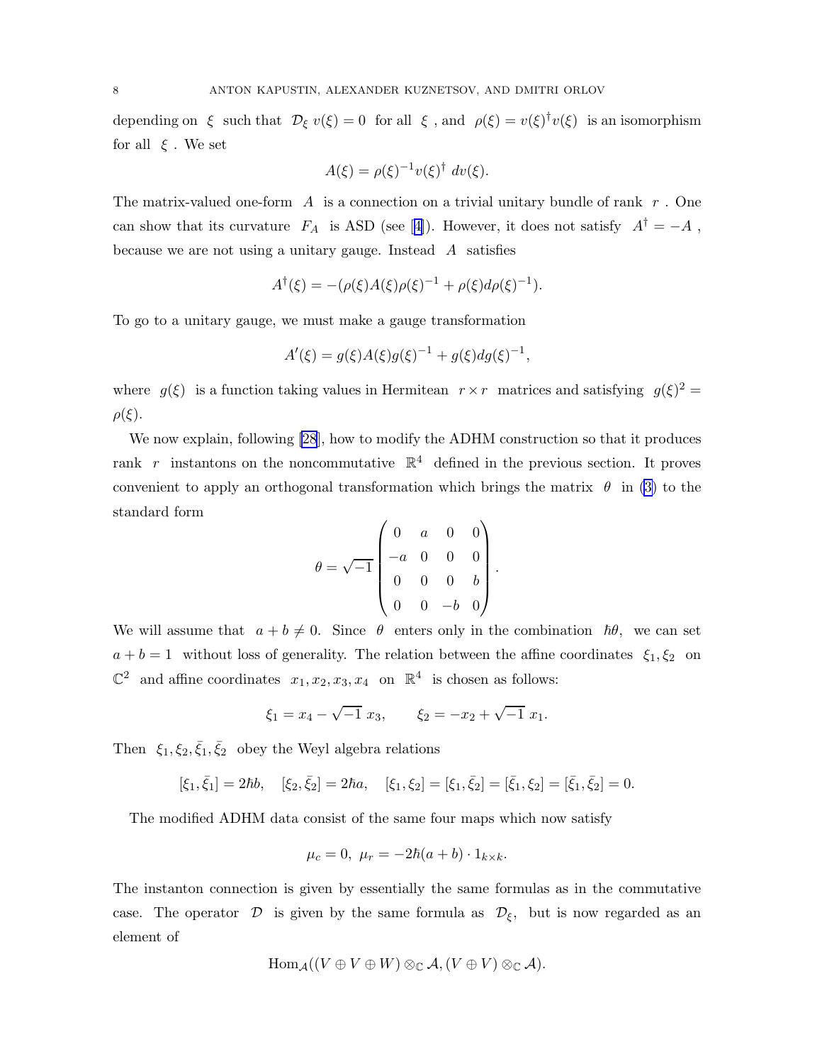depending on $\xi$ such that $\mathcal{D}_\xi\, v(\xi) = 0$ for all $\xi$, and $\rho(\xi) = v(\xi)^\dagger v(\xi)$ is an isomorphism for all $\xi$. We set

$$A(\xi) = \rho(\xi)^{-1} v(\xi)^\dagger\; dv(\xi).$$

The matrix-valued one-form $A$ is a connection on a trivial unitary bundle of rank $r$. One can show that its curvature $F_A$ is ASD (see [4]). However, it does not satisfy $A^\dagger = -A$, because we are not using a unitary gauge. Instead $A$ satisfies

$$A^\dagger(\xi) = -(\rho(\xi)A(\xi)\rho(\xi)^{-1} + \rho(\xi)d\rho(\xi)^{-1}).$$

To go to a unitary gauge, we must make a gauge transformation

$$A'(\xi) = g(\xi)A(\xi)g(\xi)^{-1} + g(\xi)dg(\xi)^{-1},$$

where $g(\xi)$ is a function taking values in Hermitean $r \times r$ matrices and satisfying $g(\xi)^2 = \rho(\xi)$.

We now explain, following [28], how to modify the ADHM construction so that it produces rank $r$ instantons on the noncommutative $\mathbb{R}^4$ defined in the previous section. It proves convenient to apply an orthogonal transformation which brings the matrix $\theta$ in (3) to the standard form

$$\theta = \sqrt{-1}\begin{pmatrix} 0 & a & 0 & 0 \\ -a & 0 & 0 & 0 \\ 0 & 0 & 0 & b \\ 0 & 0 & -b & 0 \end{pmatrix}.$$

We will assume that $a + b \neq 0$. Since $\theta$ enters only in the combination $\hbar\theta$, we can set $a + b = 1$ without loss of generality. The relation between the affine coordinates $\xi_1, \xi_2$ on $\mathbb{C}^2$ and affine coordinates $x_1, x_2, x_3, x_4$ on $\mathbb{R}^4$ is chosen as follows:

$$\xi_1 = x_4 - \sqrt{-1}\; x_3, \qquad \xi_2 = -x_2 + \sqrt{-1}\; x_1.$$

Then $\xi_1, \xi_2, \bar{\xi}_1, \bar{\xi}_2$ obey the Weyl algebra relations

$$[\xi_1, \bar{\xi}_1] = 2\hbar b, \quad [\xi_2, \bar{\xi}_2] = 2\hbar a, \quad [\xi_1, \xi_2] = [\xi_1, \bar{\xi}_2] = [\bar{\xi}_1, \xi_2] = [\bar{\xi}_1, \bar{\xi}_2] = 0.$$

The modified ADHM data consist of the same four maps which now satisfy

$$\mu_c = 0, \ \mu_r = -2\hbar(a + b) \cdot 1_{k \times k}.$$

The instanton connection is given by essentially the same formulas as in the commutative case. The operator $\mathcal{D}$ is given by the same formula as $\mathcal{D}_\xi$, but is now regarded as an element of

$$\mathrm{Hom}_{\mathcal{A}}((V \oplus V \oplus W) \otimes_{\mathbb{C}} \mathcal{A}, (V \oplus V) \otimes_{\mathbb{C}} \mathcal{A}).$$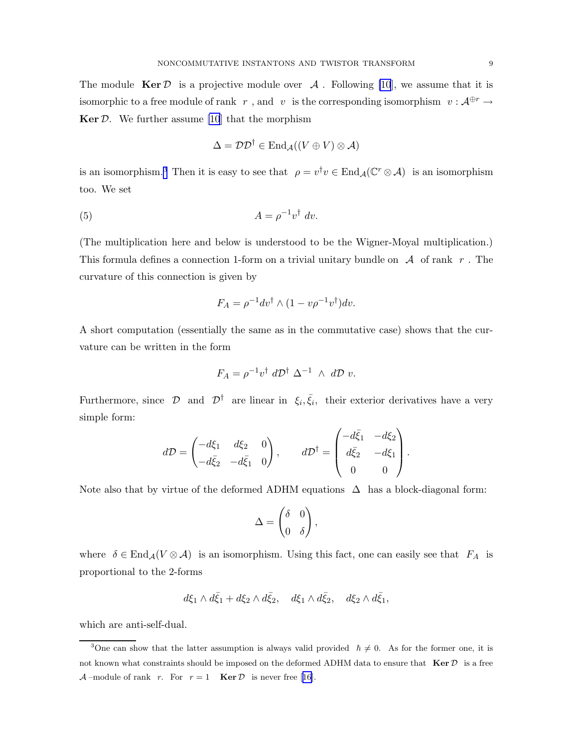The module $\mathbf{Ker}\,\mathcal{D}$ is a projective module over $\mathcal{A}$. Following [10], we assume that it is isomorphic to a free module of rank $r$, and $v$ is the corresponding isomorphism $v : \mathcal{A}^{\oplus r} \to \mathbf{Ker}\,\mathcal{D}$. We further assume [10] that the morphism

$$\Delta = \mathcal{D}\mathcal{D}^\dagger \in \mathrm{End}_{\mathcal{A}}((V \oplus V) \otimes \mathcal{A})$$

is an isomorphism.[3] Then it is easy to see that $\rho = v^\dagger v \in \mathrm{End}_{\mathcal{A}}(\mathbb{C}^r \otimes \mathcal{A})$ is an isomorphism too. We set

$$A = \rho^{-1} v^\dagger \, dv. \tag{5}$$

(The multiplication here and below is understood to be the Wigner-Moyal multiplication.) This formula defines a connection 1-form on a trivial unitary bundle on $\mathcal{A}$ of rank $r$. The curvature of this connection is given by

$$F_A = \rho^{-1} dv^\dagger \wedge (1 - v\rho^{-1}v^\dagger) dv.$$

A short computation (essentially the same as in the commutative case) shows that the curvature can be written in the form

$$F_A = \rho^{-1} v^\dagger \; d\mathcal{D}^\dagger \; \Delta^{-1} \; \wedge \; d\mathcal{D} \; v.$$

Furthermore, since $\mathcal{D}$ and $\mathcal{D}^\dagger$ are linear in $\xi_i, \bar{\xi}_i$, their exterior derivatives have a very simple form:

$$d\mathcal{D} = \begin{pmatrix} -d\xi_1 & d\xi_2 & 0 \\ -d\bar{\xi}_2 & -d\bar{\xi}_1 & 0 \end{pmatrix}, \qquad d\mathcal{D}^\dagger = \begin{pmatrix} -d\bar{\xi}_1 & -d\xi_2 \\ d\bar{\xi}_2 & -d\xi_1 \\ 0 & 0 \end{pmatrix}.$$

Note also that by virtue of the deformed ADHM equations $\Delta$ has a block-diagonal form:

$$\Delta = \begin{pmatrix} \delta & 0 \\ 0 & \delta \end{pmatrix},$$

where $\delta \in \mathrm{End}_{\mathcal{A}}(V \otimes \mathcal{A})$ is an isomorphism. Using this fact, one can easily see that $F_A$ is proportional to the 2-forms

$$d\xi_1 \wedge d\bar{\xi}_1 + d\xi_2 \wedge d\bar{\xi}_2, \quad d\xi_1 \wedge d\bar{\xi}_2, \quad d\xi_2 \wedge d\bar{\xi}_1,$$

which are anti-self-dual.

---

[3] One can show that the latter assumption is always valid provided $\hbar \neq 0$. As for the former one, it is not known what constraints should be imposed on the deformed ADHM data to ensure that $\mathbf{Ker}\,\mathcal{D}$ is a free $\mathcal{A}$–module of rank $r$. For $r = 1$ $\mathbf{Ker}\,\mathcal{D}$ is never free [16].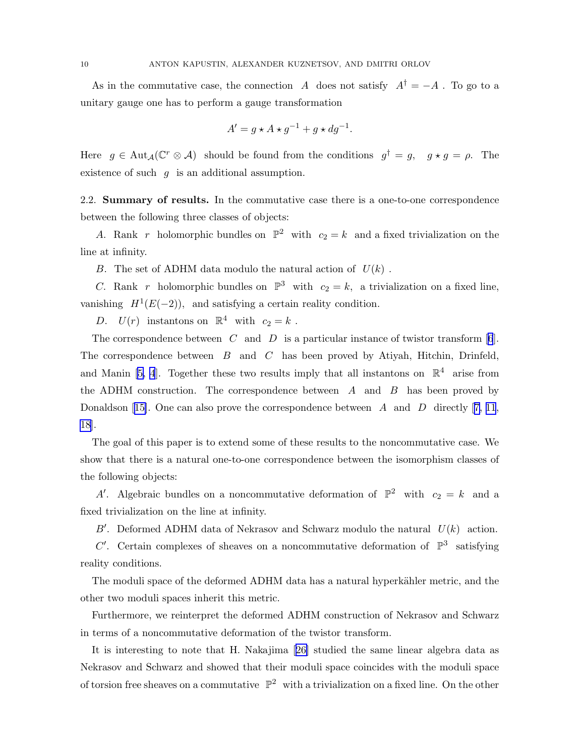As in the commutative case, the connection $A$ does not satisfy $A^\dagger = -A$ . To go to a unitary gauge one has to perform a gauge transformation

$$A' = g \star A \star g^{-1} + g \star dg^{-1}.$$

Here $g \in \mathrm{Aut}_{\mathcal{A}}(\mathbb{C}^r \otimes \mathcal{A})$ should be found from the conditions $g^\dagger = g, \quad g \star g = \rho.$ The existence of such $g$ is an additional assumption.

2.2. **Summary of results.** In the commutative case there is a one-to-one correspondence between the following three classes of objects:

*A*. Rank $r$ holomorphic bundles on $\mathbb{P}^2$ with $c_2 = k$ and a fixed trivialization on the line at infinity.

*B*. The set of ADHM data modulo the natural action of $U(k)$ .

*C*. Rank $r$ holomorphic bundles on $\mathbb{P}^3$ with $c_2 = k,$ a trivialization on a fixed line, vanishing $H^1(E(-2)),$ and satisfying a certain reality condition.

*D*. $U(r)$ instantons on $\mathbb{R}^4$ with $c_2 = k$ .

The correspondence between $C$ and $D$ is a particular instance of twistor transform [6]. The correspondence between $B$ and $C$ has been proved by Atiyah, Hitchin, Drinfeld, and Manin [5, 4]. Together these two results imply that all instantons on $\mathbb{R}^4$ arise from the ADHM construction. The correspondence between $A$ and $B$ has been proved by Donaldson [15]. One can also prove the correspondence between $A$ and $D$ directly [7, 11, 18].

The goal of this paper is to extend some of these results to the noncommutative case. We show that there is a natural one-to-one correspondence between the isomorphism classes of the following objects:

*A'*. Algebraic bundles on a noncommutative deformation of $\mathbb{P}^2$ with $c_2 = k$ and a fixed trivialization on the line at infinity.

*B'*. Deformed ADHM data of Nekrasov and Schwarz modulo the natural $U(k)$ action.

*C'*. Certain complexes of sheaves on a noncommutative deformation of $\mathbb{P}^3$ satisfying reality conditions.

The moduli space of the deformed ADHM data has a natural hyperkähler metric, and the other two moduli spaces inherit this metric.

Furthermore, we reinterpret the deformed ADHM construction of Nekrasov and Schwarz in terms of a noncommutative deformation of the twistor transform.

It is interesting to note that H. Nakajima [26] studied the same linear algebra data as Nekrasov and Schwarz and showed that their moduli space coincides with the moduli space of torsion free sheaves on a commutative $\mathbb{P}^2$ with a trivialization on a fixed line. On the other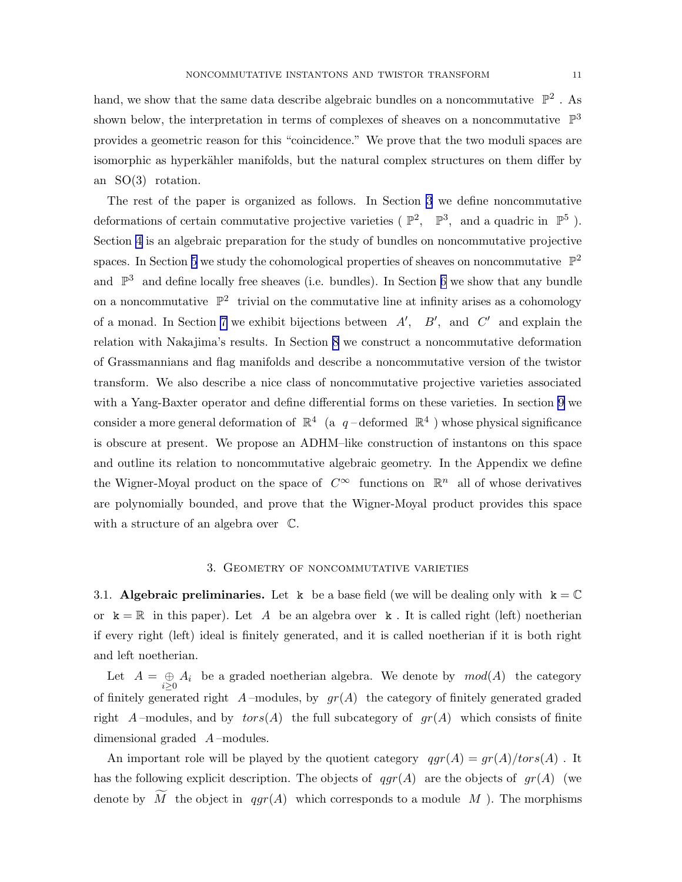hand, we show that the same data describe algebraic bundles on a noncommutative $\mathbb{P}^2$. As shown below, the interpretation in terms of complexes of sheaves on a noncommutative $\mathbb{P}^3$ provides a geometric reason for this "coincidence." We prove that the two moduli spaces are isomorphic as hyperkähler manifolds, but the natural complex structures on them differ by an $\mathrm{SO}(3)$ rotation.

The rest of the paper is organized as follows. In Section 3 we define noncommutative deformations of certain commutative projective varieties ( $\mathbb{P}^2$, $\mathbb{P}^3$, and a quadric in $\mathbb{P}^5$ ). Section 4 is an algebraic preparation for the study of bundles on noncommutative projective spaces. In Section 5 we study the cohomological properties of sheaves on noncommutative $\mathbb{P}^2$ and $\mathbb{P}^3$ and define locally free sheaves (i.e. bundles). In Section 6 we show that any bundle on a noncommutative $\mathbb{P}^2$ trivial on the commutative line at infinity arises as a cohomology of a monad. In Section 7 we exhibit bijections between $A'$, $B'$, and $C'$ and explain the relation with Nakajima's results. In Section 8 we construct a noncommutative deformation of Grassmannians and flag manifolds and describe a noncommutative version of the twistor transform. We also describe a nice class of noncommutative projective varieties associated with a Yang-Baxter operator and define differential forms on these varieties. In section 9 we consider a more general deformation of $\mathbb{R}^4$ (a $q$-deformed $\mathbb{R}^4$ ) whose physical significance is obscure at present. We propose an ADHM–like construction of instantons on this space and outline its relation to noncommutative algebraic geometry. In the Appendix we define the Wigner-Moyal product on the space of $C^\infty$ functions on $\mathbb{R}^n$ all of whose derivatives are polynomially bounded, and prove that the Wigner-Moyal product provides this space with a structure of an algebra over $\mathbb{C}$.

## 3. Geometry of noncommutative varieties

3.1. **Algebraic preliminaries.** Let $\mathtt{k}$ be a base field (we will be dealing only with $\mathtt{k} = \mathbb{C}$ or $\mathtt{k} = \mathbb{R}$ in this paper). Let $A$ be an algebra over $\mathtt{k}$. It is called right (left) noetherian if every right (left) ideal is finitely generated, and it is called noetherian if it is both right and left noetherian.

Let $A = \underset{i\geq 0}{\oplus} A_i$ be a graded noetherian algebra. We denote by $mod(A)$ the category of finitely generated right $A$-modules, by $gr(A)$ the category of finitely generated graded right $A$-modules, and by $tors(A)$ the full subcategory of $gr(A)$ which consists of finite dimensional graded $A$-modules.

An important role will be played by the quotient category $qgr(A) = gr(A)/tors(A)$. It has the following explicit description. The objects of $qgr(A)$ are the objects of $gr(A)$ (we denote by $\widetilde{M}$ the object in $qgr(A)$ which corresponds to a module $M$ ). The morphisms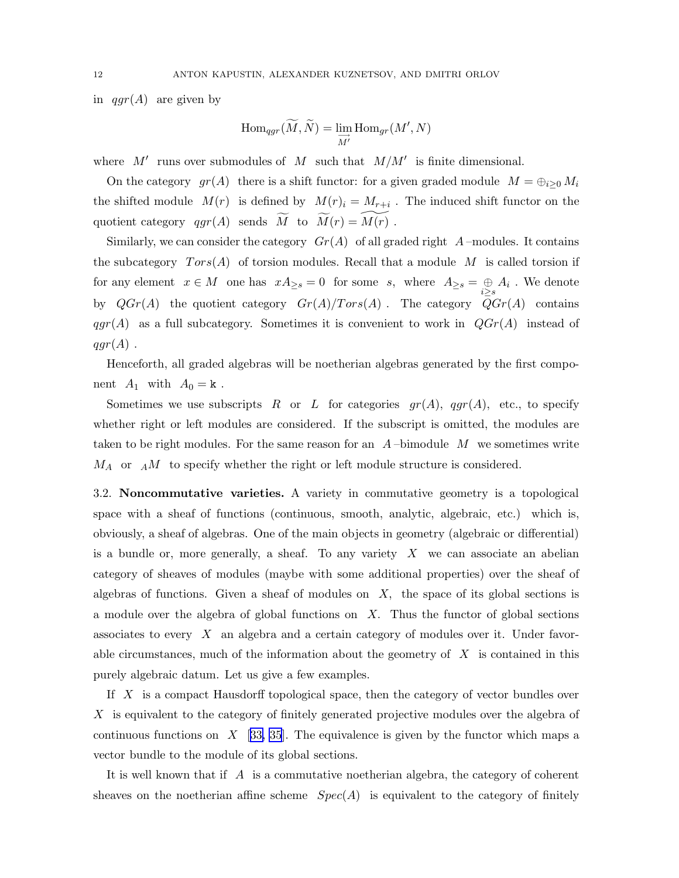in $qgr(A)$ are given by

$$\operatorname{Hom}_{qgr}(\widetilde{M}, \widetilde{N}) = \varinjlim_{M'} \operatorname{Hom}_{gr}(M', N)$$

where $M'$ runs over submodules of $M$ such that $M/M'$ is finite dimensional.

On the category $gr(A)$ there is a shift functor: for a given graded module $M = \oplus_{i \geq 0} M_i$ the shifted module $M(r)$ is defined by $M(r)_i = M_{r+i}$ . The induced shift functor on the quotient category $qgr(A)$ sends $\widetilde{M}$ to $\widetilde{M}(r) = \widetilde{M(r)}$ .

Similarly, we can consider the category $Gr(A)$ of all graded right $A$–modules. It contains the subcategory $Tors(A)$ of torsion modules. Recall that a module $M$ is called torsion if for any element $x \in M$ one has $xA_{\geq s} = 0$ for some $s$, where $A_{\geq s} = \underset{i \geq s}{\oplus} A_i$ . We denote by $QGr(A)$ the quotient category $Gr(A)/Tors(A)$ . The category $QGr(A)$ contains $qgr(A)$ as a full subcategory. Sometimes it is convenient to work in $QGr(A)$ instead of $qgr(A)$ .

Henceforth, all graded algebras will be noetherian algebras generated by the first component $A_1$ with $A_0 = \mathtt{k}$ .

Sometimes we use subscripts $R$ or $L$ for categories $gr(A)$, $qgr(A)$, etc., to specify whether right or left modules are considered. If the subscript is omitted, the modules are taken to be right modules. For the same reason for an $A$–bimodule $M$ we sometimes write $M_A$ or ${}_AM$ to specify whether the right or left module structure is considered.

3.2. **Noncommutative varieties.** A variety in commutative geometry is a topological space with a sheaf of functions (continuous, smooth, analytic, algebraic, etc.) which is, obviously, a sheaf of algebras. One of the main objects in geometry (algebraic or differential) is a bundle or, more generally, a sheaf. To any variety $X$ we can associate an abelian category of sheaves of modules (maybe with some additional properties) over the sheaf of algebras of functions. Given a sheaf of modules on $X$, the space of its global sections is a module over the algebra of global functions on $X$. Thus the functor of global sections associates to every $X$ an algebra and a certain category of modules over it. Under favorable circumstances, much of the information about the geometry of $X$ is contained in this purely algebraic datum. Let us give a few examples.

If $X$ is a compact Hausdorff topological space, then the category of vector bundles over $X$ is equivalent to the category of finitely generated projective modules over the algebra of continuous functions on $X$ [33, 35]. The equivalence is given by the functor which maps a vector bundle to the module of its global sections.

It is well known that if $A$ is a commutative noetherian algebra, the category of coherent sheaves on the noetherian affine scheme $Spec(A)$ is equivalent to the category of finitely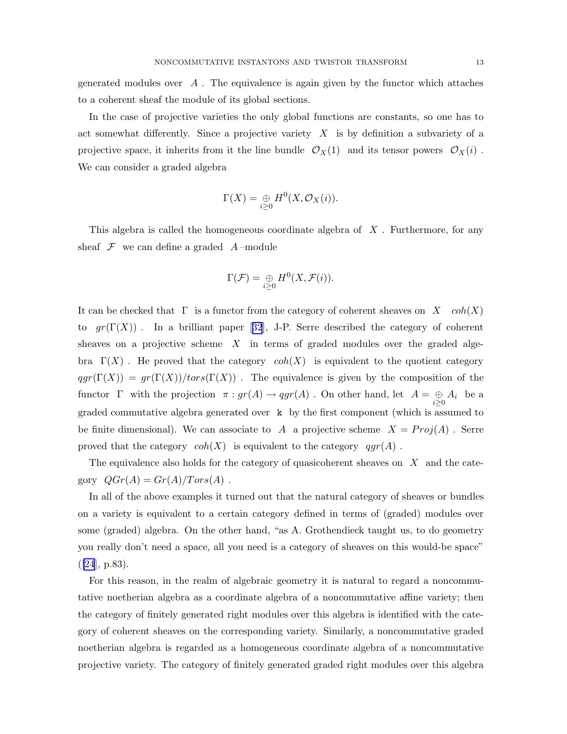generated modules over $A$ . The equivalence is again given by the functor which attaches to a coherent sheaf the module of its global sections.

In the case of projective varieties the only global functions are constants, so one has to act somewhat differently. Since a projective variety $X$ is by definition a subvariety of a projective space, it inherits from it the line bundle $\mathcal{O}_X(1)$ and its tensor powers $\mathcal{O}_X(i)$ . We can consider a graded algebra

$$\Gamma(X) = \underset{i \geq 0}{\oplus} H^0(X, \mathcal{O}_X(i)).$$

This algebra is called the homogeneous coordinate algebra of $X$ . Furthermore, for any sheaf $\mathcal{F}$ we can define a graded $A$–module

$$\Gamma(\mathcal{F}) = \underset{i \geq 0}{\oplus} H^0(X, \mathcal{F}(i)).$$

It can be checked that $\Gamma$ is a functor from the category of coherent sheaves on $X$ $coh(X)$ to $gr(\Gamma(X))$ . In a brilliant paper [32], J-P. Serre described the category of coherent sheaves on a projective scheme $X$ in terms of graded modules over the graded algebra $\Gamma(X)$ . He proved that the category $coh(X)$ is equivalent to the quotient category $qgr(\Gamma(X)) = gr(\Gamma(X))/tors(\Gamma(X))$ . The equivalence is given by the composition of the functor $\Gamma$ with the projection $\pi : gr(A) \to qgr(A)$ . On other hand, let $A = \underset{i \geq 0}{\oplus} A_i$ be a graded commutative algebra generated over $\mathtt{k}$ by the first component (which is assumed to be finite dimensional). We can associate to $A$ a projective scheme $X = Proj(A)$ . Serre proved that the category $coh(X)$ is equivalent to the category $qgr(A)$ .

The equivalence also holds for the category of quasicoherent sheaves on $X$ and the category $QGr(A) = Gr(A)/Tors(A)$ .

In all of the above examples it turned out that the natural category of sheaves or bundles on a variety is equivalent to a certain category defined in terms of (graded) modules over some (graded) algebra. On the other hand, "as A. Grothendieck taught us, to do geometry you really don't need a space, all you need is a category of sheaves on this would-be space" ([24], p.83).

For this reason, in the realm of algebraic geometry it is natural to regard a noncommutative noetherian algebra as a coordinate algebra of a noncommutative affine variety; then the category of finitely generated right modules over this algebra is identified with the category of coherent sheaves on the corresponding variety. Similarly, a noncommutative graded noetherian algebra is regarded as a homogeneous coordinate algebra of a noncommutative projective variety. The category of finitely generated graded right modules over this algebra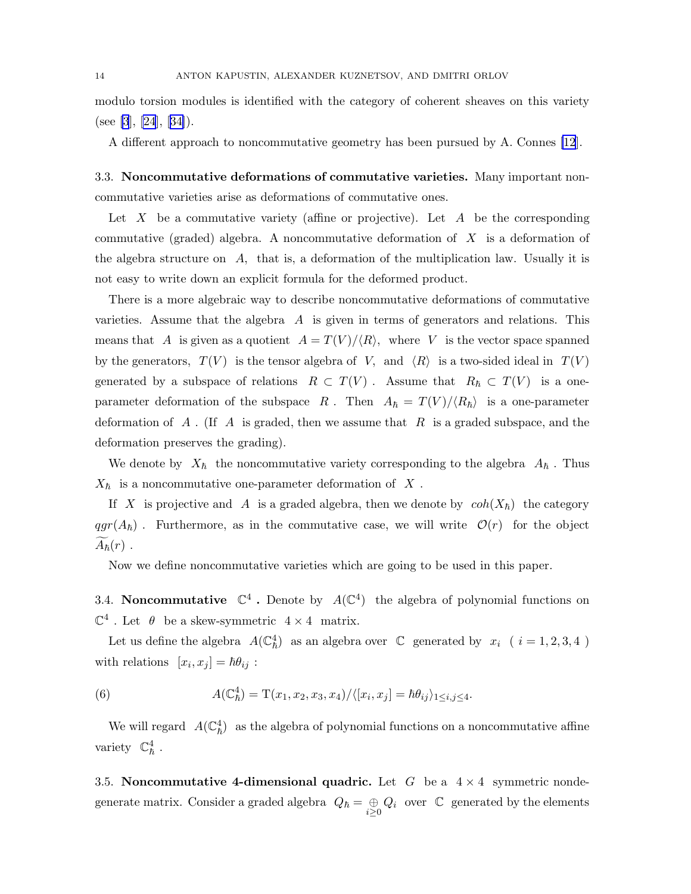modulo torsion modules is identified with the category of coherent sheaves on this variety (see [3], [24], [34]).

A different approach to noncommutative geometry has been pursued by A. Connes [12].

**3.3. Noncommutative deformations of commutative varieties.** Many important noncommutative varieties arise as deformations of commutative ones.

Let $X$ be a commutative variety (affine or projective). Let $A$ be the corresponding commutative (graded) algebra. A noncommutative deformation of $X$ is a deformation of the algebra structure on $A$, that is, a deformation of the multiplication law. Usually it is not easy to write down an explicit formula for the deformed product.

There is a more algebraic way to describe noncommutative deformations of commutative varieties. Assume that the algebra $A$ is given in terms of generators and relations. This means that $A$ is given as a quotient $A = T(V)/\langle R \rangle$, where $V$ is the vector space spanned by the generators, $T(V)$ is the tensor algebra of $V$, and $\langle R \rangle$ is a two-sided ideal in $T(V)$ generated by a subspace of relations $R \subset T(V)$. Assume that $R_\hbar \subset T(V)$ is a one-parameter deformation of the subspace $R$. Then $A_\hbar = T(V)/\langle R_\hbar \rangle$ is a one-parameter deformation of $A$. (If $A$ is graded, then we assume that $R$ is a graded subspace, and the deformation preserves the grading).

We denote by $X_\hbar$ the noncommutative variety corresponding to the algebra $A_\hbar$. Thus $X_\hbar$ is a noncommutative one-parameter deformation of $X$.

If $X$ is projective and $A$ is a graded algebra, then we denote by $coh(X_\hbar)$ the category $qgr(A_\hbar)$. Furthermore, as in the commutative case, we will write $\mathcal{O}(r)$ for the object $\widetilde{A_\hbar}(r)$.

Now we define noncommutative varieties which are going to be used in this paper.

**3.4. Noncommutative $\mathbb{C}^4$.** Denote by $A(\mathbb{C}^4)$ the algebra of polynomial functions on $\mathbb{C}^4$. Let $\theta$ be a skew-symmetric $4 \times 4$ matrix.

Let us define the algebra $A(\mathbb{C}^4_\hbar)$ as an algebra over $\mathbb{C}$ generated by $x_i$ ( $i = 1, 2, 3, 4$ ) with relations $[x_i, x_j] = \hbar\theta_{ij}$ :

$$A(\mathbb{C}^4_\hbar) = \mathrm{T}(x_1, x_2, x_3, x_4)/\langle [x_i, x_j] = \hbar\theta_{ij} \rangle_{1 \le i,j \le 4}. \tag{6}$$

We will regard $A(\mathbb{C}^4_\hbar)$ as the algebra of polynomial functions on a noncommutative affine variety $\mathbb{C}^4_\hbar$.

**3.5. Noncommutative 4-dimensional quadric.** Let $G$ be a $4 \times 4$ symmetric nondegenerate matrix. Consider a graded algebra $Q_\hbar = \underset{i \ge 0}{\oplus} Q_i$ over $\mathbb{C}$ generated by the elements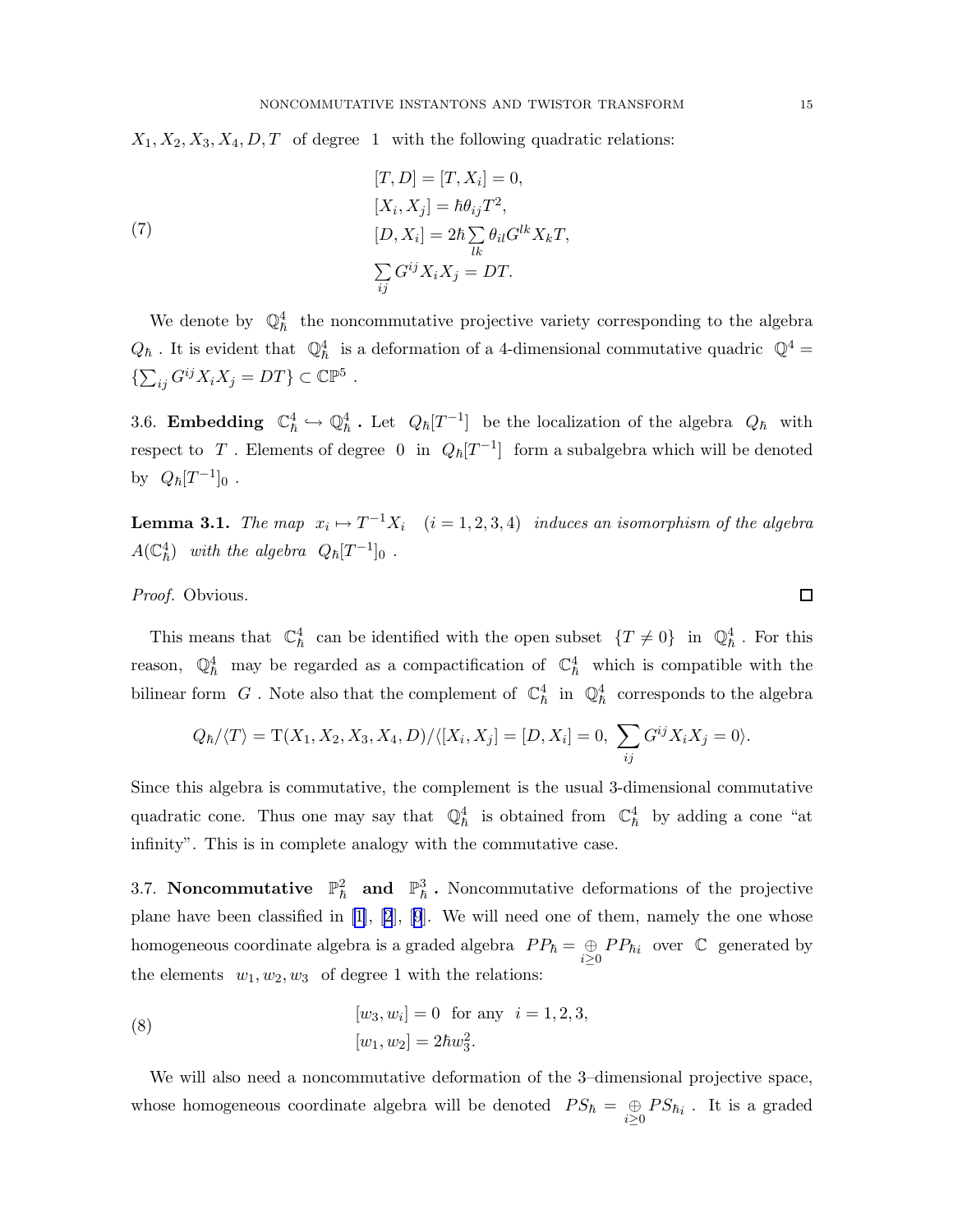$X_1, X_2, X_3, X_4, D, T$ of degree 1 with the following quadratic relations:

$$
\begin{aligned}
&[T, D] = [T, X_i] = 0, \\
&[X_i, X_j] = \hbar \theta_{ij} T^2, \\
&[D, X_i] = 2\hbar \sum_{lk} \theta_{il} G^{lk} X_k T, \\
&\sum_{ij} G^{ij} X_i X_j = DT.
\end{aligned} \tag{7}
$$

We denote by $\mathbb{Q}^4_\hbar$ the noncommutative projective variety corresponding to the algebra $Q_\hbar$. It is evident that $\mathbb{Q}^4_\hbar$ is a deformation of a 4-dimensional commutative quadric $\mathbb{Q}^4 = \{\sum_{ij} G^{ij} X_i X_j = DT\} \subset \mathbb{CP}^5$.

3.6. **Embedding** $\mathbb{C}^4_\hbar \hookrightarrow \mathbb{Q}^4_\hbar$ **.** Let $Q_\hbar[T^{-1}]$ be the localization of the algebra $Q_\hbar$ with respect to $T$. Elements of degree 0 in $Q_\hbar[T^{-1}]$ form a subalgebra which will be denoted by $Q_\hbar[T^{-1}]_0$.

**Lemma 3.1.** *The map* $x_i \mapsto T^{-1} X_i \quad (i = 1, 2, 3, 4)$ *induces an isomorphism of the algebra* $A(\mathbb{C}^4_\hbar)$ *with the algebra* $Q_\hbar[T^{-1}]_0$.

*Proof.* Obvious. □

This means that $\mathbb{C}^4_\hbar$ can be identified with the open subset $\{T \neq 0\}$ in $\mathbb{Q}^4_\hbar$. For this reason, $\mathbb{Q}^4_\hbar$ may be regarded as a compactification of $\mathbb{C}^4_\hbar$ which is compatible with the bilinear form $G$. Note also that the complement of $\mathbb{C}^4_\hbar$ in $\mathbb{Q}^4_\hbar$ corresponds to the algebra

$$
Q_\hbar / \langle T \rangle = \mathrm{T}(X_1, X_2, X_3, X_4, D) / \langle [X_i, X_j] = [D, X_i] = 0, \ \sum_{ij} G^{ij} X_i X_j = 0 \rangle.
$$

Since this algebra is commutative, the complement is the usual 3-dimensional commutative quadratic cone. Thus one may say that $\mathbb{Q}^4_\hbar$ is obtained from $\mathbb{C}^4_\hbar$ by adding a cone "at infinity". This is in complete analogy with the commutative case.

3.7. **Noncommutative** $\mathbb{P}^2_\hbar$ **and** $\mathbb{P}^3_\hbar$ **.** Noncommutative deformations of the projective plane have been classified in [1], [2], [9]. We will need one of them, namely the one whose homogeneous coordinate algebra is a graded algebra $PP_\hbar = \underset{i \geq 0}{\oplus} PP_{\hbar i}$ over $\mathbb{C}$ generated by the elements $w_1, w_2, w_3$ of degree 1 with the relations:

$$
\begin{aligned}
&[w_3, w_i] = 0 \ \text{ for any } \ i = 1, 2, 3, \\
&[w_1, w_2] = 2\hbar w_3^2.
\end{aligned} \tag{8}
$$

We will also need a noncommutative deformation of the 3–dimensional projective space, whose homogeneous coordinate algebra will be denoted $PS_\hbar = \underset{i \geq 0}{\oplus} PS_{\hbar i}$. It is a graded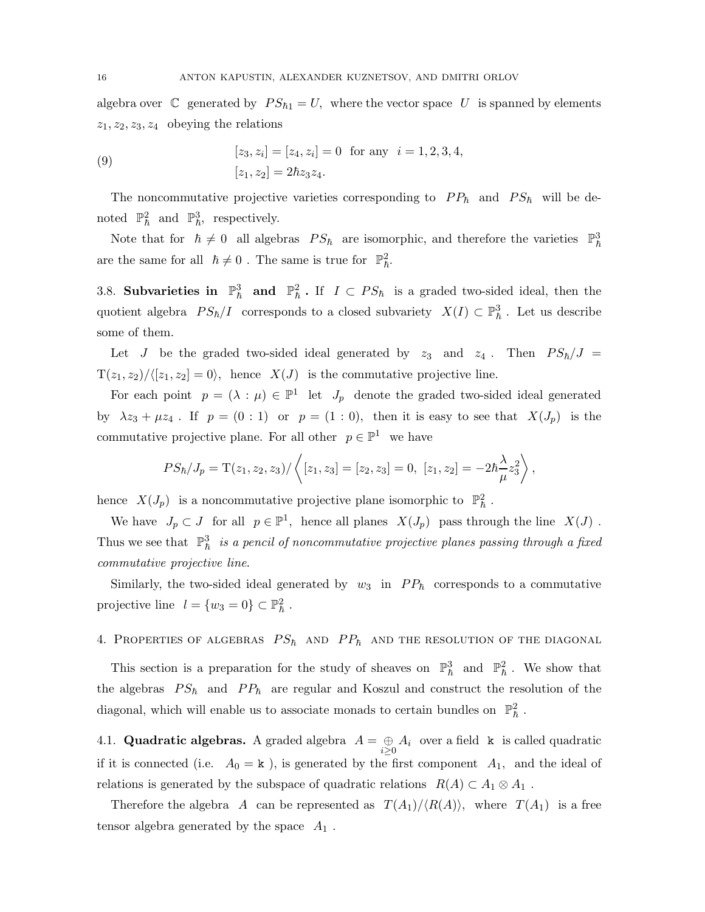algebra over $\mathbb{C}$ generated by $PS_{\hbar 1} = U$, where the vector space $U$ is spanned by elements $z_1, z_2, z_3, z_4$ obeying the relations

$$
\begin{aligned}
&[z_3, z_i] = [z_4, z_i] = 0 \ \text{ for any } \ i = 1, 2, 3, 4, \\
&[z_1, z_2] = 2\hbar z_3 z_4.
\end{aligned}
\tag{9}
$$

The noncommutative projective varieties corresponding to $PP_\hbar$ and $PS_\hbar$ will be denoted $\mathbb{P}^2_\hbar$ and $\mathbb{P}^3_\hbar$, respectively.

Note that for $\hbar \neq 0$ all algebras $PS_\hbar$ are isomorphic, and therefore the varieties $\mathbb{P}^3_\hbar$ are the same for all $\hbar \neq 0$ . The same is true for $\mathbb{P}^2_\hbar$.

3.8. **Subvarieties in $\mathbb{P}^3_\hbar$ and $\mathbb{P}^2_\hbar$ .** If $I \subset PS_\hbar$ is a graded two-sided ideal, then the quotient algebra $PS_\hbar / I$ corresponds to a closed subvariety $X(I) \subset \mathbb{P}^3_\hbar$ . Let us describe some of them.

Let $J$ be the graded two-sided ideal generated by $z_3$ and $z_4$ . Then $PS_\hbar/J = \mathrm{T}(z_1, z_2)/\langle [z_1, z_2] = 0\rangle$, hence $X(J)$ is the commutative projective line.

For each point $p = (\lambda : \mu) \in \mathbb{P}^1$ let $J_p$ denote the graded two-sided ideal generated by $\lambda z_3 + \mu z_4$ . If $p = (0 : 1)$ or $p = (1 : 0)$, then it is easy to see that $X(J_p)$ is the commutative projective plane. For all other $p \in \mathbb{P}^1$ we have

$$
PS_\hbar / J_p = \mathrm{T}(z_1, z_2, z_3) / \left\langle [z_1, z_3] = [z_2, z_3] = 0,\ [z_1, z_2] = -2\hbar \frac{\lambda}{\mu} z_3^2 \right\rangle,
$$

hence $X(J_p)$ is a noncommutative projective plane isomorphic to $\mathbb{P}^2_\hbar$ .

We have $J_p \subset J$ for all $p \in \mathbb{P}^1$, hence all planes $X(J_p)$ pass through the line $X(J)$ . Thus we see that $\mathbb{P}^3_\hbar$ *is a pencil of noncommutative projective planes passing through a fixed commutative projective line.*

Similarly, the two-sided ideal generated by $w_3$ in $PP_\hbar$ corresponds to a commutative projective line $l = \{w_3 = 0\} \subset \mathbb{P}^2_\hbar$ .

## 4. Properties of algebras $PS_\hbar$ and $PP_\hbar$ and the resolution of the diagonal

This section is a preparation for the study of sheaves on $\mathbb{P}^3_\hbar$ and $\mathbb{P}^2_\hbar$ . We show that the algebras $PS_\hbar$ and $PP_\hbar$ are regular and Koszul and construct the resolution of the diagonal, which will enable us to associate monads to certain bundles on $\mathbb{P}^2_\hbar$ .

4.1. **Quadratic algebras.** A graded algebra $A = \mathop{\oplus}\limits_{i \geq 0} A_i$ over a field $\mathtt{k}$ is called quadratic if it is connected (i.e. $A_0 = \mathtt{k}$ ), is generated by the first component $A_1$, and the ideal of relations is generated by the subspace of quadratic relations $R(A) \subset A_1 \otimes A_1$ .

Therefore the algebra $A$ can be represented as $T(A_1)/\langle R(A) \rangle$, where $T(A_1)$ is a free tensor algebra generated by the space $A_1$ .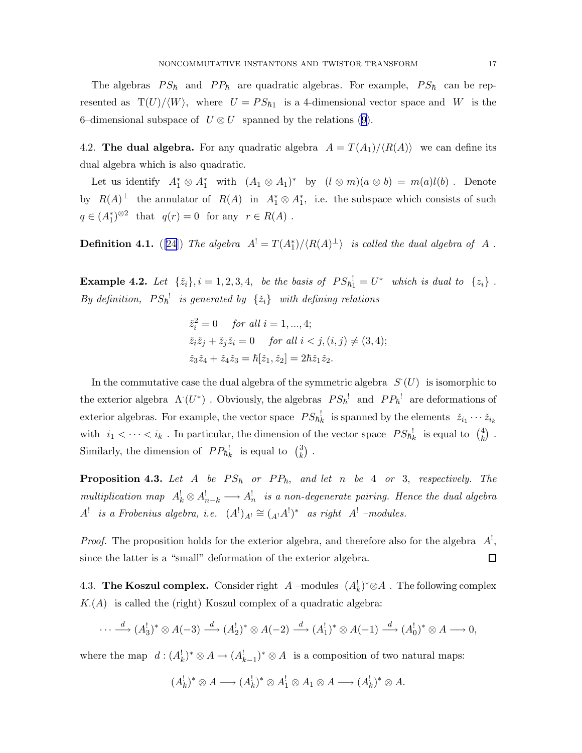The algebras $PS_\hbar$ and $PP_\hbar$ are quadratic algebras. For example, $PS_\hbar$ can be represented as $\mathrm{T}(U)/\langle W\rangle$, where $U = PS_{\hbar 1}$ is a 4-dimensional vector space and $W$ is the 6–dimensional subspace of $U\otimes U$ spanned by the relations (9).

4.2. **The dual algebra.** For any quadratic algebra $A = T(A_1)/\langle R(A)\rangle$ we can define its dual algebra which is also quadratic.

Let us identify $A_1^*\otimes A_1^*$ with $(A_1\otimes A_1)^*$ by $(l\otimes m)(a\otimes b) = m(a)l(b)$. Denote by $R(A)^\perp$ the annulator of $R(A)$ in $A_1^*\otimes A_1^*$, i.e. the subspace which consists of such $q\in (A_1^*)^{\otimes 2}$ that $q(r)=0$ for any $r\in R(A)$.

**Definition 4.1.** ([24]) *The algebra $A^! = T(A_1^*)/\langle R(A)^\perp\rangle$ is called the dual algebra of $A$.*

**Example 4.2.** *Let $\{\check z_i\}, i=1,2,3,4,$ be the basis of $PS_{\hbar 1}^! = U^*$ which is dual to $\{z_i\}$. By definition, $PS_\hbar^!$ is generated by $\{\check z_i\}$ with defining relations*

$$
\begin{aligned}
&\check z_i^2 = 0 \quad \text{for all } i=1,...,4;\\
&\check z_i\check z_j + \check z_j\check z_i = 0 \quad \text{for all } i<j, (i,j)\neq(3,4);\\
&\check z_3\check z_4 + \check z_4\check z_3 = \hbar[\check z_1,\check z_2] = 2\hbar\check z_1\check z_2.
\end{aligned}
$$

In the commutative case the dual algebra of the symmetric algebra $S^\cdot(U)$ is isomorphic to the exterior algebra $\Lambda^\cdot(U^*)$. Obviously, the algebras $PS_\hbar^!$ and $PP_\hbar^!$ are deformations of exterior algebras. For example, the vector space $PS_{\hbar k}^!$ is spanned by the elements $\check z_{i_1}\cdots\check z_{i_k}$ with $i_1<\cdots<i_k$. In particular, the dimension of the vector space $PS_{\hbar k}^!$ is equal to $\binom{4}{k}$. Similarly, the dimension of $PP_{\hbar k}^!$ is equal to $\binom{3}{k}$.

**Proposition 4.3.** *Let $A$ be $PS_\hbar$ or $PP_\hbar$, and let $n$ be 4 or 3, respectively. The multiplication map $A_k^!\otimes A_{n-k}^!\longrightarrow A_n^!$ is a non-degenerate pairing. Hence the dual algebra $A^!$ is a Frobenius algebra, i.e. $(A^!)_{A^!}\cong ({}_{A^!}A^!)^*$ as right $A^!$–modules.*

*Proof.* The proposition holds for the exterior algebra, and therefore also for the algebra $A^!$, since the latter is a "small" deformation of the exterior algebra. □

4.3. **The Koszul complex.** Consider right $A$–modules $(A_k^!)^*\otimes A$. The following complex $K_\cdot(A)$ is called the (right) Koszul complex of a quadratic algebra:

$$
\cdots\xrightarrow{d}(A_3^!)^*\otimes A(-3)\xrightarrow{d}(A_2^!)^*\otimes A(-2)\xrightarrow{d}(A_1^!)^*\otimes A(-1)\xrightarrow{d}(A_0^!)^*\otimes A\longrightarrow 0,
$$

where the map $d:(A_k^!)^*\otimes A\to(A_{k-1}^!)^*\otimes A$ is a composition of two natural maps:

$$
(A_k^!)^*\otimes A\longrightarrow(A_k^!)^*\otimes A_1^!\otimes A_1\otimes A\longrightarrow(A_k^!)^*\otimes A.
$$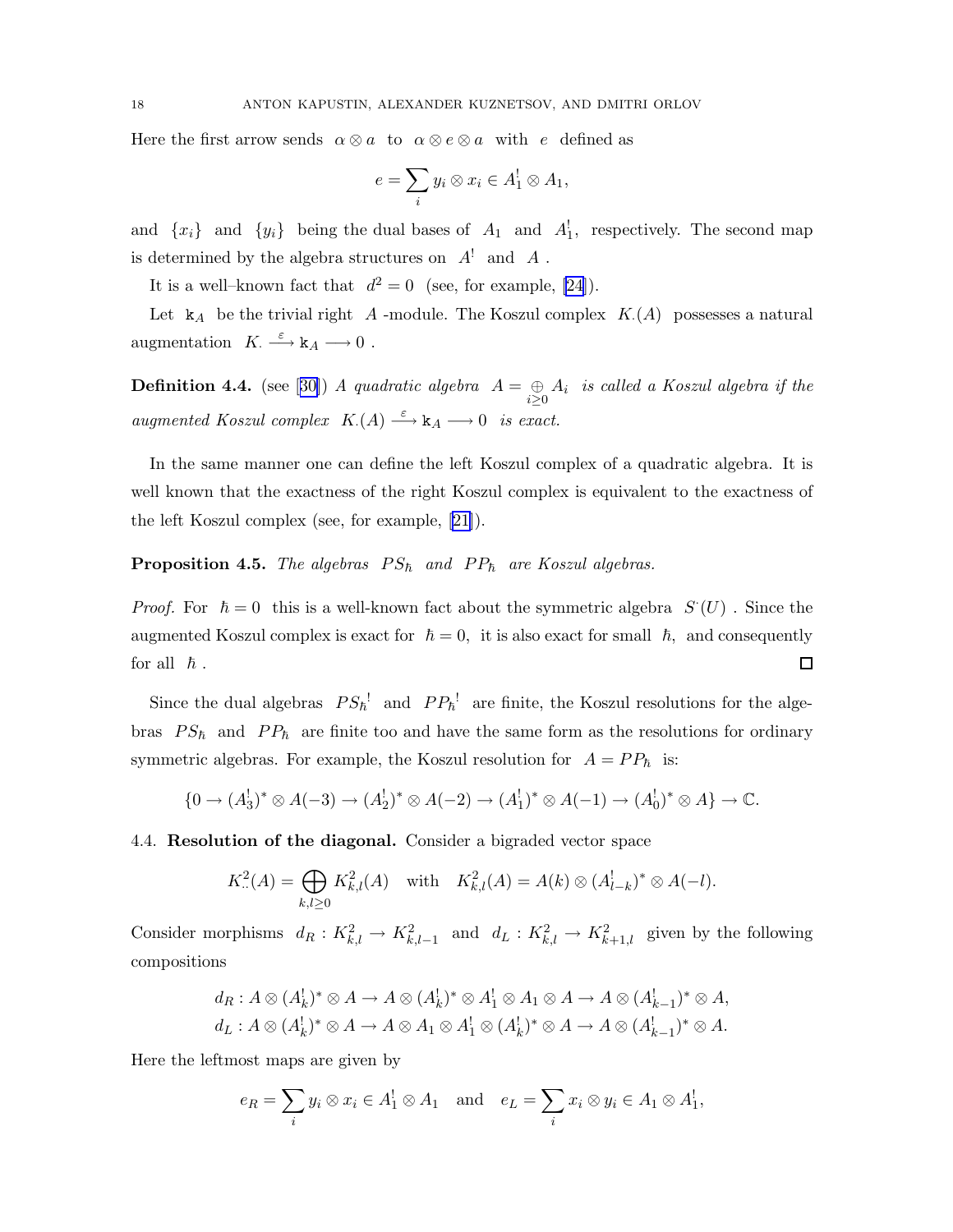Here the first arrow sends $\alpha \otimes a$ to $\alpha \otimes e \otimes a$ with $e$ defined as

$$e = \sum_i y_i \otimes x_i \in A_1^! \otimes A_1,$$

and $\{x_i\}$ and $\{y_i\}$ being the dual bases of $A_1$ and $A_1^!$, respectively. The second map is determined by the algebra structures on $A^!$ and $A$.

It is a well–known fact that $d^2 = 0$ (see, for example, [24]).

Let $\mathtt{k}_A$ be the trivial right $A$-module. The Koszul complex $K_\cdot(A)$ possesses a natural augmentation $K_\cdot \xrightarrow{\varepsilon} \mathtt{k}_A \longrightarrow 0$.

**Definition 4.4.** (see [30]) *A quadratic algebra* $A = \bigoplus_{i \geq 0} A_i$ *is called a Koszul algebra if the augmented Koszul complex* $K_\cdot(A) \xrightarrow{\varepsilon} \mathtt{k}_A \longrightarrow 0$ *is exact.*

In the same manner one can define the left Koszul complex of a quadratic algebra. It is well known that the exactness of the right Koszul complex is equivalent to the exactness of the left Koszul complex (see, for example, [21]).

**Proposition 4.5.** *The algebras* $PS_\hbar$ *and* $PP_\hbar$ *are Koszul algebras.*

*Proof.* For $\hbar = 0$ this is a well-known fact about the symmetric algebra $S^\cdot(U)$. Since the augmented Koszul complex is exact for $\hbar = 0$, it is also exact for small $\hbar$, and consequently for all $\hbar$. $\square$

Since the dual algebras $PS_\hbar^!$ and $PP_\hbar^!$ are finite, the Koszul resolutions for the algebras $PS_\hbar$ and $PP_\hbar$ are finite too and have the same form as the resolutions for ordinary symmetric algebras. For example, the Koszul resolution for $A = PP_\hbar$ is:

$$\{0 \to (A_3^!)^* \otimes A(-3) \to (A_2^!)^* \otimes A(-2) \to (A_1^!)^* \otimes A(-1) \to (A_0^!)^* \otimes A\} \to \mathbb{C}.$$

4.4. **Resolution of the diagonal.** Consider a bigraded vector space

$$K^2_{\cdot\cdot}(A) = \bigoplus_{k,l \geq 0} K^2_{k,l}(A) \quad \text{with} \quad K^2_{k,l}(A) = A(k) \otimes (A^!_{l-k})^* \otimes A(-l).$$

Consider morphisms $d_R : K^2_{k,l} \to K^2_{k,l-1}$ and $d_L : K^2_{k,l} \to K^2_{k+1,l}$ given by the following compositions

$$d_R : A \otimes (A_k^!)^* \otimes A \to A \otimes (A_k^!)^* \otimes A_1^! \otimes A_1 \otimes A \to A \otimes (A_{k-1}^!)^* \otimes A,$$
$$d_L : A \otimes (A_k^!)^* \otimes A \to A \otimes A_1 \otimes A_1^! \otimes (A_k^!)^* \otimes A \to A \otimes (A_{k-1}^!)^* \otimes A.$$

Here the leftmost maps are given by

$$e_R = \sum_i y_i \otimes x_i \in A_1^! \otimes A_1 \quad \text{and} \quad e_L = \sum_i x_i \otimes y_i \in A_1 \otimes A_1^!,$$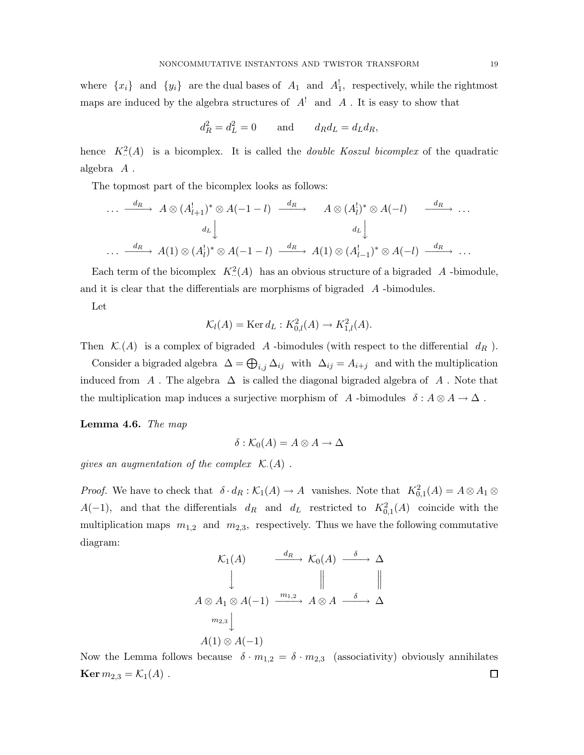where $\{x_i\}$ and $\{y_i\}$ are the dual bases of $A_1$ and $A^!_1$, respectively, while the rightmost maps are induced by the algebra structures of $A^!$ and $A$. It is easy to show that

$$d_R^2 = d_L^2 = 0 \qquad \text{and} \qquad d_R d_L = d_L d_R,$$

hence $K^2_{\cdot\cdot}(A)$ is a bicomplex. It is called the *double Koszul bicomplex* of the quadratic algebra $A$.

The topmost part of the bicomplex looks as follows:

$$\begin{array}{ccccccc}
\dots \xrightarrow{d_R} & A \otimes (A^!_{l+1})^* \otimes A(-1-l) & \xrightarrow{d_R} & A \otimes (A^!_l)^* \otimes A(-l) & \xrightarrow{d_R} \dots \\
& \Big\downarrow{\scriptstyle d_L} & & \Big\downarrow{\scriptstyle d_L} & \\
\dots \xrightarrow{d_R} & A(1) \otimes (A^!_l)^* \otimes A(-1-l) & \xrightarrow{d_R} & A(1) \otimes (A^!_{l-1})^* \otimes A(-l) & \xrightarrow{d_R} \dots
\end{array}$$

Each term of the bicomplex $K^2_{\cdot\cdot}(A)$ has an obvious structure of a bigraded $A$-bimodule, and it is clear that the differentials are morphisms of bigraded $A$-bimodules.

Let

$$\mathcal{K}_l(A) = \operatorname{Ker} d_L : K^2_{0,l}(A) \to K^2_{1,l}(A).$$

Then $\mathcal{K}_\cdot(A)$ is a complex of bigraded $A$-bimodules (with respect to the differential $d_R$).

Consider a bigraded algebra $\Delta = \bigoplus_{i,j} \Delta_{ij}$ with $\Delta_{ij} = A_{i+j}$ and with the multiplication induced from $A$. The algebra $\Delta$ is called the diagonal bigraded algebra of $A$. Note that the multiplication map induces a surjective morphism of $A$-bimodules $\delta : A \otimes A \to \Delta$.

**Lemma 4.6.** *The map*

$$\delta : \mathcal{K}_0(A) = A \otimes A \to \Delta$$

*gives an augmentation of the complex* $\mathcal{K}_\cdot(A)$.

*Proof.* We have to check that $\delta \cdot d_R : \mathcal{K}_1(A) \to A$ vanishes. Note that $K^2_{0,1}(A) = A \otimes A_1 \otimes A(-1)$, and that the differentials $d_R$ and $d_L$ restricted to $K^2_{0,1}(A)$ coincide with the multiplication maps $m_{1,2}$ and $m_{2,3}$, respectively. Thus we have the following commutative diagram:

$$\begin{array}{ccccc}
\mathcal{K}_1(A) & \xrightarrow{d_R} & \mathcal{K}_0(A) & \xrightarrow{\delta} & \Delta \\
\Big\downarrow & & \Big\| & & \Big\| \\
A \otimes A_1 \otimes A(-1) & \xrightarrow{m_{1,2}} & A \otimes A & \xrightarrow{\delta} & \Delta \\
\Big\downarrow{\scriptstyle m_{2,3}} & & & & \\
A(1) \otimes A(-1) & & & &
\end{array}$$

Now the Lemma follows because $\delta \cdot m_{1,2} = \delta \cdot m_{2,3}$ (associativity) obviously annihilates $\mathbf{Ker}\, m_{2,3} = \mathcal{K}_1(A)$. □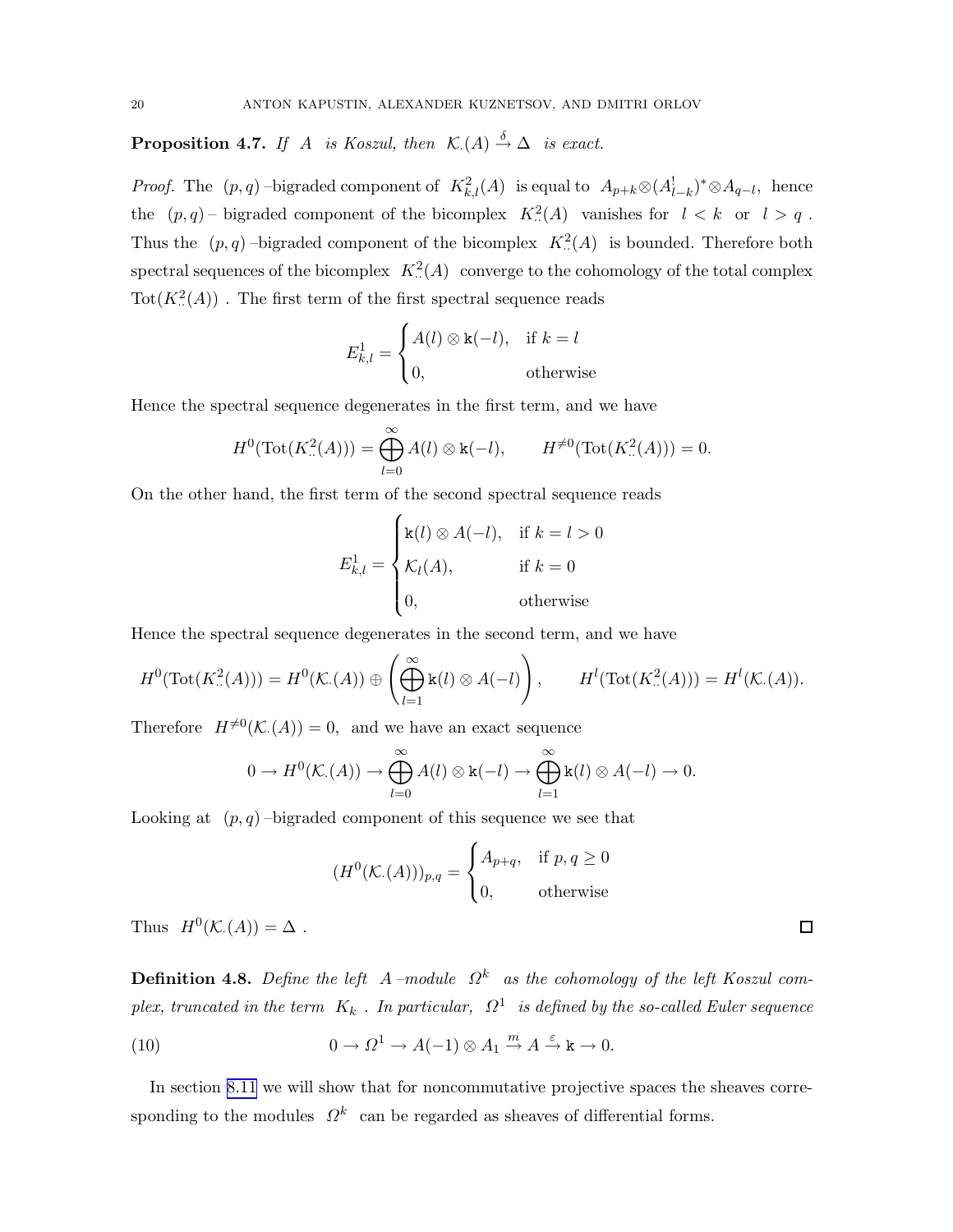**Proposition 4.7.** *If $A$ is Koszul, then $\mathcal{K}_\cdot(A) \xrightarrow{\delta} \Delta$ is exact.*

*Proof.* The $(p,q)$–bigraded component of $K^2_{k,l}(A)$ is equal to $A_{p+k} \otimes (A^!_{l-k})^* \otimes A_{q-l}$, hence the $(p,q)$– bigraded component of the bicomplex $K^2_{\cdot\cdot}(A)$ vanishes for $l < k$ or $l > q$. Thus the $(p,q)$–bigraded component of the bicomplex $K^2_{\cdot\cdot}(A)$ is bounded. Therefore both spectral sequences of the bicomplex $K^2_{\cdot\cdot}(A)$ converge to the cohomology of the total complex $\operatorname{Tot}(K^2_{\cdot\cdot}(A))$. The first term of the first spectral sequence reads

$$E^1_{k,l} = \begin{cases} A(l) \otimes \mathtt{k}(-l), & \text{if } k = l \\ 0, & \text{otherwise} \end{cases}$$

Hence the spectral sequence degenerates in the first term, and we have

$$H^0(\operatorname{Tot}(K^2_{\cdot\cdot}(A))) = \bigoplus_{l=0}^{\infty} A(l) \otimes \mathtt{k}(-l), \qquad H^{\neq 0}(\operatorname{Tot}(K^2_{\cdot\cdot}(A))) = 0.$$

On the other hand, the first term of the second spectral sequence reads

$$E^1_{k,l} = \begin{cases} \mathtt{k}(l) \otimes A(-l), & \text{if } k = l > 0 \\ \mathcal{K}_l(A), & \text{if } k = 0 \\ 0, & \text{otherwise} \end{cases}$$

Hence the spectral sequence degenerates in the second term, and we have

$$H^0(\operatorname{Tot}(K^2_{\cdot\cdot}(A))) = H^0(\mathcal{K}_\cdot(A)) \oplus \left( \bigoplus_{l=1}^{\infty} \mathtt{k}(l) \otimes A(-l) \right), \qquad H^l(\operatorname{Tot}(K^2_{\cdot\cdot}(A))) = H^l(\mathcal{K}_\cdot(A)).$$

Therefore $H^{\neq 0}(\mathcal{K}_\cdot(A)) = 0$, and we have an exact sequence

$$0 \to H^0(\mathcal{K}_\cdot(A)) \to \bigoplus_{l=0}^{\infty} A(l) \otimes \mathtt{k}(-l) \to \bigoplus_{l=1}^{\infty} \mathtt{k}(l) \otimes A(-l) \to 0.$$

Looking at $(p,q)$–bigraded component of this sequence we see that

$$(H^0(\mathcal{K}_\cdot(A)))_{p,q} = \begin{cases} A_{p+q}, & \text{if } p, q \geq 0 \\ 0, & \text{otherwise} \end{cases}$$

Thus $H^0(\mathcal{K}_\cdot(A)) = \Delta$. ∎

**Definition 4.8.** *Define the left $A$–module $\Omega^k$ as the cohomology of the left Koszul complex, truncated in the term $K_k$. In particular, $\Omega^1$ is defined by the so-called Euler sequence*

$$0 \to \Omega^1 \to A(-1) \otimes A_1 \xrightarrow{m} A \xrightarrow{\varepsilon} \mathtt{k} \to 0. \tag{10}$$

In section 8.11 we will show that for noncommutative projective spaces the sheaves corresponding to the modules $\Omega^k$ can be regarded as sheaves of differential forms.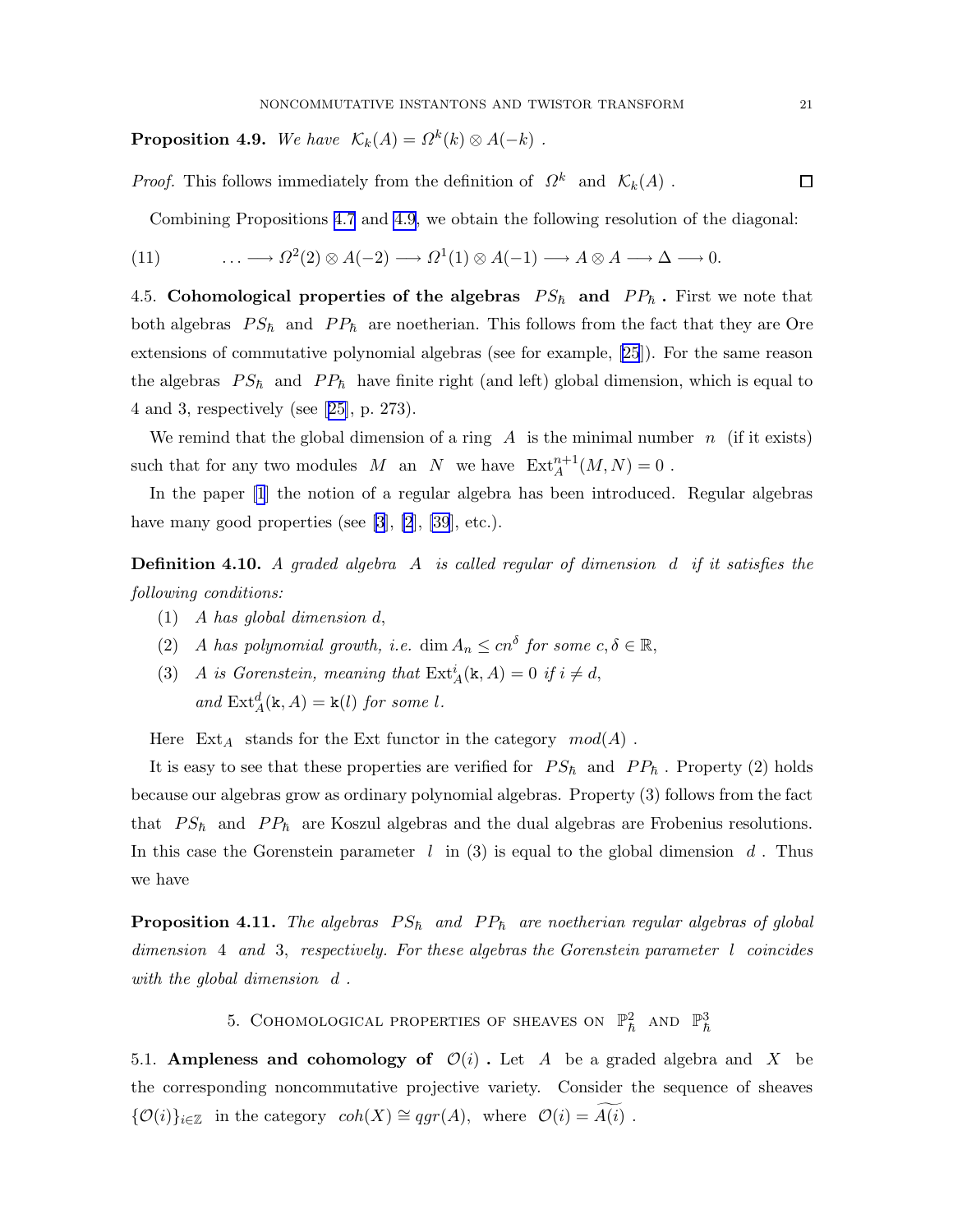**Proposition 4.9.** *We have* $\mathcal{K}_k(A) = \Omega^k(k) \otimes A(-k)$ .

*Proof.* This follows immediately from the definition of $\Omega^k$ and $\mathcal{K}_k(A)$ . □

Combining Propositions 4.7 and 4.9, we obtain the following resolution of the diagonal:

$$\dots \longrightarrow \Omega^2(2) \otimes A(-2) \longrightarrow \Omega^1(1) \otimes A(-1) \longrightarrow A \otimes A \longrightarrow \Delta \longrightarrow 0. \tag{11}$$

4.5. **Cohomological properties of the algebras $PS_\hbar$ and $PP_\hbar$ .** First we note that both algebras $PS_\hbar$ and $PP_\hbar$ are noetherian. This follows from the fact that they are Ore extensions of commutative polynomial algebras (see for example, [25]). For the same reason the algebras $PS_\hbar$ and $PP_\hbar$ have finite right (and left) global dimension, which is equal to 4 and 3, respectively (see [25], p. 273).

We remind that the global dimension of a ring $A$ is the minimal number $n$ (if it exists) such that for any two modules $M$ an $N$ we have $\mathrm{Ext}_A^{n+1}(M, N) = 0$ .

In the paper [1] the notion of a regular algebra has been introduced. Regular algebras have many good properties (see [3], [2], [39], etc.).

**Definition 4.10.** *A graded algebra $A$ is called regular of dimension $d$ if it satisfies the following conditions:*

1. *$A$ has global dimension $d$,*
2. *$A$ has polynomial growth, i.e. $\dim A_n \le c n^\delta$ for some $c, \delta \in \mathbb{R}$,*
3. *$A$ is Gorenstein, meaning that $\mathrm{Ext}_A^i(\mathtt{k}, A) = 0$ if $i \ne d$,*
   *and $\mathrm{Ext}_A^d(\mathtt{k}, A) = \mathtt{k}(l)$ for some $l$.*

Here $\mathrm{Ext}_A$ stands for the Ext functor in the category $mod(A)$ .

It is easy to see that these properties are verified for $PS_\hbar$ and $PP_\hbar$ . Property (2) holds because our algebras grow as ordinary polynomial algebras. Property (3) follows from the fact that $PS_\hbar$ and $PP_\hbar$ are Koszul algebras and the dual algebras are Frobenius resolutions. In this case the Gorenstein parameter $l$ in (3) is equal to the global dimension $d$ . Thus we have

**Proposition 4.11.** *The algebras $PS_\hbar$ and $PP_\hbar$ are noetherian regular algebras of global dimension 4 and 3, respectively. For these algebras the Gorenstein parameter $l$ coincides with the global dimension $d$ .*

## 5. Cohomological properties of sheaves on $\mathbb{P}^2_\hbar$ and $\mathbb{P}^3_\hbar$

5.1. **Ampleness and cohomology of $\mathcal{O}(i)$ .** Let $A$ be a graded algebra and $X$ be the corresponding noncommutative projective variety. Consider the sequence of sheaves $\{\mathcal{O}(i)\}_{i\in\mathbb{Z}}$ in the category $coh(X) \cong qgr(A)$, where $\mathcal{O}(i) = \widetilde{A(i)}$ .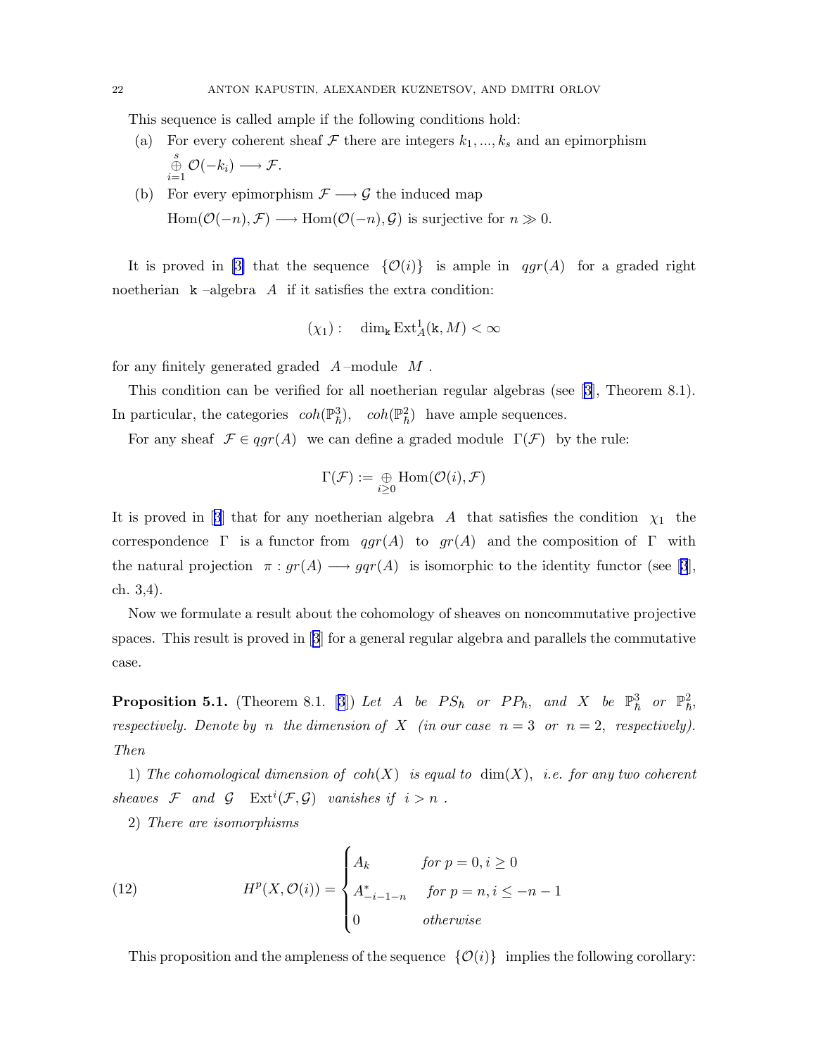This sequence is called ample if the following conditions hold:

(a) For every coherent sheaf $\mathcal{F}$ there are integers $k_1, ..., k_s$ and an epimorphism $\bigoplus_{i=1}^{s} \mathcal{O}(-k_i) \longrightarrow \mathcal{F}$.

(b) For every epimorphism $\mathcal{F} \longrightarrow \mathcal{G}$ the induced map $\operatorname{Hom}(\mathcal{O}(-n), \mathcal{F}) \longrightarrow \operatorname{Hom}(\mathcal{O}(-n), \mathcal{G})$ is surjective for $n \gg 0$.

It is proved in [3] that the sequence $\{\mathcal{O}(i)\}$ is ample in $qgr(A)$ for a graded right noetherian $\mathtt{k}$ –algebra $A$ if it satisfies the extra condition:

$$(\chi_1): \quad \dim_{\mathtt{k}} \operatorname{Ext}^1_A(\mathtt{k}, M) < \infty$$

for any finitely generated graded $A$–module $M$.

This condition can be verified for all noetherian regular algebras (see [3], Theorem 8.1). In particular, the categories $coh(\mathbb{P}^3_\hbar)$, $coh(\mathbb{P}^2_\hbar)$ have ample sequences.

For any sheaf $\mathcal{F} \in qgr(A)$ we can define a graded module $\Gamma(\mathcal{F})$ by the rule:

$$\Gamma(\mathcal{F}) := \bigoplus_{i \geq 0} \operatorname{Hom}(\mathcal{O}(i), \mathcal{F})$$

It is proved in [3] that for any noetherian algebra $A$ that satisfies the condition $\chi_1$ the correspondence $\Gamma$ is a functor from $qgr(A)$ to $gr(A)$ and the composition of $\Gamma$ with the natural projection $\pi : gr(A) \longrightarrow gqr(A)$ is isomorphic to the identity functor (see [3], ch. 3,4).

Now we formulate a result about the cohomology of sheaves on noncommutative projective spaces. This result is proved in [3] for a general regular algebra and parallels the commutative case.

**Proposition 5.1.** (Theorem 8.1. [3]) *Let $A$ be $PS_\hbar$ or $PP_\hbar$, and $X$ be $\mathbb{P}^3_\hbar$ or $\mathbb{P}^2_\hbar$, respectively. Denote by $n$ the dimension of $X$ (in our case $n = 3$ or $n = 2$, respectively). Then*

1) *The cohomological dimension of $coh(X)$ is equal to $\dim(X)$, i.e. for any two coherent sheaves $\mathcal{F}$ and $\mathcal{G}$ $\operatorname{Ext}^i(\mathcal{F}, \mathcal{G})$ vanishes if $i > n$.*

2) *There are isomorphisms*

$$H^p(X, \mathcal{O}(i)) = \begin{cases} A_k & \text{for } p = 0, i \geq 0 \\ A^*_{-i-1-n} & \text{for } p = n, i \leq -n-1 \\ 0 & \text{otherwise} \end{cases} \tag{12}$$

This proposition and the ampleness of the sequence $\{\mathcal{O}(i)\}$ implies the following corollary: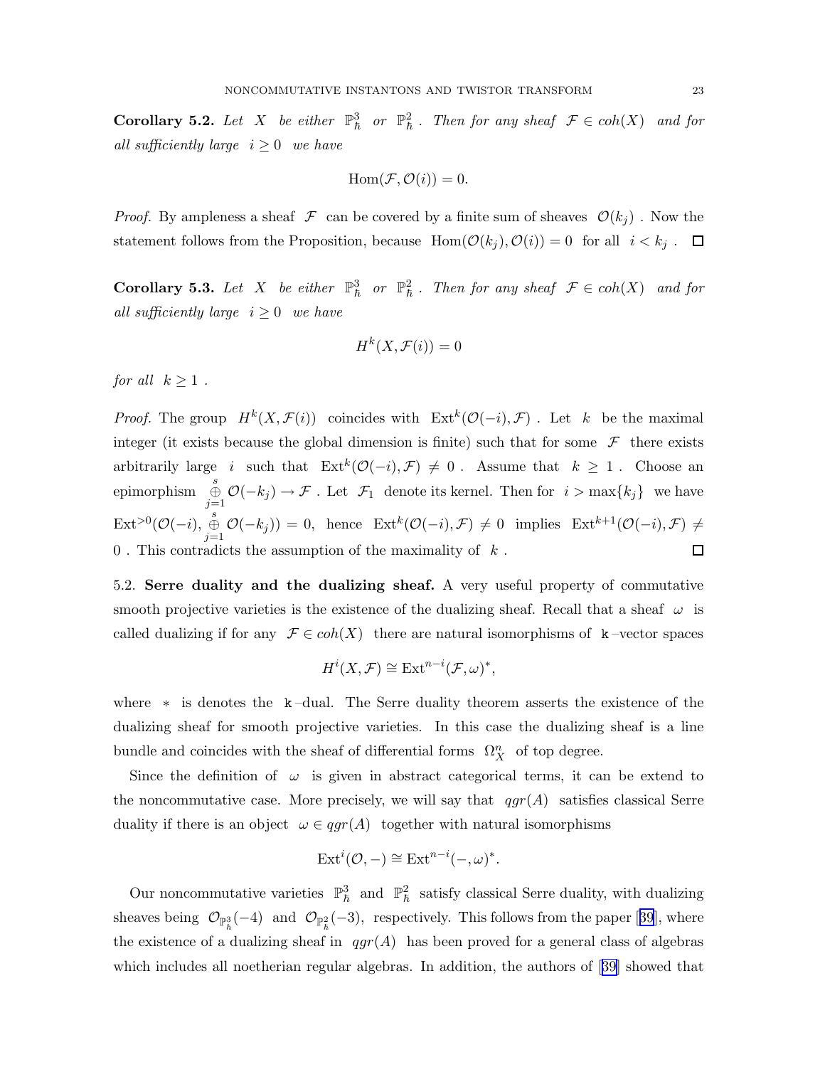**Corollary 5.2.** *Let $X$ be either $\mathbb{P}^3_\hbar$ or $\mathbb{P}^2_\hbar$. Then for any sheaf $\mathcal{F} \in coh(X)$ and for all sufficiently large $i \geq 0$ we have*

$$\mathrm{Hom}(\mathcal{F}, \mathcal{O}(i)) = 0.$$

*Proof.* By ampleness a sheaf $\mathcal{F}$ can be covered by a finite sum of sheaves $\mathcal{O}(k_j)$. Now the statement follows from the Proposition, because $\mathrm{Hom}(\mathcal{O}(k_j), \mathcal{O}(i)) = 0$ for all $i < k_j$. □

**Corollary 5.3.** *Let $X$ be either $\mathbb{P}^3_\hbar$ or $\mathbb{P}^2_\hbar$. Then for any sheaf $\mathcal{F} \in coh(X)$ and for all sufficiently large $i \geq 0$ we have*

$$H^k(X, \mathcal{F}(i)) = 0$$

*for all $k \geq 1$.*

*Proof.* The group $H^k(X, \mathcal{F}(i))$ coincides with $\mathrm{Ext}^k(\mathcal{O}(-i), \mathcal{F})$. Let $k$ be the maximal integer (it exists because the global dimension is finite) such that for some $\mathcal{F}$ there exists arbitrarily large $i$ such that $\mathrm{Ext}^k(\mathcal{O}(-i), \mathcal{F}) \neq 0$. Assume that $k \geq 1$. Choose an epimorphism $\overset{s}{\underset{j=1}{\oplus}} \mathcal{O}(-k_j) \to \mathcal{F}$. Let $\mathcal{F}_1$ denote its kernel. Then for $i > \max\{k_j\}$ we have $\mathrm{Ext}^{>0}(\mathcal{O}(-i), \overset{s}{\underset{j=1}{\oplus}} \mathcal{O}(-k_j)) = 0$, hence $\mathrm{Ext}^k(\mathcal{O}(-i), \mathcal{F}) \neq 0$ implies $\mathrm{Ext}^{k+1}(\mathcal{O}(-i), \mathcal{F}) \neq 0$. This contradicts the assumption of the maximality of $k$. □

5.2. **Serre duality and the dualizing sheaf.** A very useful property of commutative smooth projective varieties is the existence of the dualizing sheaf. Recall that a sheaf $\omega$ is called dualizing if for any $\mathcal{F} \in coh(X)$ there are natural isomorphisms of $\mathtt{k}$–vector spaces

$$H^i(X, \mathcal{F}) \cong \mathrm{Ext}^{n-i}(\mathcal{F}, \omega)^*,$$

where $*$ is denotes the $\mathtt{k}$–dual. The Serre duality theorem asserts the existence of the dualizing sheaf for smooth projective varieties. In this case the dualizing sheaf is a line bundle and coincides with the sheaf of differential forms $\Omega^n_X$ of top degree.

Since the definition of $\omega$ is given in abstract categorical terms, it can be extend to the noncommutative case. More precisely, we will say that $qgr(A)$ satisfies classical Serre duality if there is an object $\omega \in qgr(A)$ together with natural isomorphisms

$$\mathrm{Ext}^i(\mathcal{O}, -) \cong \mathrm{Ext}^{n-i}(-, \omega)^*.$$

Our noncommutative varieties $\mathbb{P}^3_\hbar$ and $\mathbb{P}^2_\hbar$ satisfy classical Serre duality, with dualizing sheaves being $\mathcal{O}_{\mathbb{P}^3_\hbar}(-4)$ and $\mathcal{O}_{\mathbb{P}^2_\hbar}(-3)$, respectively. This follows from the paper [39], where the existence of a dualizing sheaf in $qgr(A)$ has been proved for a general class of algebras which includes all noetherian regular algebras. In addition, the authors of [39] showed that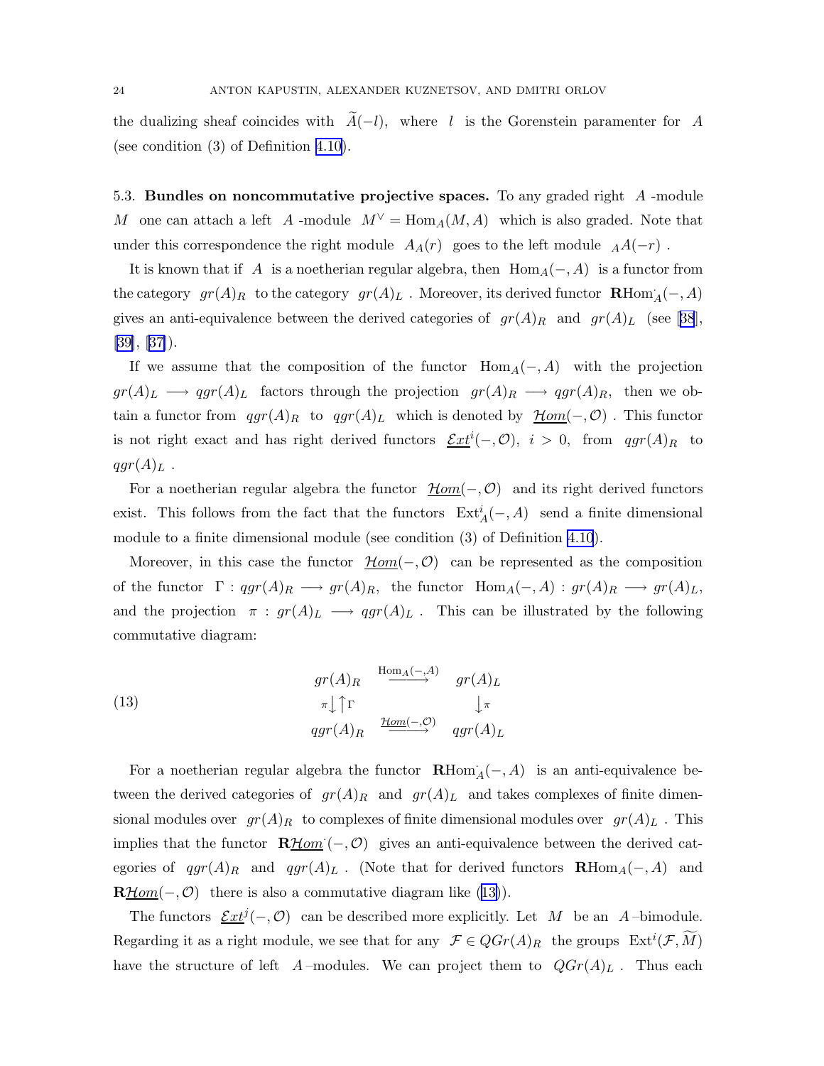the dualizing sheaf coincides with $\widetilde{A}(-l)$, where $l$ is the Gorenstein paramenter for $A$ (see condition (3) of Definition 4.10).

**5.3. Bundles on noncommutative projective spaces.** To any graded right $A$-module $M$ one can attach a left $A$-module $M^{\vee} = \mathrm{Hom}_A(M, A)$ which is also graded. Note that under this correspondence the right module $A_A(r)$ goes to the left module ${}_A A(-r)$.

It is known that if $A$ is a noetherian regular algebra, then $\mathrm{Hom}_A(-, A)$ is a functor from the category $gr(A)_R$ to the category $gr(A)_L$. Moreover, its derived functor $\mathbf{R}\mathrm{Hom}^{\cdot}_A(-, A)$ gives an anti-equivalence between the derived categories of $gr(A)_R$ and $gr(A)_L$ (see [38], [39], [37]).

If we assume that the composition of the functor $\mathrm{Hom}_A(-, A)$ with the projection $gr(A)_L \longrightarrow qgr(A)_L$ factors through the projection $gr(A)_R \longrightarrow qgr(A)_R$, then we obtain a functor from $qgr(A)_R$ to $qgr(A)_L$ which is denoted by $\underline{\mathcal{H}om}(-, \mathcal{O})$. This functor is not right exact and has right derived functors $\underline{\mathcal{E}xt}^i(-, \mathcal{O})$, $i > 0$, from $qgr(A)_R$ to $qgr(A)_L$.

For a noetherian regular algebra the functor $\underline{\mathcal{H}om}(-, \mathcal{O})$ and its right derived functors exist. This follows from the fact that the functors $\mathrm{Ext}^i_A(-, A)$ send a finite dimensional module to a finite dimensional module (see condition (3) of Definition 4.10).

Moreover, in this case the functor $\underline{\mathcal{H}om}(-, \mathcal{O})$ can be represented as the composition of the functor $\Gamma : qgr(A)_R \longrightarrow gr(A)_R$, the functor $\mathrm{Hom}_A(-, A) : gr(A)_R \longrightarrow gr(A)_L$, and the projection $\pi : gr(A)_L \longrightarrow qgr(A)_L$. This can be illustrated by the following commutative diagram:

$$
\begin{array}{ccc}
gr(A)_R & \xrightarrow{\mathrm{Hom}_A(-,A)} & gr(A)_L \\
{\scriptstyle\pi}\downarrow\uparrow{\scriptstyle\Gamma} & & \downarrow{\scriptstyle\pi} \\
qgr(A)_R & \xrightarrow{\underline{\mathcal{H}om}(-,\mathcal{O})} & qgr(A)_L
\end{array}
\tag{13}
$$

For a noetherian regular algebra the functor $\mathbf{R}\mathrm{Hom}^{\cdot}_A(-, A)$ is an anti-equivalence between the derived categories of $gr(A)_R$ and $gr(A)_L$ and takes complexes of finite dimensional modules over $gr(A)_R$ to complexes of finite dimensional modules over $gr(A)_L$. This implies that the functor $\mathbf{R}\underline{\mathcal{H}om}^{\cdot}(-, \mathcal{O})$ gives an anti-equivalence between the derived categories of $qgr(A)_R$ and $qgr(A)_L$. (Note that for derived functors $\mathbf{R}\mathrm{Hom}_A(-, A)$ and $\mathbf{R}\underline{\mathcal{H}om}(-, \mathcal{O})$ there is also a commutative diagram like (13)).

The functors $\underline{\mathcal{E}xt}^j(-, \mathcal{O})$ can be described more explicitly. Let $M$ be an $A$–bimodule. Regarding it as a right module, we see that for any $\mathcal{F} \in QGr(A)_R$ the groups $\mathrm{Ext}^i(\mathcal{F}, \widetilde{M})$ have the structure of left $A$–modules. We can project them to $QGr(A)_L$. Thus each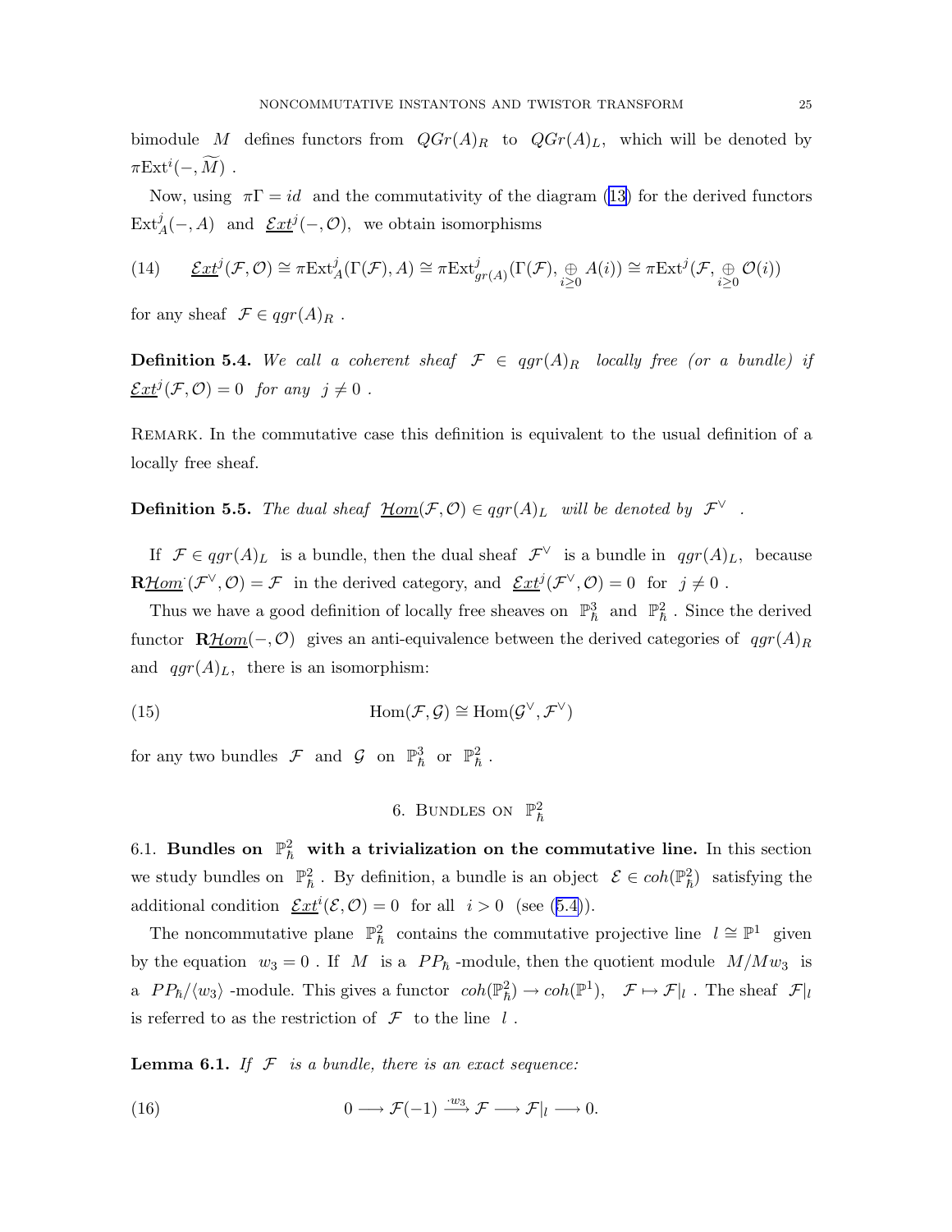bimodule $M$ defines functors from $QGr(A)_R$ to $QGr(A)_L$, which will be denoted by $\pi\mathrm{Ext}^i(-,\widetilde{M})$ .

Now, using $\pi\Gamma = id$ and the commutativity of the diagram (13) for the derived functors $\mathrm{Ext}^j_A(-,A)$ and $\underline{\mathcal{E}xt}^j(-,\mathcal{O})$, we obtain isomorphisms

$$\underline{\mathcal{E}xt}^j(\mathcal{F},\mathcal{O}) \cong \pi\mathrm{Ext}^j_A(\Gamma(\mathcal{F}),A) \cong \pi\mathrm{Ext}^j_{gr(A)}(\Gamma(\mathcal{F}),\underset{i\geq 0}{\oplus} A(i)) \cong \pi\mathrm{Ext}^j(\mathcal{F},\underset{i\geq 0}{\oplus} \mathcal{O}(i)) \tag{14}$$

for any sheaf $\mathcal{F} \in qgr(A)_R$ .

**Definition 5.4.** *We call a coherent sheaf $\mathcal{F} \in qgr(A)_R$ locally free (or a bundle) if $\underline{\mathcal{E}xt}^j(\mathcal{F},\mathcal{O}) = 0$ for any $j \neq 0$ .*

Remark. In the commutative case this definition is equivalent to the usual definition of a locally free sheaf.

**Definition 5.5.** *The dual sheaf $\underline{\mathcal{H}om}(\mathcal{F},\mathcal{O}) \in qgr(A)_L$ will be denoted by $\mathcal{F}^\vee$ .*

If $\mathcal{F} \in qgr(A)_L$ is a bundle, then the dual sheaf $\mathcal{F}^\vee$ is a bundle in $qgr(A)_L$, because $\mathbf{R}\underline{\mathcal{H}om}^{\cdot}(\mathcal{F}^\vee,\mathcal{O}) = \mathcal{F}$ in the derived category, and $\underline{\mathcal{E}xt}^j(\mathcal{F}^\vee,\mathcal{O}) = 0$ for $j \neq 0$ .

Thus we have a good definition of locally free sheaves on $\mathbb{P}^3_\hbar$ and $\mathbb{P}^2_\hbar$ . Since the derived functor $\mathbf{R}\underline{\mathcal{H}om}(-,\mathcal{O})$ gives an anti-equivalence between the derived categories of $qgr(A)_R$ and $qgr(A)_L$, there is an isomorphism:

$$\mathrm{Hom}(\mathcal{F},\mathcal{G}) \cong \mathrm{Hom}(\mathcal{G}^\vee,\mathcal{F}^\vee) \tag{15}$$

for any two bundles $\mathcal{F}$ and $\mathcal{G}$ on $\mathbb{P}^3_\hbar$ or $\mathbb{P}^2_\hbar$ .

## 6. Bundles on $\mathbb{P}^2_\hbar$

### 6.1. Bundles on $\mathbb{P}^2_\hbar$ with a trivialization on the commutative line.

In this section we study bundles on $\mathbb{P}^2_\hbar$ . By definition, a bundle is an object $\mathcal{E} \in coh(\mathbb{P}^2_\hbar)$ satisfying the additional condition $\underline{\mathcal{E}xt}^i(\mathcal{E},\mathcal{O}) = 0$ for all $i > 0$ (see (5.4)).

The noncommutative plane $\mathbb{P}^2_\hbar$ contains the commutative projective line $l \cong \mathbb{P}^1$ given by the equation $w_3 = 0$ . If $M$ is a $PP_\hbar$ -module, then the quotient module $M/Mw_3$ is a $PP_\hbar/\langle w_3\rangle$ -module. This gives a functor $coh(\mathbb{P}^2_\hbar) \to coh(\mathbb{P}^1)$, $\mathcal{F} \mapsto \mathcal{F}|_l$ . The sheaf $\mathcal{F}|_l$ is referred to as the restriction of $\mathcal{F}$ to the line $l$ .

**Lemma 6.1.** *If $\mathcal{F}$ is a bundle, there is an exact sequence:*

$$0 \longrightarrow \mathcal{F}(-1) \xrightarrow{\cdot w_3} \mathcal{F} \longrightarrow \mathcal{F}|_l \longrightarrow 0. \tag{16}$$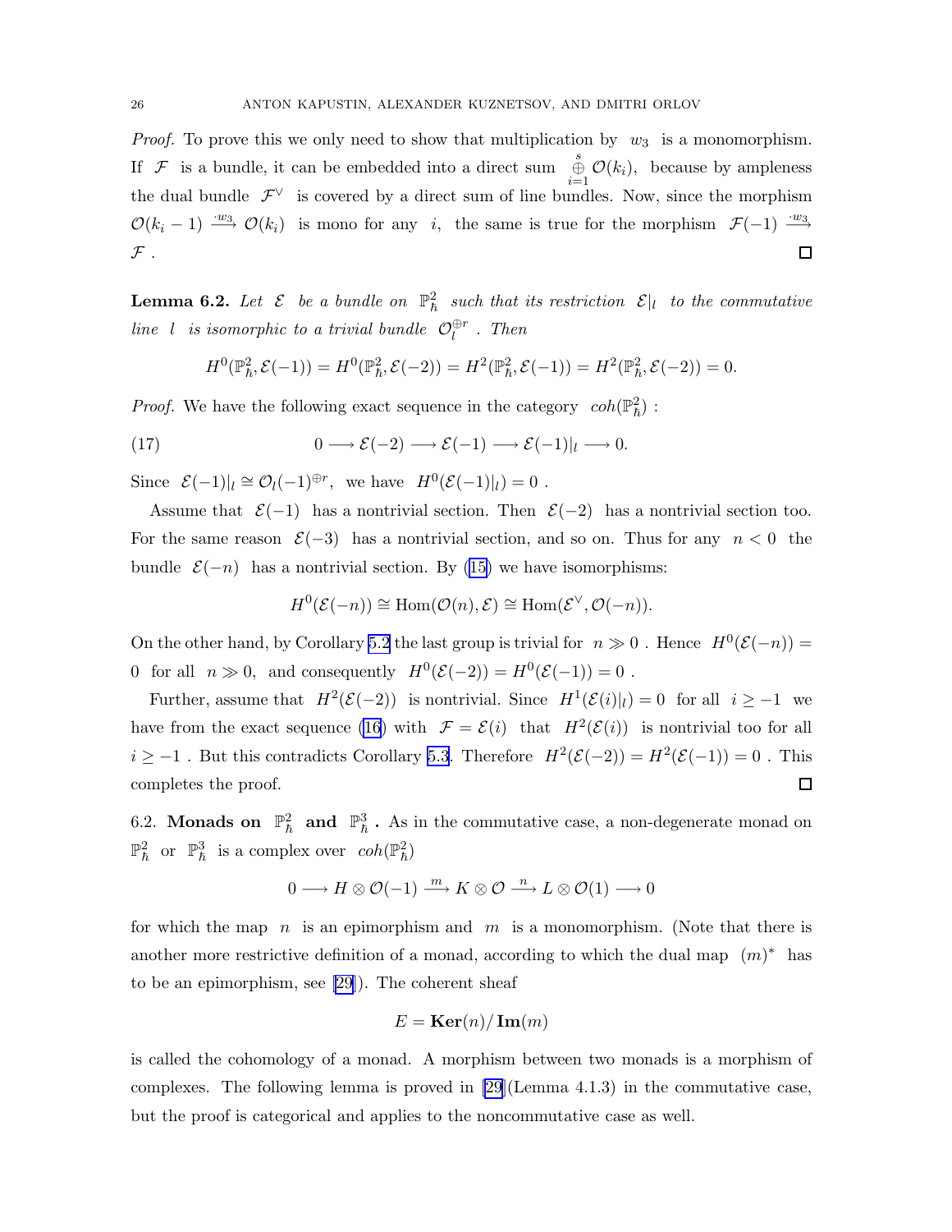*Proof.* To prove this we only need to show that multiplication by $w_3$ is a monomorphism. If $\mathcal{F}$ is a bundle, it can be embedded into a direct sum $\mathop{\oplus}\limits_{i=1}^{s} \mathcal{O}(k_i)$, because by ampleness the dual bundle $\mathcal{F}^\vee$ is covered by a direct sum of line bundles. Now, since the morphism $\mathcal{O}(k_i-1) \xrightarrow{\cdot w_3} \mathcal{O}(k_i)$ is mono for any $i$, the same is true for the morphism $\mathcal{F}(-1) \xrightarrow{\cdot w_3} \mathcal{F}$. □

**Lemma 6.2.** *Let $\mathcal{E}$ be a bundle on $\mathbb{P}^2_\hbar$ such that its restriction $\mathcal{E}|_l$ to the commutative line $l$ is isomorphic to a trivial bundle $\mathcal{O}_l^{\oplus r}$. Then*

$$H^0(\mathbb{P}^2_\hbar, \mathcal{E}(-1)) = H^0(\mathbb{P}^2_\hbar, \mathcal{E}(-2)) = H^2(\mathbb{P}^2_\hbar, \mathcal{E}(-1)) = H^2(\mathbb{P}^2_\hbar, \mathcal{E}(-2)) = 0.$$

*Proof.* We have the following exact sequence in the category $coh(\mathbb{P}^2_\hbar)$ :

$$0 \longrightarrow \mathcal{E}(-2) \longrightarrow \mathcal{E}(-1) \longrightarrow \mathcal{E}(-1)|_l \longrightarrow 0. \tag{17}$$

Since $\mathcal{E}(-1)|_l \cong \mathcal{O}_l(-1)^{\oplus r}$, we have $H^0(\mathcal{E}(-1)|_l) = 0$ .

Assume that $\mathcal{E}(-1)$ has a nontrivial section. Then $\mathcal{E}(-2)$ has a nontrivial section too. For the same reason $\mathcal{E}(-3)$ has a nontrivial section, and so on. Thus for any $n < 0$ the bundle $\mathcal{E}(-n)$ has a nontrivial section. By (15) we have isomorphisms:

$$H^0(\mathcal{E}(-n)) \cong \mathrm{Hom}(\mathcal{O}(n), \mathcal{E}) \cong \mathrm{Hom}(\mathcal{E}^\vee, \mathcal{O}(-n)).$$

On the other hand, by Corollary 5.2 the last group is trivial for $n \gg 0$ . Hence $H^0(\mathcal{E}(-n)) = 0$ for all $n \gg 0$, and consequently $H^0(\mathcal{E}(-2)) = H^0(\mathcal{E}(-1)) = 0$ .

Further, assume that $H^2(\mathcal{E}(-2))$ is nontrivial. Since $H^1(\mathcal{E}(i)|_l) = 0$ for all $i \geq -1$ we have from the exact sequence (16) with $\mathcal{F} = \mathcal{E}(i)$ that $H^2(\mathcal{E}(i))$ is nontrivial too for all $i \geq -1$ . But this contradicts Corollary 5.3. Therefore $H^2(\mathcal{E}(-2)) = H^2(\mathcal{E}(-1)) = 0$ . This completes the proof. □

6.2. **Monads on $\mathbb{P}^2_\hbar$ and $\mathbb{P}^3_\hbar$ .** As in the commutative case, a non-degenerate monad on $\mathbb{P}^2_\hbar$ or $\mathbb{P}^3_\hbar$ is a complex over $coh(\mathbb{P}^2_\hbar)$

$$0 \longrightarrow H \otimes \mathcal{O}(-1) \xrightarrow{m} K \otimes \mathcal{O} \xrightarrow{n} L \otimes \mathcal{O}(1) \longrightarrow 0$$

for which the map $n$ is an epimorphism and $m$ is a monomorphism. (Note that there is another more restrictive definition of a monad, according to which the dual map $(m)^*$ has to be an epimorphism, see [29]). The coherent sheaf

$$E = \mathbf{Ker}(n)/\mathbf{Im}(m)$$

is called the cohomology of a monad. A morphism between two monads is a morphism of complexes. The following lemma is proved in [29](Lemma 4.1.3) in the commutative case, but the proof is categorical and applies to the noncommutative case as well.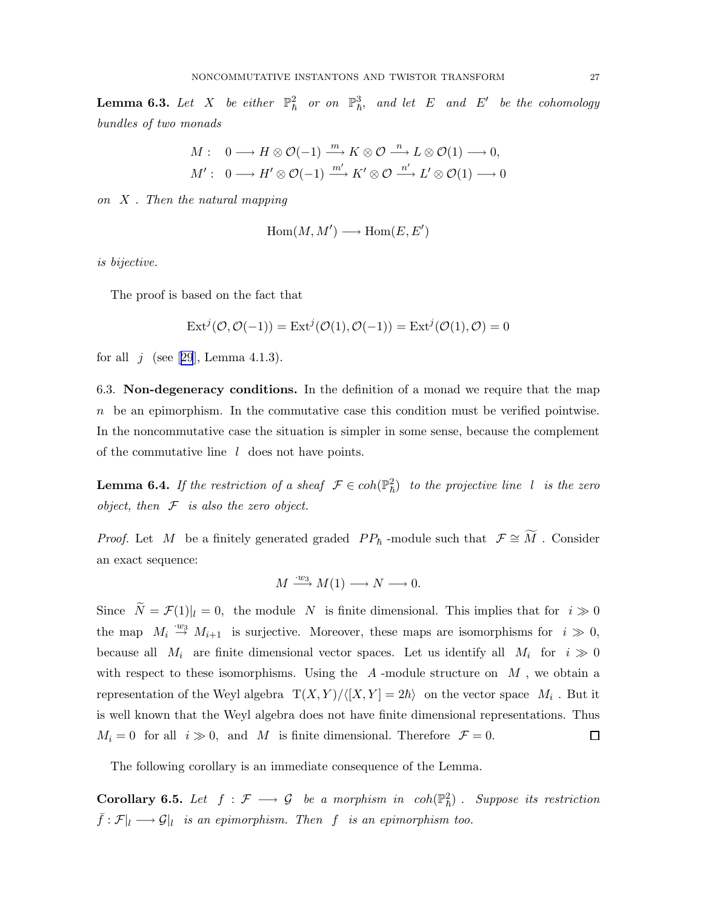**Lemma 6.3.** *Let $X$ be either $\mathbb{P}^2_\hbar$ or on $\mathbb{P}^3_\hbar$, and let $E$ and $E'$ be the cohomology bundles of two monads*

$$
\begin{aligned}
M: &\quad 0 \longrightarrow H \otimes \mathcal{O}(-1) \xrightarrow{m} K \otimes \mathcal{O} \xrightarrow{n} L \otimes \mathcal{O}(1) \longrightarrow 0,\\
M': &\quad 0 \longrightarrow H' \otimes \mathcal{O}(-1) \xrightarrow{m'} K' \otimes \mathcal{O} \xrightarrow{n'} L' \otimes \mathcal{O}(1) \longrightarrow 0
\end{aligned}
$$

*on $X$. Then the natural mapping*

$$
\mathrm{Hom}(M, M') \longrightarrow \mathrm{Hom}(E, E')
$$

*is bijective.*

The proof is based on the fact that

$$
\mathrm{Ext}^j(\mathcal{O}, \mathcal{O}(-1)) = \mathrm{Ext}^j(\mathcal{O}(1), \mathcal{O}(-1)) = \mathrm{Ext}^j(\mathcal{O}(1), \mathcal{O}) = 0
$$

for all $j$ (see [29], Lemma 4.1.3).

6.3. **Non-degeneracy conditions.** In the definition of a monad we require that the map $n$ be an epimorphism. In the commutative case this condition must be verified pointwise. In the noncommutative case the situation is simpler in some sense, because the complement of the commutative line $l$ does not have points.

**Lemma 6.4.** *If the restriction of a sheaf $\mathcal{F} \in coh(\mathbb{P}^2_\hbar)$ to the projective line $l$ is the zero object, then $\mathcal{F}$ is also the zero object.*

*Proof.* Let $M$ be a finitely generated graded $PP_\hbar$-module such that $\mathcal{F} \cong \widetilde{M}$. Consider an exact sequence:

$$
M \xrightarrow{\cdot w_3} M(1) \longrightarrow N \longrightarrow 0.
$$

Since $\widetilde{N} = \mathcal{F}(1)|_l = 0$, the module $N$ is finite dimensional. This implies that for $i \gg 0$ the map $M_i \overset{\cdot w_3}{\to} M_{i+1}$ is surjective. Moreover, these maps are isomorphisms for $i \gg 0$, because all $M_i$ are finite dimensional vector spaces. Let us identify all $M_i$ for $i \gg 0$ with respect to these isomorphisms. Using the $A$-module structure on $M$, we obtain a representation of the Weyl algebra $\mathrm{T}(X, Y)/\langle [X, Y] = 2\hbar \rangle$ on the vector space $M_i$. But it is well known that the Weyl algebra does not have finite dimensional representations. Thus $M_i = 0$ for all $i \gg 0$, and $M$ is finite dimensional. Therefore $\mathcal{F} = 0$. $\square$

The following corollary is an immediate consequence of the Lemma.

**Corollary 6.5.** *Let $f : \mathcal{F} \longrightarrow \mathcal{G}$ be a morphism in $coh(\mathbb{P}^2_\hbar)$. Suppose its restriction $\bar{f} : \mathcal{F}|_l \longrightarrow \mathcal{G}|_l$ is an epimorphism. Then $f$ is an epimorphism too.*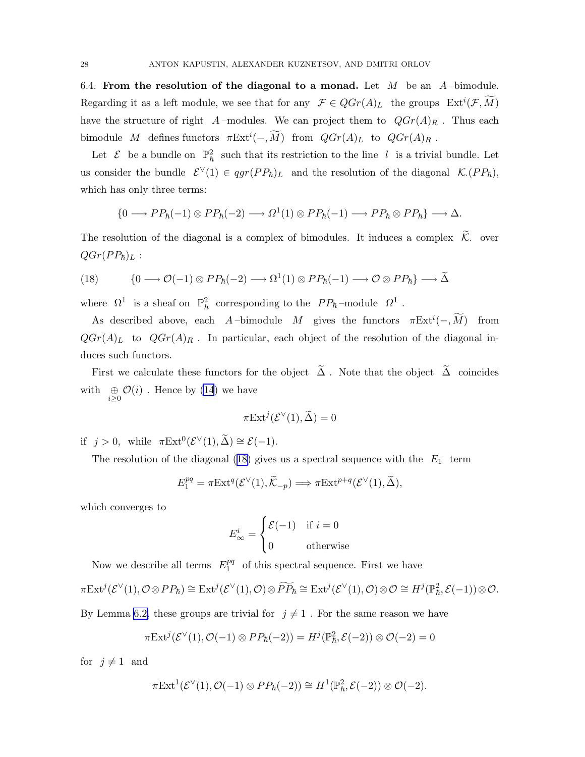### 6.4. From the resolution of the diagonal to a monad.

Let $M$ be an $A$–bimodule. Regarding it as a left module, we see that for any $\mathcal{F} \in QGr(A)_L$ the groups $\operatorname{Ext}^i(\mathcal{F}, \widetilde{M})$ have the structure of right $A$–modules. We can project them to $QGr(A)_R$. Thus each bimodule $M$ defines functors $\pi\operatorname{Ext}^i(-, \widetilde{M})$ from $QGr(A)_L$ to $QGr(A)_R$.

Let $\mathcal{E}$ be a bundle on $\mathbb{P}^2_\hbar$ such that its restriction to the line $l$ is a trivial bundle. Let us consider the bundle $\mathcal{E}^\vee(1) \in qgr(PP_\hbar)_L$ and the resolution of the diagonal $\mathcal{K}_\cdot(PP_\hbar)$, which has only three terms:

$$\{0 \longrightarrow PP_\hbar(-1) \otimes PP_\hbar(-2) \longrightarrow \Omega^1(1) \otimes PP_\hbar(-1) \longrightarrow PP_\hbar \otimes PP_\hbar\} \longrightarrow \Delta.$$

The resolution of the diagonal is a complex of bimodules. It induces a complex $\widetilde{\mathcal{K}}_\cdot$ over $QGr(PP_\hbar)_L$:

$$\{0 \longrightarrow \mathcal{O}(-1) \otimes PP_\hbar(-2) \longrightarrow \Omega^1(1) \otimes PP_\hbar(-1) \longrightarrow \mathcal{O} \otimes PP_\hbar\} \longrightarrow \widetilde{\Delta} \tag{18}$$

where $\Omega^1$ is a sheaf on $\mathbb{P}^2_\hbar$ corresponding to the $PP_\hbar$–module $\Omega^1$.

As described above, each $A$–bimodule $M$ gives the functors $\pi\operatorname{Ext}^i(-, \widetilde{M})$ from $QGr(A)_L$ to $QGr(A)_R$. In particular, each object of the resolution of the diagonal induces such functors.

First we calculate these functors for the object $\widetilde{\Delta}$. Note that the object $\widetilde{\Delta}$ coincides with $\underset{i\ge 0}{\oplus}\mathcal{O}(i)$. Hence by (14) we have

$$\pi\operatorname{Ext}^j(\mathcal{E}^\vee(1), \widetilde{\Delta}) = 0$$

if $j > 0$, while $\pi\operatorname{Ext}^0(\mathcal{E}^\vee(1), \widetilde{\Delta}) \cong \mathcal{E}(-1)$.

The resolution of the diagonal (18) gives us a spectral sequence with the $E_1$ term

$$E_1^{pq} = \pi\operatorname{Ext}^q(\mathcal{E}^\vee(1), \widetilde{\mathcal{K}}_{-p}) \Longrightarrow \pi\operatorname{Ext}^{p+q}(\mathcal{E}^\vee(1), \widetilde{\Delta}),$$

which converges to

$$E_\infty^i = \begin{cases} \mathcal{E}(-1) & \text{if } i = 0 \\ 0 & \text{otherwise} \end{cases}$$

Now we describe all terms $E_1^{pq}$ of this spectral sequence. First we have

$$\pi\operatorname{Ext}^j(\mathcal{E}^\vee(1), \mathcal{O}\otimes PP_\hbar) \cong \operatorname{Ext}^j(\mathcal{E}^\vee(1), \mathcal{O}) \otimes \widetilde{PP_\hbar} \cong \operatorname{Ext}^j(\mathcal{E}^\vee(1), \mathcal{O}) \otimes \mathcal{O} \cong H^j(\mathbb{P}^2_\hbar, \mathcal{E}(-1)) \otimes \mathcal{O}.$$

By Lemma 6.2, these groups are trivial for $j \neq 1$. For the same reason we have

$$\pi\operatorname{Ext}^j(\mathcal{E}^\vee(1), \mathcal{O}(-1) \otimes PP_\hbar(-2)) = H^j(\mathbb{P}^2_\hbar, \mathcal{E}(-2)) \otimes \mathcal{O}(-2) = 0$$

for $j \neq 1$ and

$$\pi\operatorname{Ext}^1(\mathcal{E}^\vee(1), \mathcal{O}(-1) \otimes PP_\hbar(-2)) \cong H^1(\mathbb{P}^2_\hbar, \mathcal{E}(-2)) \otimes \mathcal{O}(-2).$$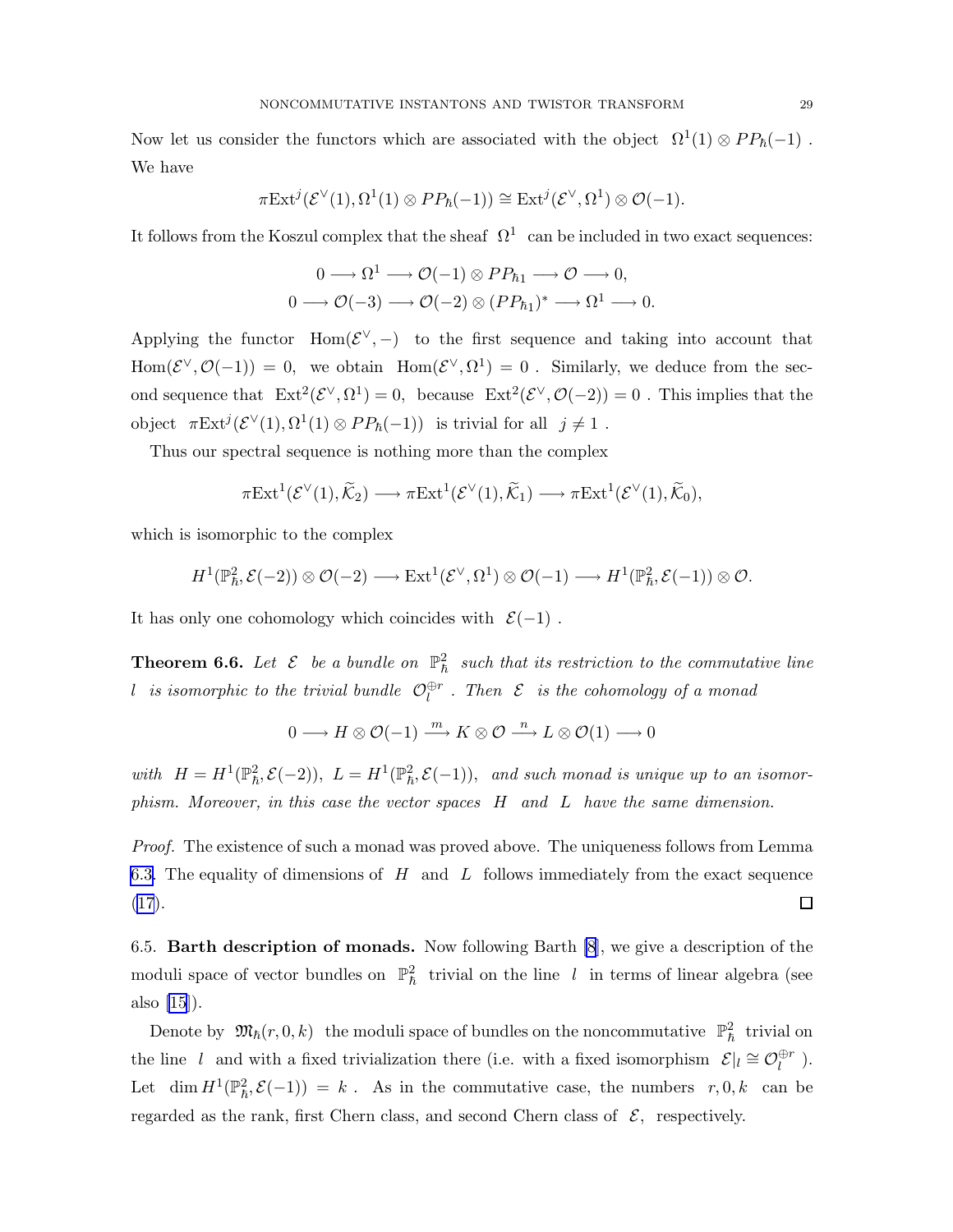Now let us consider the functors which are associated with the object $\Omega^1(1) \otimes PP_\hbar(-1)$. We have

$$\pi \mathrm{Ext}^j(\mathcal{E}^\vee(1), \Omega^1(1) \otimes PP_\hbar(-1)) \cong \mathrm{Ext}^j(\mathcal{E}^\vee, \Omega^1) \otimes \mathcal{O}(-1).$$

It follows from the Koszul complex that the sheaf $\Omega^1$ can be included in two exact sequences:

$$0 \longrightarrow \Omega^1 \longrightarrow \mathcal{O}(-1) \otimes PP_{\hbar 1} \longrightarrow \mathcal{O} \longrightarrow 0,$$
$$0 \longrightarrow \mathcal{O}(-3) \longrightarrow \mathcal{O}(-2) \otimes (PP_{\hbar 1})^* \longrightarrow \Omega^1 \longrightarrow 0.$$

Applying the functor $\mathrm{Hom}(\mathcal{E}^\vee, -)$ to the first sequence and taking into account that $\mathrm{Hom}(\mathcal{E}^\vee, \mathcal{O}(-1)) = 0$, we obtain $\mathrm{Hom}(\mathcal{E}^\vee, \Omega^1) = 0$. Similarly, we deduce from the second sequence that $\mathrm{Ext}^2(\mathcal{E}^\vee, \Omega^1) = 0$, because $\mathrm{Ext}^2(\mathcal{E}^\vee, \mathcal{O}(-2)) = 0$. This implies that the object $\pi \mathrm{Ext}^j(\mathcal{E}^\vee(1), \Omega^1(1) \otimes PP_\hbar(-1))$ is trivial for all $j \neq 1$.

Thus our spectral sequence is nothing more than the complex

$$\pi \mathrm{Ext}^1(\mathcal{E}^\vee(1), \widetilde{\mathcal{K}}_2) \longrightarrow \pi \mathrm{Ext}^1(\mathcal{E}^\vee(1), \widetilde{\mathcal{K}}_1) \longrightarrow \pi \mathrm{Ext}^1(\mathcal{E}^\vee(1), \widetilde{\mathcal{K}}_0),$$

which is isomorphic to the complex

$$H^1(\mathbb{P}^2_\hbar, \mathcal{E}(-2)) \otimes \mathcal{O}(-2) \longrightarrow \mathrm{Ext}^1(\mathcal{E}^\vee, \Omega^1) \otimes \mathcal{O}(-1) \longrightarrow H^1(\mathbb{P}^2_\hbar, \mathcal{E}(-1)) \otimes \mathcal{O}.$$

It has only one cohomology which coincides with $\mathcal{E}(-1)$.

**Theorem 6.6.** *Let $\mathcal{E}$ be a bundle on $\mathbb{P}^2_\hbar$ such that its restriction to the commutative line $l$ is isomorphic to the trivial bundle $\mathcal{O}_l^{\oplus r}$. Then $\mathcal{E}$ is the cohomology of a monad*

$$0 \longrightarrow H \otimes \mathcal{O}(-1) \xrightarrow{\ m\ } K \otimes \mathcal{O} \xrightarrow{\ n\ } L \otimes \mathcal{O}(1) \longrightarrow 0$$

*with $H = H^1(\mathbb{P}^2_\hbar, \mathcal{E}(-2))$, $L = H^1(\mathbb{P}^2_\hbar, \mathcal{E}(-1))$, and such monad is unique up to an isomorphism. Moreover, in this case the vector spaces $H$ and $L$ have the same dimension.*

*Proof.* The existence of such a monad was proved above. The uniqueness follows from Lemma 6.3. The equality of dimensions of $H$ and $L$ follows immediately from the exact sequence (17). $\square$

6.5. **Barth description of monads.** Now following Barth [8], we give a description of the moduli space of vector bundles on $\mathbb{P}^2_\hbar$ trivial on the line $l$ in terms of linear algebra (see also [15]).

Denote by $\mathfrak{M}_\hbar(r, 0, k)$ the moduli space of bundles on the noncommutative $\mathbb{P}^2_\hbar$ trivial on the line $l$ and with a fixed trivialization there (i.e. with a fixed isomorphism $\mathcal{E}|_l \cong \mathcal{O}_l^{\oplus r}$). Let $\dim H^1(\mathbb{P}^2_\hbar, \mathcal{E}(-1)) = k$. As in the commutative case, the numbers $r, 0, k$ can be regarded as the rank, first Chern class, and second Chern class of $\mathcal{E}$, respectively.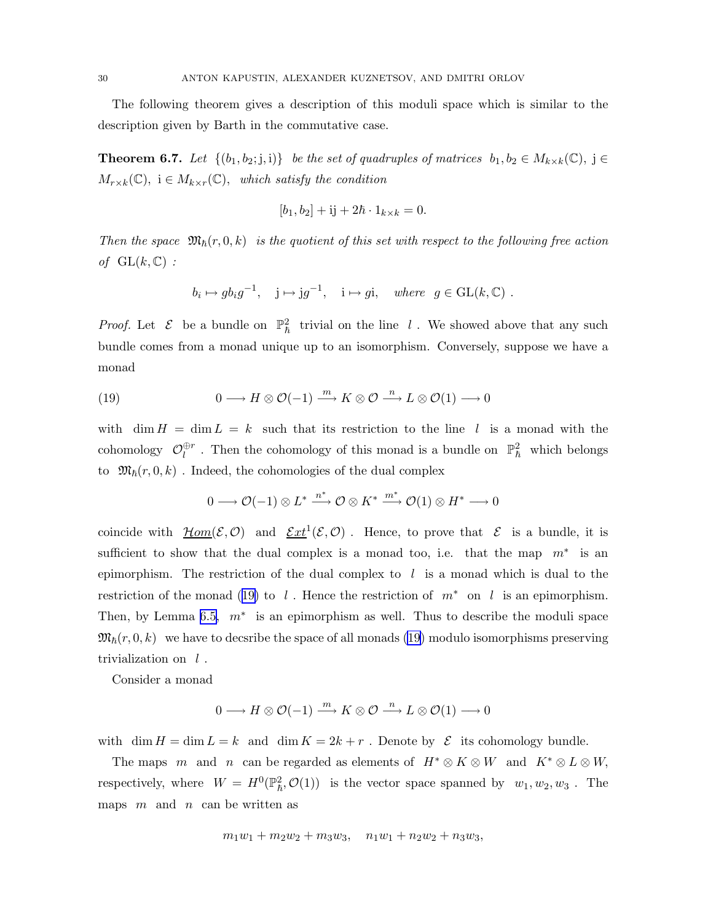The following theorem gives a description of this moduli space which is similar to the description given by Barth in the commutative case.

**Theorem 6.7.** *Let* $\{(b_1, b_2; \mathrm{j}, \mathrm{i})\}$ *be the set of quadruples of matrices* $b_1, b_2 \in M_{k\times k}(\mathbb{C})$, $\mathrm{j} \in M_{r\times k}(\mathbb{C})$, $\mathrm{i} \in M_{k\times r}(\mathbb{C})$, *which satisfy the condition*

$$[b_1, b_2] + \mathrm{ij} + 2\hbar \cdot 1_{k\times k} = 0.$$

*Then the space* $\mathfrak{M}_\hbar(r, 0, k)$ *is the quotient of this set with respect to the following free action of* $\mathrm{GL}(k, \mathbb{C})$ *:*

$$b_i \mapsto g b_i g^{-1}, \quad \mathrm{j} \mapsto \mathrm{j} g^{-1}, \quad \mathrm{i} \mapsto g\mathrm{i}, \quad \textit{where} \;\; g \in \mathrm{GL}(k, \mathbb{C}) \; .$$

*Proof.* Let $\mathcal{E}$ be a bundle on $\mathbb{P}^2_\hbar$ trivial on the line $l$. We showed above that any such bundle comes from a monad unique up to an isomorphism. Conversely, suppose we have a monad

$$0 \longrightarrow H \otimes \mathcal{O}(-1) \xrightarrow{\; m \;} K \otimes \mathcal{O} \xrightarrow{\; n \;} L \otimes \mathcal{O}(1) \longrightarrow 0 \tag{19}$$

with $\dim H = \dim L = k$ such that its restriction to the line $l$ is a monad with the cohomology $\mathcal{O}_l^{\oplus r}$. Then the cohomology of this monad is a bundle on $\mathbb{P}^2_\hbar$ which belongs to $\mathfrak{M}_\hbar(r, 0, k)$. Indeed, the cohomologies of the dual complex

$$0 \longrightarrow \mathcal{O}(-1) \otimes L^* \xrightarrow{\; n^* \;} \mathcal{O} \otimes K^* \xrightarrow{\; m^* \;} \mathcal{O}(1) \otimes H^* \longrightarrow 0$$

coincide with $\underline{\mathcal{H}om}(\mathcal{E}, \mathcal{O})$ and $\underline{\mathcal{E}xt}^1(\mathcal{E}, \mathcal{O})$. Hence, to prove that $\mathcal{E}$ is a bundle, it is sufficient to show that the dual complex is a monad too, i.e. that the map $m^*$ is an epimorphism. The restriction of the dual complex to $l$ is a monad which is dual to the restriction of the monad (19) to $l$. Hence the restriction of $m^*$ on $l$ is an epimorphism. Then, by Lemma 6.5, $m^*$ is an epimorphism as well. Thus to describe the moduli space $\mathfrak{M}_\hbar(r, 0, k)$ we have to decsribe the space of all monads (19) modulo isomorphisms preserving trivialization on $l$.

Consider a monad

$$0 \longrightarrow H \otimes \mathcal{O}(-1) \xrightarrow{\; m \;} K \otimes \mathcal{O} \xrightarrow{\; n \;} L \otimes \mathcal{O}(1) \longrightarrow 0$$

with $\dim H = \dim L = k$ and $\dim K = 2k + r$. Denote by $\mathcal{E}$ its cohomology bundle.

The maps $m$ and $n$ can be regarded as elements of $H^* \otimes K \otimes W$ and $K^* \otimes L \otimes W$, respectively, where $W = H^0(\mathbb{P}^2_\hbar, \mathcal{O}(1))$ is the vector space spanned by $w_1, w_2, w_3$. The maps $m$ and $n$ can be written as

$$m_1 w_1 + m_2 w_2 + m_3 w_3, \quad n_1 w_1 + n_2 w_2 + n_3 w_3,$$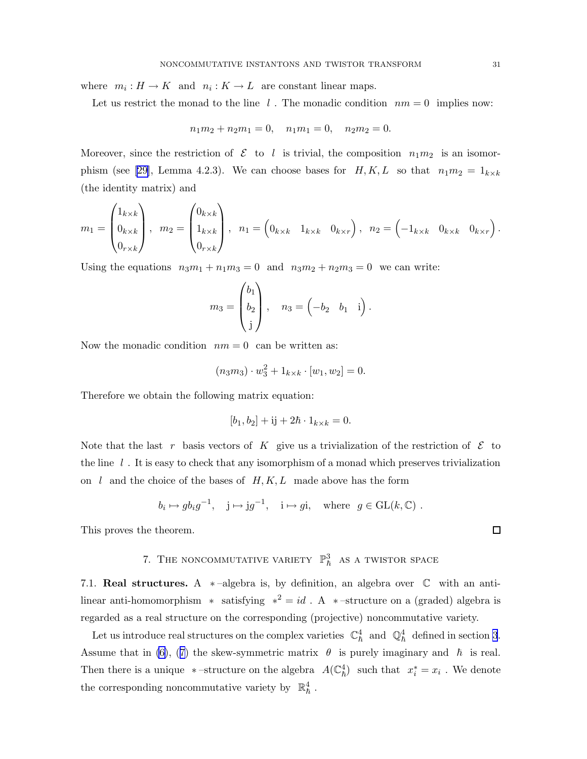where $m_i : H \to K$ and $n_i : K \to L$ are constant linear maps.

Let us restrict the monad to the line $l$. The monadic condition $nm = 0$ implies now:

$$n_1 m_2 + n_2 m_1 = 0, \quad n_1 m_1 = 0, \quad n_2 m_2 = 0.$$

Moreover, since the restriction of $\mathcal{E}$ to $l$ is trivial, the composition $n_1 m_2$ is an isomorphism (see [29], Lemma 4.2.3). We can choose bases for $H, K, L$ so that $n_1 m_2 = 1_{k\times k}$ (the identity matrix) and

$$m_1 = \begin{pmatrix} 1_{k\times k} \\ 0_{k\times k} \\ 0_{r\times k} \end{pmatrix}, \quad m_2 = \begin{pmatrix} 0_{k\times k} \\ 1_{k\times k} \\ 0_{r\times k} \end{pmatrix}, \quad n_1 = \begin{pmatrix} 0_{k\times k} & 1_{k\times k} & 0_{k\times r} \end{pmatrix}, \quad n_2 = \begin{pmatrix} -1_{k\times k} & 0_{k\times k} & 0_{k\times r} \end{pmatrix}.$$

Using the equations $n_3 m_1 + n_1 m_3 = 0$ and $n_3 m_2 + n_2 m_3 = 0$ we can write:

$$m_3 = \begin{pmatrix} b_1 \\ b_2 \\ \mathrm{j} \end{pmatrix}, \quad n_3 = \begin{pmatrix} -b_2 & b_1 & \mathrm{i} \end{pmatrix}.$$

Now the monadic condition $nm = 0$ can be written as:

$$(n_3 m_3) \cdot w_3^2 + 1_{k\times k} \cdot [w_1, w_2] = 0.$$

Therefore we obtain the following matrix equation:

$$[b_1, b_2] + \mathrm{ij} + 2\hbar \cdot 1_{k\times k} = 0.$$

Note that the last $r$ basis vectors of $K$ give us a trivialization of the restriction of $\mathcal{E}$ to the line $l$. It is easy to check that any isomorphism of a monad which preserves trivialization on $l$ and the choice of the bases of $H, K, L$ made above has the form

$$b_i \mapsto g b_i g^{-1}, \quad \mathrm{j} \mapsto \mathrm{j} g^{-1}, \quad \mathrm{i} \mapsto g\mathrm{i}, \quad \text{where } g \in \mathrm{GL}(k, \mathbb{C}).$$

This proves the theorem. $\square$

## 7. The noncommutative variety $\mathbb{P}^3_\hbar$ as a twistor space

**7.1. Real structures.** A $*$–algebra is, by definition, an algebra over $\mathbb{C}$ with an antilinear anti-homomorphism $*$ satisfying $*^2 = id$. A $*$–structure on a (graded) algebra is regarded as a real structure on the corresponding (projective) noncommutative variety.

Let us introduce real structures on the complex varieties $\mathbb{C}^4_\hbar$ and $\mathbb{Q}^4_\hbar$ defined in section 3. Assume that in (6), (7) the skew-symmetric matrix $\theta$ is purely imaginary and $\hbar$ is real. Then there is a unique $*$–structure on the algebra $A(\mathbb{C}^4_\hbar)$ such that $x_i^* = x_i$. We denote the corresponding noncommutative variety by $\mathbb{R}^4_\hbar$.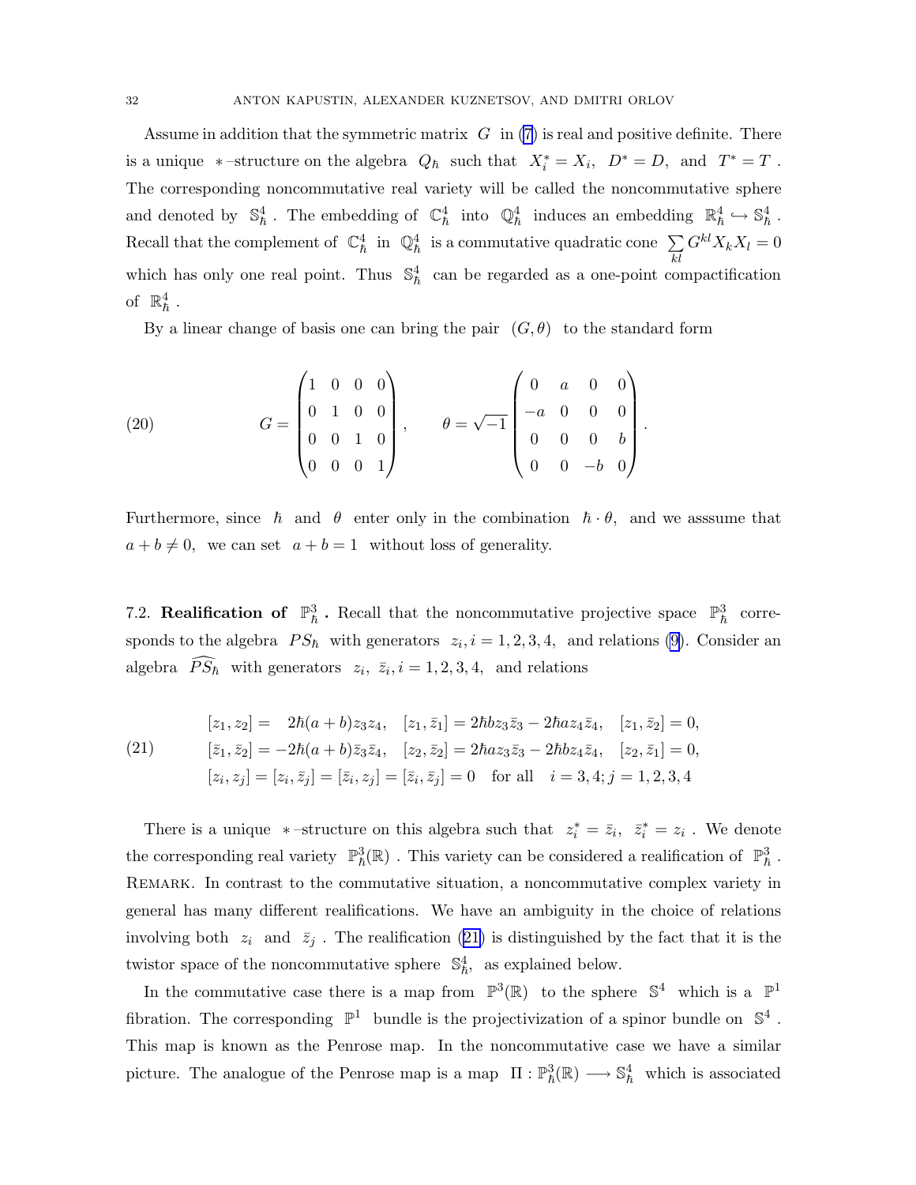Assume in addition that the symmetric matrix $G$ in (7) is real and positive definite. There is a unique $*$–structure on the algebra $Q_\hbar$ such that $X_i^* = X_i$, $D^* = D$, and $T^* = T$. The corresponding noncommutative real variety will be called the noncommutative sphere and denoted by $\mathbb{S}^4_\hbar$. The embedding of $\mathbb{C}^4_\hbar$ into $\mathbb{Q}^4_\hbar$ induces an embedding $\mathbb{R}^4_\hbar \hookrightarrow \mathbb{S}^4_\hbar$. Recall that the complement of $\mathbb{C}^4_\hbar$ in $\mathbb{Q}^4_\hbar$ is a commutative quadratic cone $\sum_{kl} G^{kl} X_k X_l = 0$ which has only one real point. Thus $\mathbb{S}^4_\hbar$ can be regarded as a one-point compactification of $\mathbb{R}^4_\hbar$.

By a linear change of basis one can bring the pair $(G, \theta)$ to the standard form

$$
G = \begin{pmatrix} 1 & 0 & 0 & 0 \\ 0 & 1 & 0 & 0 \\ 0 & 0 & 1 & 0 \\ 0 & 0 & 0 & 1 \end{pmatrix}, \qquad \theta = \sqrt{-1} \begin{pmatrix} 0 & a & 0 & 0 \\ -a & 0 & 0 & 0 \\ 0 & 0 & 0 & b \\ 0 & 0 & -b & 0 \end{pmatrix}. \tag{20}
$$

Furthermore, since $\hbar$ and $\theta$ enter only in the combination $\hbar \cdot \theta$, and we asssume that $a + b \neq 0$, we can set $a + b = 1$ without loss of generality.

## 7.2. Realification of $\mathbb{P}^3_\hbar$.

Recall that the noncommutative projective space $\mathbb{P}^3_\hbar$ corresponds to the algebra $PS_\hbar$ with generators $z_i, i = 1, 2, 3, 4$, and relations (9). Consider an algebra $\widehat{PS_\hbar}$ with generators $z_i$, $\bar{z}_i, i = 1, 2, 3, 4$, and relations

$$
\begin{aligned}
&[z_1, z_2] = \ \ 2\hbar(a+b) z_3 z_4, \quad [z_1, \bar{z}_1] = 2\hbar b z_3 \bar{z}_3 - 2\hbar a z_4 \bar{z}_4, \quad [z_1, \bar{z}_2] = 0, \\
&[\bar{z}_1, \bar{z}_2] = -2\hbar(a+b) \bar{z}_3 \bar{z}_4, \quad [z_2, \bar{z}_2] = 2\hbar a z_3 \bar{z}_3 - 2\hbar b z_4 \bar{z}_4, \quad [z_2, \bar{z}_1] = 0, \\
&[z_i, z_j] = [z_i, \bar{z}_j] = [\bar{z}_i, z_j] = [\bar{z}_i, \bar{z}_j] = 0 \quad \text{for all} \quad i = 3, 4; j = 1, 2, 3, 4
\end{aligned} \tag{21}
$$

There is a unique $*$–structure on this algebra such that $z_i^* = \bar{z}_i$, $\bar{z}_i^* = z_i$. We denote the corresponding real variety $\mathbb{P}^3_\hbar(\mathbb{R})$. This variety can be considered a realification of $\mathbb{P}^3_\hbar$.

Remark. In contrast to the commutative situation, a noncommutative complex variety in general has many different realifications. We have an ambiguity in the choice of relations involving both $z_i$ and $\bar{z}_j$. The realification (21) is distinguished by the fact that it is the twistor space of the noncommutative sphere $\mathbb{S}^4_\hbar$, as explained below.

In the commutative case there is a map from $\mathbb{P}^3(\mathbb{R})$ to the sphere $\mathbb{S}^4$ which is a $\mathbb{P}^1$ fibration. The corresponding $\mathbb{P}^1$ bundle is the projectivization of a spinor bundle on $\mathbb{S}^4$. This map is known as the Penrose map. In the noncommutative case we have a similar picture. The analogue of the Penrose map is a map $\Pi : \mathbb{P}^3_\hbar(\mathbb{R}) \longrightarrow \mathbb{S}^4_\hbar$ which is associated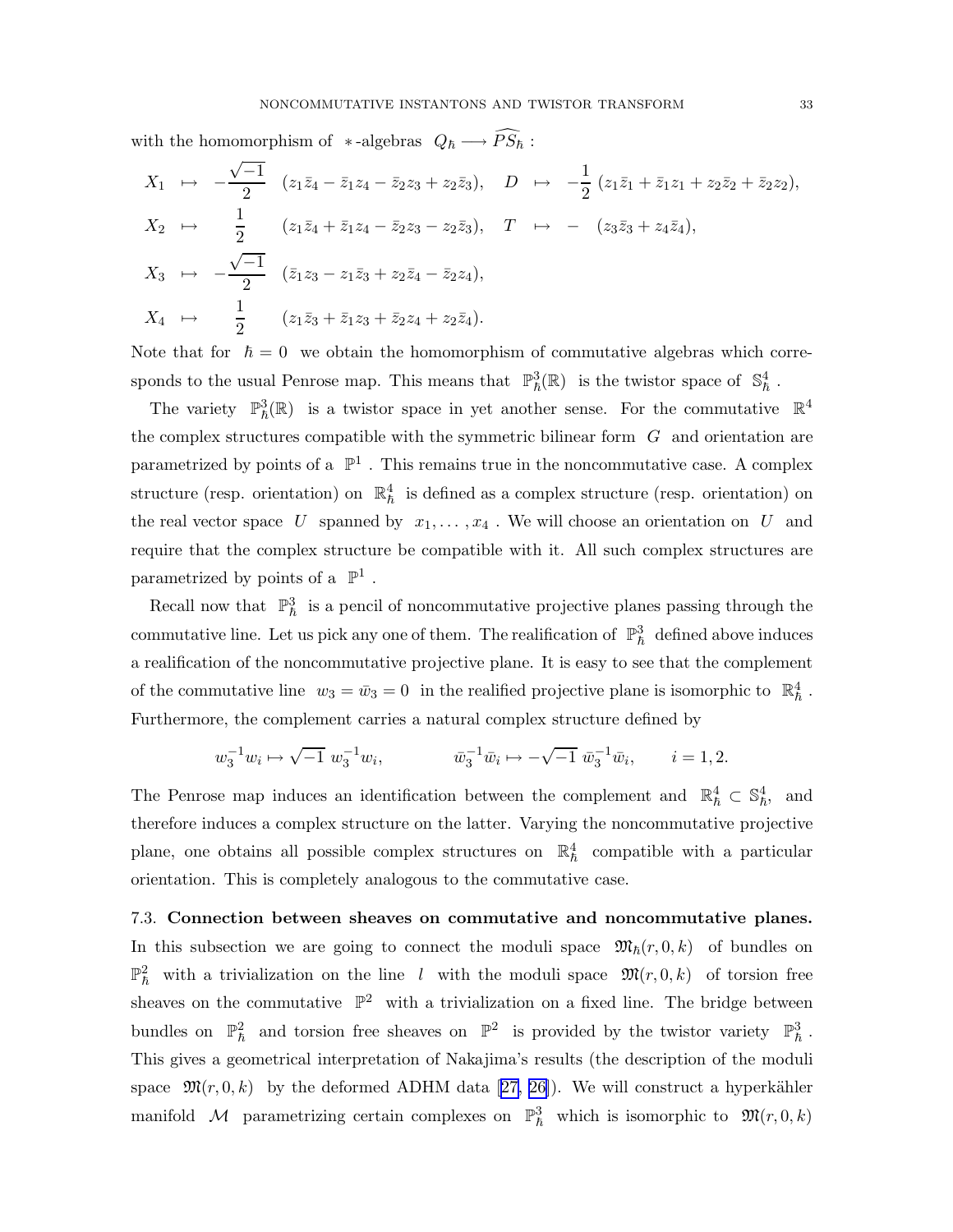with the homomorphism of $*$-algebras $Q_\hbar \longrightarrow \widehat{PS_\hbar}$ :

$$
\begin{aligned}
X_1 &\mapsto -\frac{\sqrt{-1}}{2} \quad (z_1\bar{z}_4 - \bar{z}_1 z_4 - \bar{z}_2 z_3 + z_2\bar{z}_3), \quad & D &\mapsto -\frac{1}{2}\,(z_1\bar{z}_1 + \bar{z}_1 z_1 + z_2\bar{z}_2 + \bar{z}_2 z_2),\\
X_2 &\mapsto \quad \frac{1}{2} \quad (z_1\bar{z}_4 + \bar{z}_1 z_4 - \bar{z}_2 z_3 - z_2\bar{z}_3), \quad & T &\mapsto - \quad (z_3\bar{z}_3 + z_4\bar{z}_4),\\
X_3 &\mapsto -\frac{\sqrt{-1}}{2} \quad (\bar{z}_1 z_3 - z_1\bar{z}_3 + z_2\bar{z}_4 - \bar{z}_2 z_4), & &\\
X_4 &\mapsto \quad \frac{1}{2} \quad (z_1\bar{z}_3 + \bar{z}_1 z_3 + \bar{z}_2 z_4 + z_2\bar{z}_4). & &
\end{aligned}
$$

Note that for $\hbar = 0$ we obtain the homomorphism of commutative algebras which corresponds to the usual Penrose map. This means that $\mathbb{P}^3_\hbar(\mathbb{R})$ is the twistor space of $\mathbb{S}^4_\hbar$ .

The variety $\mathbb{P}^3_\hbar(\mathbb{R})$ is a twistor space in yet another sense. For the commutative $\mathbb{R}^4$ the complex structures compatible with the symmetric bilinear form $G$ and orientation are parametrized by points of a $\mathbb{P}^1$ . This remains true in the noncommutative case. A complex structure (resp. orientation) on $\mathbb{R}^4_\hbar$ is defined as a complex structure (resp. orientation) on the real vector space $U$ spanned by $x_1, \ldots, x_4$ . We will choose an orientation on $U$ and require that the complex structure be compatible with it. All such complex structures are parametrized by points of a $\mathbb{P}^1$ .

Recall now that $\mathbb{P}^3_\hbar$ is a pencil of noncommutative projective planes passing through the commutative line. Let us pick any one of them. The realification of $\mathbb{P}^3_\hbar$ defined above induces a realification of the noncommutative projective plane. It is easy to see that the complement of the commutative line $w_3 = \bar{w}_3 = 0$ in the realified projective plane is isomorphic to $\mathbb{R}^4_\hbar$ . Furthermore, the complement carries a natural complex structure defined by

$$
w_3^{-1} w_i \mapsto \sqrt{-1}\; w_3^{-1} w_i, \qquad \bar{w}_3^{-1}\bar{w}_i \mapsto -\sqrt{-1}\;\bar{w}_3^{-1}\bar{w}_i, \qquad i = 1, 2.
$$

The Penrose map induces an identification between the complement and $\mathbb{R}^4_\hbar \subset \mathbb{S}^4_\hbar$, and therefore induces a complex structure on the latter. Varying the noncommutative projective plane, one obtains all possible complex structures on $\mathbb{R}^4_\hbar$ compatible with a particular orientation. This is completely analogous to the commutative case.

**7.3. Connection between sheaves on commutative and noncommutative planes.** In this subsection we are going to connect the moduli space $\mathfrak{M}_\hbar(r, 0, k)$ of bundles on $\mathbb{P}^2_\hbar$ with a trivialization on the line $l$ with the moduli space $\mathfrak{M}(r, 0, k)$ of torsion free sheaves on the commutative $\mathbb{P}^2$ with a trivialization on a fixed line. The bridge between bundles on $\mathbb{P}^2_\hbar$ and torsion free sheaves on $\mathbb{P}^2$ is provided by the twistor variety $\mathbb{P}^3_\hbar$ . This gives a geometrical interpretation of Nakajima's results (the description of the moduli space $\mathfrak{M}(r, 0, k)$ by the deformed ADHM data [27, 26]). We will construct a hyperkähler manifold $\mathcal{M}$ parametrizing certain complexes on $\mathbb{P}^3_\hbar$ which is isomorphic to $\mathfrak{M}(r, 0, k)$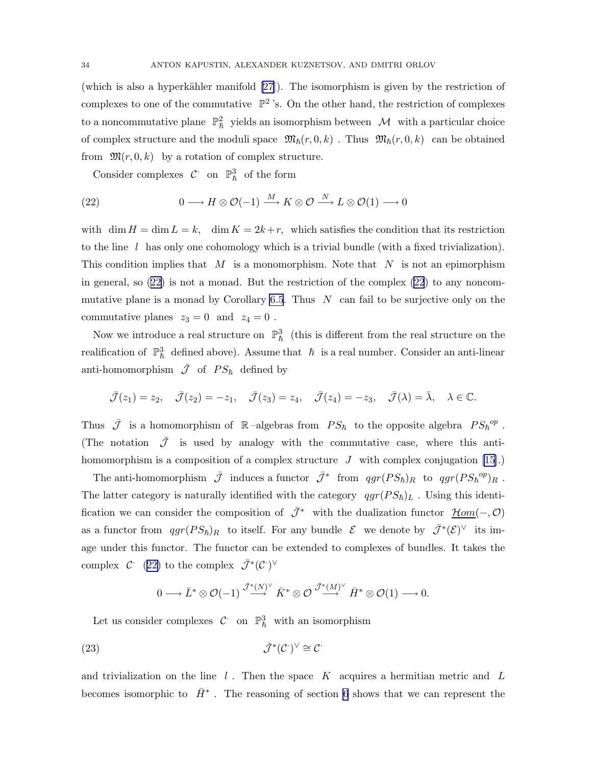(which is also a hyperkähler manifold [27]). The isomorphism is given by the restriction of complexes to one of the commutative $\mathbb{P}^2$ 's. On the other hand, the restriction of complexes to a noncommutative plane $\mathbb{P}^2_\hbar$ yields an isomorphism between $\mathcal{M}$ with a particular choice of complex structure and the moduli space $\mathfrak{M}_\hbar(r,0,k)$ . Thus $\mathfrak{M}_\hbar(r,0,k)$ can be obtained from $\mathfrak{M}(r,0,k)$ by a rotation of complex structure.

Consider complexes $\mathcal{C}^\cdot$ on $\mathbb{P}^3_\hbar$ of the form

$$0 \longrightarrow H \otimes \mathcal{O}(-1) \xrightarrow{M} K \otimes \mathcal{O} \xrightarrow{N} L \otimes \mathcal{O}(1) \longrightarrow 0 \tag{22}$$

with $\dim H = \dim L = k,\quad \dim K = 2k+r,$ which satisfies the condition that its restriction to the line $l$ has only one cohomology which is a trivial bundle (with a fixed trivialization). This condition implies that $M$ is a monomorphism. Note that $N$ is not an epimorphism in general, so (22) is not a monad. But the restriction of the complex (22) to any noncommutative plane is a monad by Corollary 6.5. Thus $N$ can fail to be surjective only on the commutative planes $z_3 = 0$ and $z_4 = 0$ .

Now we introduce a real structure on $\mathbb{P}^3_\hbar$ (this is different from the real structure on the realification of $\mathbb{P}^3_\hbar$ defined above). Assume that $\hbar$ is a real number. Consider an anti-linear anti-homomorphism $\bar{\mathcal{J}}$ of $PS_\hbar$ defined by

$$\bar{\mathcal{J}}(z_1) = z_2, \quad \bar{\mathcal{J}}(z_2) = -z_1, \quad \bar{\mathcal{J}}(z_3) = z_4, \quad \bar{\mathcal{J}}(z_4) = -z_3, \quad \bar{\mathcal{J}}(\lambda) = \bar{\lambda}, \quad \lambda \in \mathbb{C}.$$

Thus $\bar{\mathcal{J}}$ is a homomorphism of $\mathbb{R}$–algebras from $PS_\hbar$ to the opposite algebra ${PS_\hbar}^{op}$ . (The notation $\bar{\mathcal{J}}$ is used by analogy with the commutative case, where this anti-homomorphism is a composition of a complex structure $J$ with complex conjugation [15].)

The anti-homomorphism $\bar{\mathcal{J}}$ induces a functor $\bar{\mathcal{J}}^*$ from $qgr(PS_\hbar)_R$ to $qgr({PS_\hbar}^{op})_R$ . The latter category is naturally identified with the category $qgr(PS_\hbar)_L$ . Using this identification we can consider the composition of $\bar{\mathcal{J}}^*$ with the dualization functor $\underline{\mathcal{H}om}(-,\mathcal{O})$ as a functor from $qgr(PS_\hbar)_R$ to itself. For any bundle $\mathcal{E}$ we denote by $\bar{\mathcal{J}}^*(\mathcal{E})^\vee$ its image under this functor. The functor can be extended to complexes of bundles. It takes the complex $\mathcal{C}^\cdot$ (22) to the complex $\bar{\mathcal{J}}^*(\mathcal{C}^\cdot)^\vee$

$$0 \longrightarrow \bar{L}^* \otimes \mathcal{O}(-1) \xrightarrow{\bar{\mathcal{J}}^*(N)^\vee} \bar{K}^* \otimes \mathcal{O} \xrightarrow{\bar{\mathcal{J}}^*(M)^\vee} \bar{H}^* \otimes \mathcal{O}(1) \longrightarrow 0.$$

Let us consider complexes $\mathcal{C}^\cdot$ on $\mathbb{P}^3_\hbar$ with an isomorphism

$$\bar{\mathcal{J}}^*(\mathcal{C}^\cdot)^\vee \cong \mathcal{C}^\cdot \tag{23}$$

and trivialization on the line $l$ . Then the space $K$ acquires a hermitian metric and $L$ becomes isomorphic to $\bar{H}^*$ . The reasoning of section 6 shows that we can represent the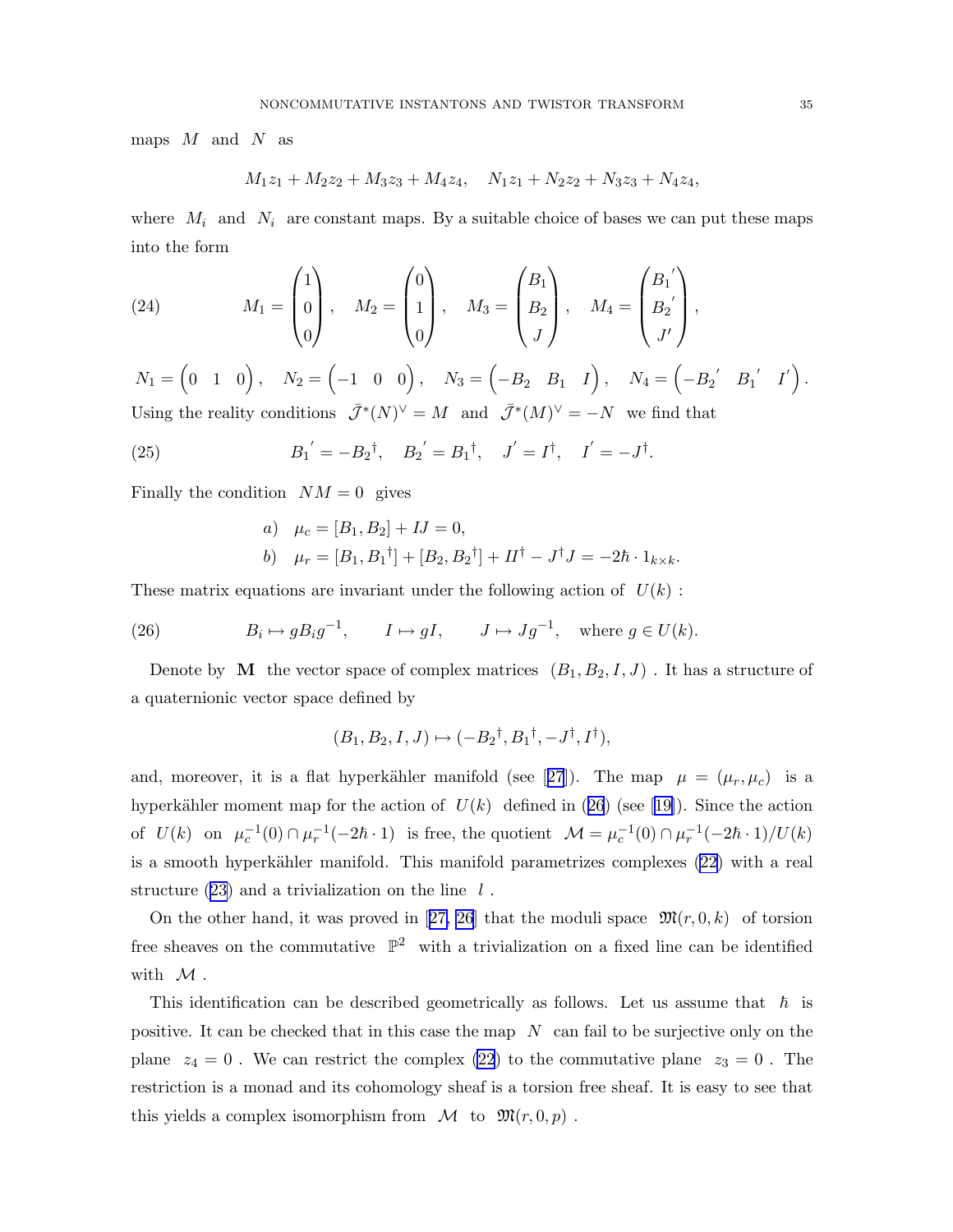maps $M$ and $N$ as

$$M_1 z_1 + M_2 z_2 + M_3 z_3 + M_4 z_4, \quad N_1 z_1 + N_2 z_2 + N_3 z_3 + N_4 z_4,$$

where $M_i$ and $N_i$ are constant maps. By a suitable choice of bases we can put these maps into the form

$$M_1 = \begin{pmatrix} 1 \\ 0 \\ 0 \end{pmatrix}, \quad M_2 = \begin{pmatrix} 0 \\ 1 \\ 0 \end{pmatrix}, \quad M_3 = \begin{pmatrix} B_1 \\ B_2 \\ J \end{pmatrix}, \quad M_4 = \begin{pmatrix} B_1{}' \\ B_2{}' \\ J' \end{pmatrix}, \tag{24}$$

$$N_1 = \begin{pmatrix} 0 & 1 & 0 \end{pmatrix}, \quad N_2 = \begin{pmatrix} -1 & 0 & 0 \end{pmatrix}, \quad N_3 = \begin{pmatrix} -B_2 & B_1 & I \end{pmatrix}, \quad N_4 = \begin{pmatrix} -B_2{}' & B_1{}' & I' \end{pmatrix}.$$

Using the reality conditions $\bar{\mathcal{J}}^*(N)^\vee = M$ and $\bar{\mathcal{J}}^*(M)^\vee = -N$ we find that

$$B_1{}' = -B_2{}^\dagger, \quad B_2{}' = B_1{}^\dagger, \quad J' = I^\dagger, \quad I' = -J^\dagger. \tag{25}$$

Finally the condition $NM = 0$ gives

$$a) \quad \mu_c = [B_1, B_2] + IJ = 0,$$
$$b) \quad \mu_r = [B_1, B_1{}^\dagger] + [B_2, B_2{}^\dagger] + II^\dagger - J^\dagger J = -2\hbar \cdot 1_{k\times k}.$$

These matrix equations are invariant under the following action of $U(k)$ :

$$B_i \mapsto g B_i g^{-1}, \qquad I \mapsto gI, \qquad J \mapsto Jg^{-1}, \quad \text{where } g \in U(k). \tag{26}$$

Denote by $\mathbf{M}$ the vector space of complex matrices $(B_1, B_2, I, J)$ . It has a structure of a quaternionic vector space defined by

$$(B_1, B_2, I, J) \mapsto (-B_2{}^\dagger, B_1{}^\dagger, -J^\dagger, I^\dagger),$$

and, moreover, it is a flat hyperkähler manifold (see [27]). The map $\mu = (\mu_r, \mu_c)$ is a hyperkähler moment map for the action of $U(k)$ defined in (26) (see [19]). Since the action of $U(k)$ on $\mu_c^{-1}(0) \cap \mu_r^{-1}(-2\hbar \cdot 1)$ is free, the quotient $\mathcal{M} = \mu_c^{-1}(0) \cap \mu_r^{-1}(-2\hbar \cdot 1)/U(k)$ is a smooth hyperkähler manifold. This manifold parametrizes complexes (22) with a real structure (23) and a trivialization on the line $l$ .

On the other hand, it was proved in [27, 26] that the moduli space $\mathfrak{M}(r, 0, k)$ of torsion free sheaves on the commutative $\mathbb{P}^2$ with a trivialization on a fixed line can be identified with $\mathcal{M}$ .

This identification can be described geometrically as follows. Let us assume that $\hbar$ is positive. It can be checked that in this case the map $N$ can fail to be surjective only on the plane $z_4 = 0$ . We can restrict the complex (22) to the commutative plane $z_3 = 0$ . The restriction is a monad and its cohomology sheaf is a torsion free sheaf. It is easy to see that this yields a complex isomorphism from $\mathcal{M}$ to $\mathfrak{M}(r, 0, p)$ .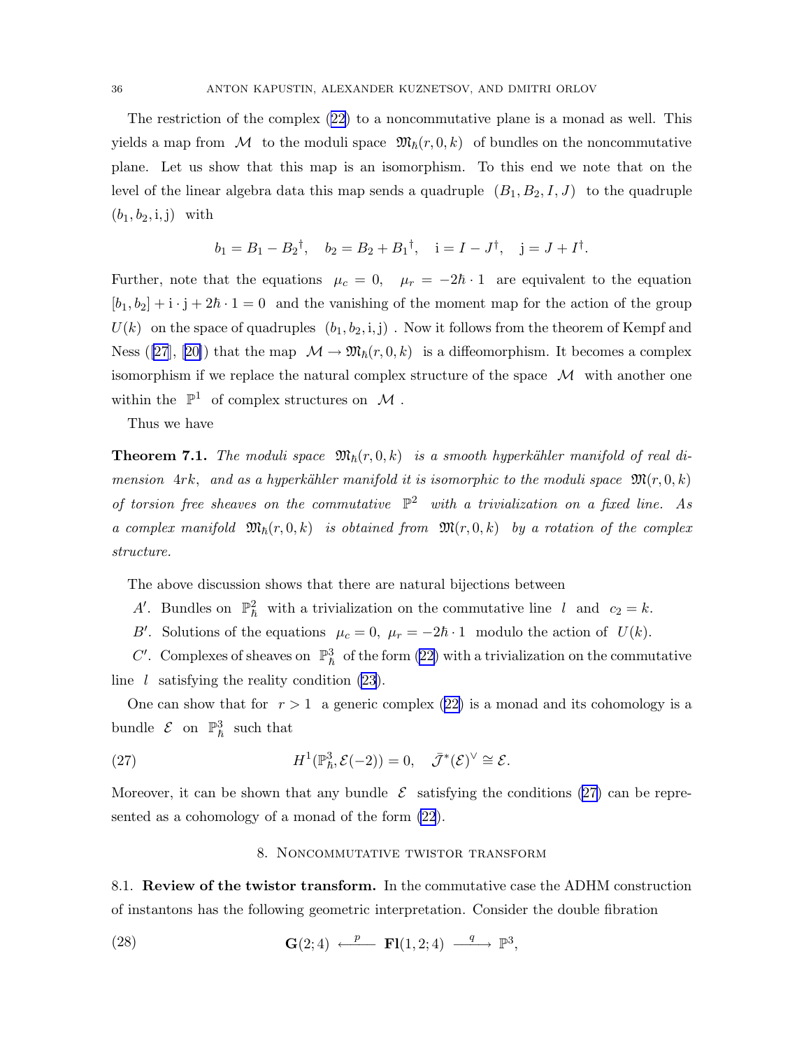The restriction of the complex (22) to a noncommutative plane is a monad as well. This yields a map from $\mathcal{M}$ to the moduli space $\mathfrak{M}_\hbar(r,0,k)$ of bundles on the noncommutative plane. Let us show that this map is an isomorphism. To this end we note that on the level of the linear algebra data this map sends a quadruple $(B_1, B_2, I, J)$ to the quadruple $(b_1, b_2, \mathrm{i}, \mathrm{j})$ with

$$b_1 = B_1 - {B_2}^\dagger, \quad b_2 = B_2 + {B_1}^\dagger, \quad \mathrm{i} = I - J^\dagger, \quad \mathrm{j} = J + I^\dagger.$$

Further, note that the equations $\mu_c = 0$, $\mu_r = -2\hbar \cdot 1$ are equivalent to the equation $[b_1, b_2] + \mathrm{i} \cdot \mathrm{j} + 2\hbar \cdot 1 = 0$ and the vanishing of the moment map for the action of the group $U(k)$ on the space of quadruples $(b_1, b_2, \mathrm{i}, \mathrm{j})$. Now it follows from the theorem of Kempf and Ness ([27], [20]) that the map $\mathcal{M} \to \mathfrak{M}_\hbar(r,0,k)$ is a diffeomorphism. It becomes a complex isomorphism if we replace the natural complex structure of the space $\mathcal{M}$ with another one within the $\mathbb{P}^1$ of complex structures on $\mathcal{M}$.

Thus we have

**Theorem 7.1.** *The moduli space $\mathfrak{M}_\hbar(r,0,k)$ is a smooth hyperkähler manifold of real dimension $4rk$, and as a hyperkähler manifold it is isomorphic to the moduli space $\mathfrak{M}(r,0,k)$ of torsion free sheaves on the commutative $\mathbb{P}^2$ with a trivialization on a fixed line. As a complex manifold $\mathfrak{M}_\hbar(r,0,k)$ is obtained from $\mathfrak{M}(r,0,k)$ by a rotation of the complex structure.*

The above discussion shows that there are natural bijections between

$A'$. Bundles on $\mathbb{P}^2_\hbar$ with a trivialization on the commutative line $l$ and $c_2 = k$.

$B'$. Solutions of the equations $\mu_c = 0$, $\mu_r = -2\hbar \cdot 1$ modulo the action of $U(k)$.

$C'$. Complexes of sheaves on $\mathbb{P}^3_\hbar$ of the form (22) with a trivialization on the commutative line $l$ satisfying the reality condition (23).

One can show that for $r > 1$ a generic complex (22) is a monad and its cohomology is a bundle $\mathcal{E}$ on $\mathbb{P}^3_\hbar$ such that

$$H^1(\mathbb{P}^3_\hbar, \mathcal{E}(-2)) = 0, \quad \bar{\mathcal{J}}^*(\mathcal{E})^\vee \cong \mathcal{E}. \tag{27}$$

Moreover, it can be shown that any bundle $\mathcal{E}$ satisfying the conditions (27) can be represented as a cohomology of a monad of the form (22).

## 8. Noncommutative twistor transform

**8.1. Review of the twistor transform.** In the commutative case the ADHM construction of instantons has the following geometric interpretation. Consider the double fibration

$$\mathbf{G}(2;4) \xleftarrow{\ p\ } \mathbf{Fl}(1,2;4) \xrightarrow{\ q\ } \mathbb{P}^3, \tag{28}$$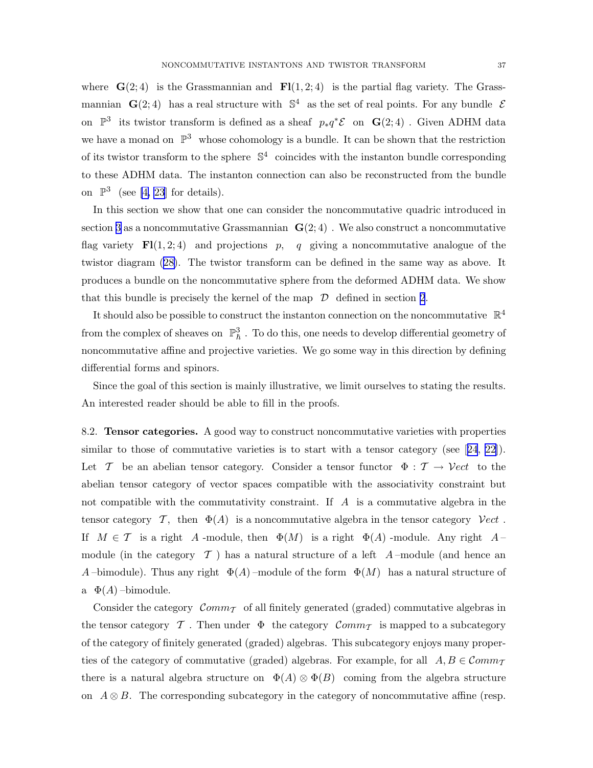where $\mathbf{G}(2;4)$ is the Grassmannian and $\mathbf{Fl}(1,2;4)$ is the partial flag variety. The Grassmannian $\mathbf{G}(2;4)$ has a real structure with $\mathbb{S}^4$ as the set of real points. For any bundle $\mathcal{E}$ on $\mathbb{P}^3$ its twistor transform is defined as a sheaf $p_* q^* \mathcal{E}$ on $\mathbf{G}(2;4)$. Given ADHM data we have a monad on $\mathbb{P}^3$ whose cohomology is a bundle. It can be shown that the restriction of its twistor transform to the sphere $\mathbb{S}^4$ coincides with the instanton bundle corresponding to these ADHM data. The instanton connection can also be reconstructed from the bundle on $\mathbb{P}^3$ (see [4, 23] for details).

In this section we show that one can consider the noncommutative quadric introduced in section 3 as a noncommutative Grassmannian $\mathbf{G}(2;4)$. We also construct a noncommutative flag variety $\mathbf{Fl}(1,2;4)$ and projections $p$, $q$ giving a noncommutative analogue of the twistor diagram (28). The twistor transform can be defined in the same way as above. It produces a bundle on the noncommutative sphere from the deformed ADHM data. We show that this bundle is precisely the kernel of the map $\mathcal{D}$ defined in section 2.

It should also be possible to construct the instanton connection on the noncommutative $\mathbb{R}^4$ from the complex of sheaves on $\mathbb{P}^3_\hbar$. To do this, one needs to develop differential geometry of noncommutative affine and projective varieties. We go some way in this direction by defining differential forms and spinors.

Since the goal of this section is mainly illustrative, we limit ourselves to stating the results. An interested reader should be able to fill in the proofs.

8.2. **Tensor categories.** A good way to construct noncommutative varieties with properties similar to those of commutative varieties is to start with a tensor category (see [24, 22]). Let $\mathcal{T}$ be an abelian tensor category. Consider a tensor functor $\Phi : \mathcal{T} \to \mathcal{V}ect$ to the abelian tensor category of vector spaces compatible with the associativity constraint but not compatible with the commutativity constraint. If $A$ is a commutative algebra in the tensor category $\mathcal{T}$, then $\Phi(A)$ is a noncommutative algebra in the tensor category $\mathcal{V}ect$. If $M \in \mathcal{T}$ is a right $A$-module, then $\Phi(M)$ is a right $\Phi(A)$-module. Any right $A$–module (in the category $\mathcal{T}$) has a natural structure of a left $A$–module (and hence an $A$–bimodule). Thus any right $\Phi(A)$–module of the form $\Phi(M)$ has a natural structure of a $\Phi(A)$–bimodule.

Consider the category $\mathcal{C}omm_{\mathcal{T}}$ of all finitely generated (graded) commutative algebras in the tensor category $\mathcal{T}$. Then under $\Phi$ the category $\mathcal{C}omm_{\mathcal{T}}$ is mapped to a subcategory of the category of finitely generated (graded) algebras. This subcategory enjoys many properties of the category of commutative (graded) algebras. For example, for all $A, B \in \mathcal{C}omm_{\mathcal{T}}$ there is a natural algebra structure on $\Phi(A) \otimes \Phi(B)$ coming from the algebra structure on $A \otimes B$. The corresponding subcategory in the category of noncommutative affine (resp.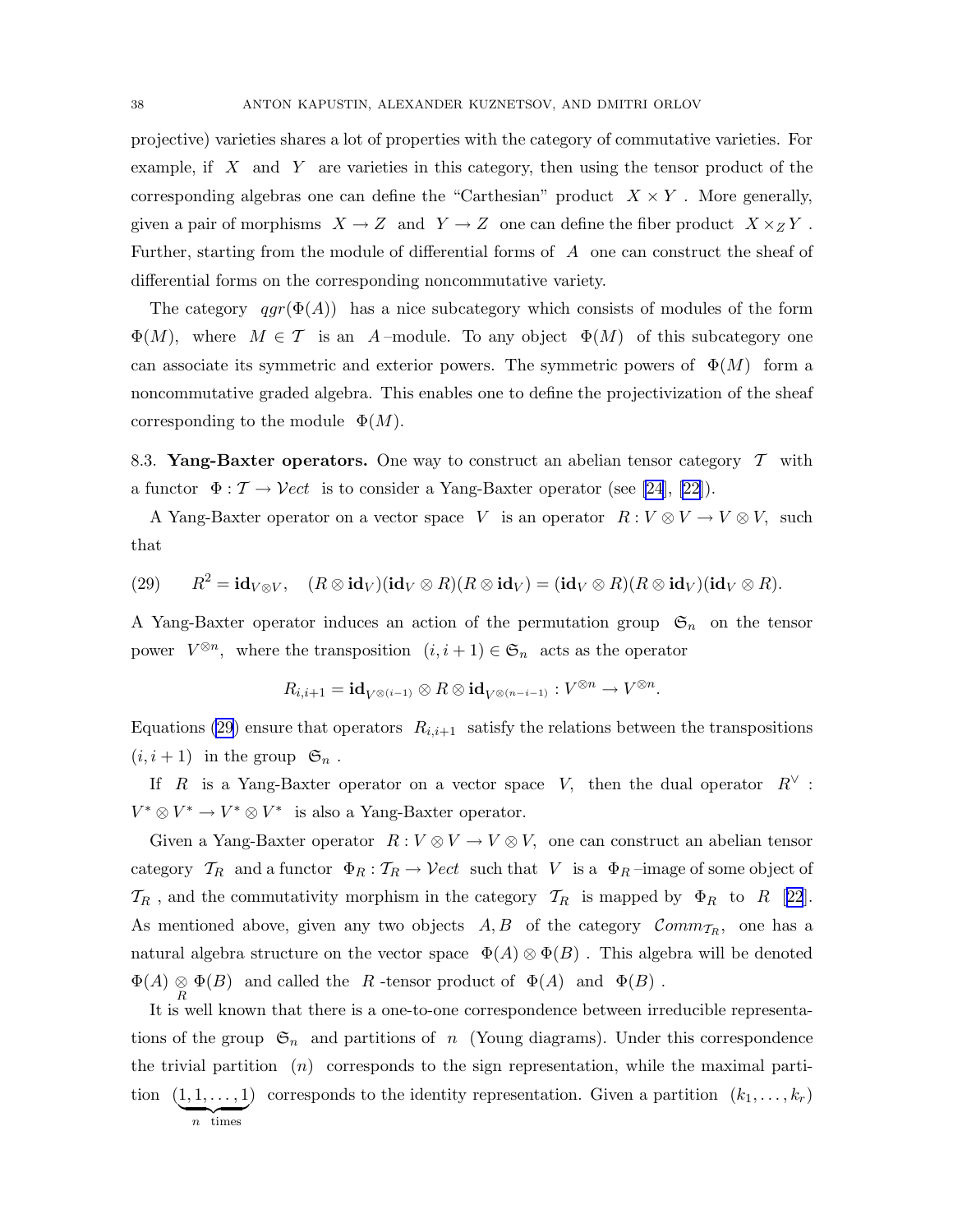projective) varieties shares a lot of properties with the category of commutative varieties. For example, if $X$ and $Y$ are varieties in this category, then using the tensor product of the corresponding algebras one can define the "Carthesian" product $X \times Y$. More generally, given a pair of morphisms $X \to Z$ and $Y \to Z$ one can define the fiber product $X \times_Z Y$. Further, starting from the module of differential forms of $A$ one can construct the sheaf of differential forms on the corresponding noncommutative variety.

The category $qgr(\Phi(A))$ has a nice subcategory which consists of modules of the form $\Phi(M)$, where $M \in \mathcal{T}$ is an $A$–module. To any object $\Phi(M)$ of this subcategory one can associate its symmetric and exterior powers. The symmetric powers of $\Phi(M)$ form a noncommutative graded algebra. This enables one to define the projectivization of the sheaf corresponding to the module $\Phi(M)$.

8.3. **Yang-Baxter operators.** One way to construct an abelian tensor category $\mathcal{T}$ with a functor $\Phi : \mathcal{T} \to \mathcal{V}ect$ is to consider a Yang-Baxter operator (see [24], [22]).

A Yang-Baxter operator on a vector space $V$ is an operator $R : V \otimes V \to V \otimes V$, such that

$$R^2 = \mathbf{id}_{V\otimes V}, \quad (R \otimes \mathbf{id}_V)(\mathbf{id}_V \otimes R)(R \otimes \mathbf{id}_V) = (\mathbf{id}_V \otimes R)(R \otimes \mathbf{id}_V)(\mathbf{id}_V \otimes R). \tag{29}$$

A Yang-Baxter operator induces an action of the permutation group $\mathfrak{S}_n$ on the tensor power $V^{\otimes n}$, where the transposition $(i, i+1) \in \mathfrak{S}_n$ acts as the operator

$$R_{i,i+1} = \mathbf{id}_{V^{\otimes(i-1)}} \otimes R \otimes \mathbf{id}_{V^{\otimes(n-i-1)}} : V^{\otimes n} \to V^{\otimes n}.$$

Equations (29) ensure that operators $R_{i,i+1}$ satisfy the relations between the transpositions $(i, i+1)$ in the group $\mathfrak{S}_n$.

If $R$ is a Yang-Baxter operator on a vector space $V$, then the dual operator $R^\vee : V^* \otimes V^* \to V^* \otimes V^*$ is also a Yang-Baxter operator.

Given a Yang-Baxter operator $R : V \otimes V \to V \otimes V$, one can construct an abelian tensor category $\mathcal{T}_R$ and a functor $\Phi_R : \mathcal{T}_R \to \mathcal{V}ect$ such that $V$ is a $\Phi_R$–image of some object of $\mathcal{T}_R$, and the commutativity morphism in the category $\mathcal{T}_R$ is mapped by $\Phi_R$ to $R$ [22]. As mentioned above, given any two objects $A, B$ of the category $\mathcal{C}omm_{\mathcal{T}_R}$, one has a natural algebra structure on the vector space $\Phi(A) \otimes \Phi(B)$. This algebra will be denoted $\Phi(A) \underset{R}{\otimes} \Phi(B)$ and called the $R$-tensor product of $\Phi(A)$ and $\Phi(B)$.

It is well known that there is a one-to-one correspondence between irreducible representations of the group $\mathfrak{S}_n$ and partitions of $n$ (Young diagrams). Under this correspondence the trivial partition $(n)$ corresponds to the sign representation, while the maximal partition $(\underbrace{1, 1, \dots, 1}_{n \text{ times}})$ corresponds to the identity representation. Given a partition $(k_1, \dots, k_r)$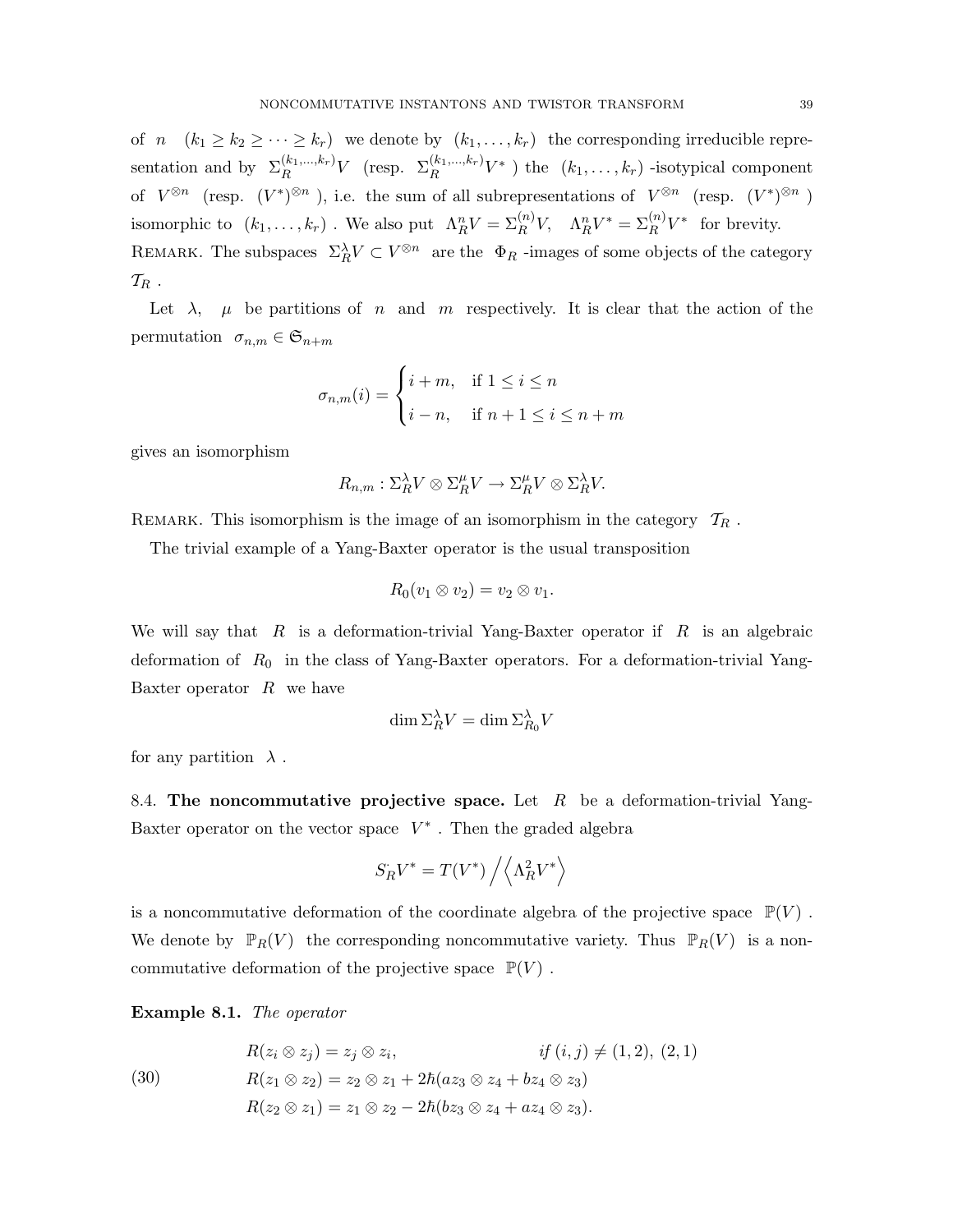of $n$ $(k_1 \geq k_2 \geq \dots \geq k_r)$ we denote by $(k_1, \dots, k_r)$ the corresponding irreducible representation and by $\Sigma_R^{(k_1,\dots,k_r)} V$ (resp. $\Sigma_R^{(k_1,\dots,k_r)} V^*$ ) the $(k_1, \dots, k_r)$ -isotypical component of $V^{\otimes n}$ (resp. $(V^*)^{\otimes n}$ ), i.e. the sum of all subrepresentations of $V^{\otimes n}$ (resp. $(V^*)^{\otimes n}$ ) isomorphic to $(k_1, \dots, k_r)$. We also put $\Lambda_R^n V = \Sigma_R^{(n)} V$, $\Lambda_R^n V^* = \Sigma_R^{(n)} V^*$ for brevity.

Remark. The subspaces $\Sigma_R^\lambda V \subset V^{\otimes n}$ are the $\Phi_R$ -images of some objects of the category $\mathcal{T}_R$.

Let $\lambda$, $\mu$ be partitions of $n$ and $m$ respectively. It is clear that the action of the permutation $\sigma_{n,m} \in \mathfrak{S}_{n+m}$

$$\sigma_{n,m}(i) = \begin{cases} i+m, & \text{if } 1 \leq i \leq n \\ i-n, & \text{if } n+1 \leq i \leq n+m \end{cases}$$

gives an isomorphism

$$R_{n,m} : \Sigma_R^\lambda V \otimes \Sigma_R^\mu V \to \Sigma_R^\mu V \otimes \Sigma_R^\lambda V.$$

Remark. This isomorphism is the image of an isomorphism in the category $\mathcal{T}_R$.

The trivial example of a Yang-Baxter operator is the usual transposition

$$R_0(v_1 \otimes v_2) = v_2 \otimes v_1.$$

We will say that $R$ is a deformation-trivial Yang-Baxter operator if $R$ is an algebraic deformation of $R_0$ in the class of Yang-Baxter operators. For a deformation-trivial Yang-Baxter operator $R$ we have

$$\dim \Sigma_R^\lambda V = \dim \Sigma_{R_0}^\lambda V$$

for any partition $\lambda$.

8.4. **The noncommutative projective space.** Let $R$ be a deformation-trivial Yang-Baxter operator on the vector space $V^*$. Then the graded algebra

$$S_R^{\cdot} V^* = T(V^*) \Big/ \Big\langle \Lambda_R^2 V^* \Big\rangle$$

is a noncommutative deformation of the coordinate algebra of the projective space $\mathbb{P}(V)$. We denote by $\mathbb{P}_R(V)$ the corresponding noncommutative variety. Thus $\mathbb{P}_R(V)$ is a noncommutative deformation of the projective space $\mathbb{P}(V)$.

**Example 8.1.** *The operator*

$$\begin{aligned}
&R(z_i \otimes z_j) = z_j \otimes z_i, && \textit{if } (i,j) \neq (1,2),\ (2,1) \\
&R(z_1 \otimes z_2) = z_2 \otimes z_1 + 2\hbar(a z_3 \otimes z_4 + b z_4 \otimes z_3) && \\
&R(z_2 \otimes z_1) = z_1 \otimes z_2 - 2\hbar(b z_3 \otimes z_4 + a z_4 \otimes z_3). &&
\end{aligned} \tag{30}$$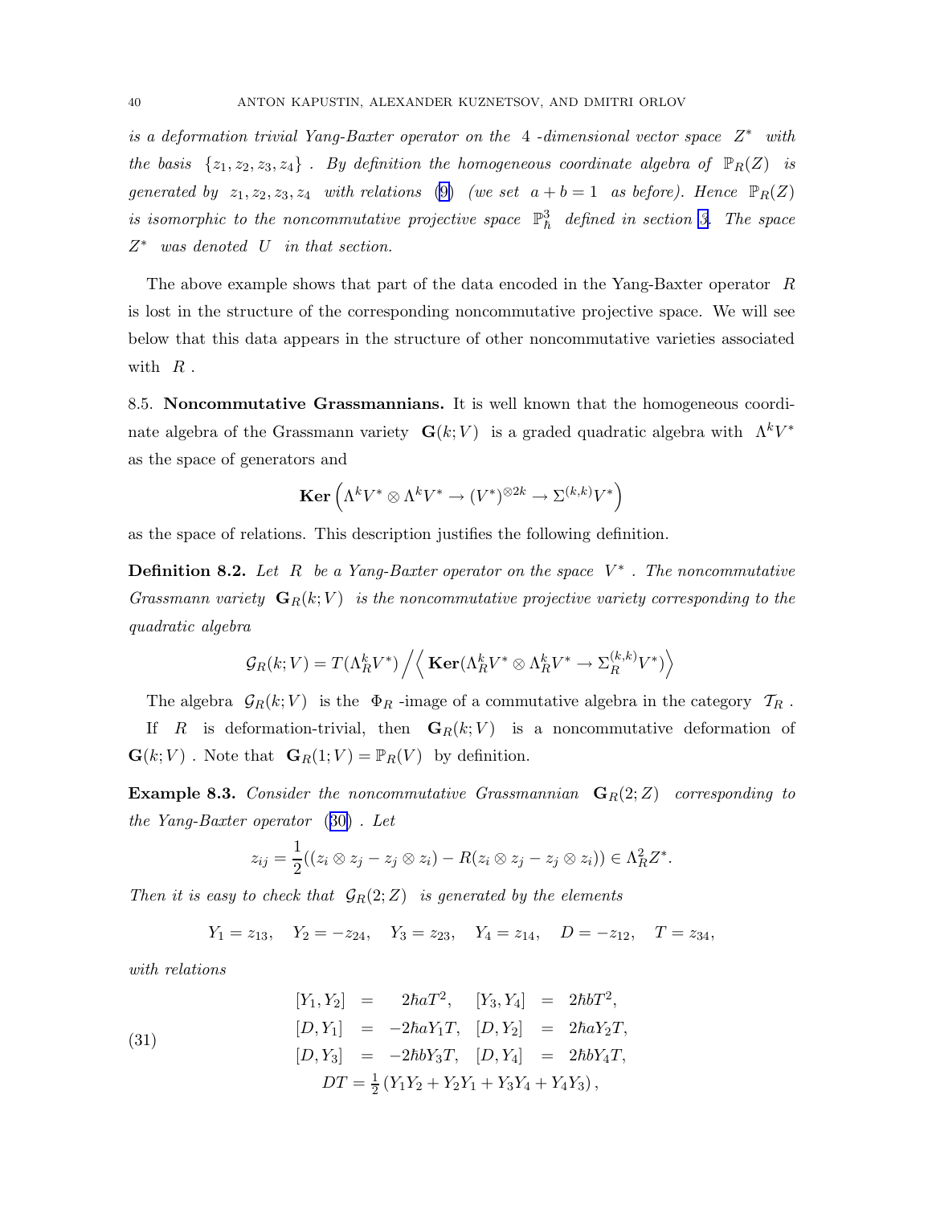*is a deformation trivial Yang-Baxter operator on the* $4$ *-dimensional vector space* $Z^*$ *with the basis* $\{z_1, z_2, z_3, z_4\}$ *. By definition the homogeneous coordinate algebra of* $\mathbb{P}_R(Z)$ *is generated by* $z_1, z_2, z_3, z_4$ *with relations* (9) *(we set* $a + b = 1$ *as before). Hence* $\mathbb{P}_R(Z)$ *is isomorphic to the noncommutative projective space* $\mathbb{P}^3_\hbar$ *defined in section 3. The space* $Z^*$ *was denoted* $U$ *in that section.*

The above example shows that part of the data encoded in the Yang-Baxter operator $R$ is lost in the structure of the corresponding noncommutative projective space. We will see below that this data appears in the structure of other noncommutative varieties associated with $R$ .

**8.5. Noncommutative Grassmannians.** It is well known that the homogeneous coordinate algebra of the Grassmann variety $\mathbf{G}(k;V)$ is a graded quadratic algebra with $\Lambda^k V^*$ as the space of generators and

$$\mathbf{Ker}\left(\Lambda^k V^* \otimes \Lambda^k V^* \to (V^*)^{\otimes 2k} \to \Sigma^{(k,k)} V^*\right)$$

as the space of relations. This description justifies the following definition.

**Definition 8.2.** *Let* $R$ *be a Yang-Baxter operator on the space* $V^*$ *. The noncommutative Grassmann variety* $\mathbf{G}_R(k;V)$ *is the noncommutative projective variety corresponding to the quadratic algebra*

$$\mathcal{G}_R(k;V) = T(\Lambda^k_R V^*) \Big/ \Big\langle \mathbf{Ker}(\Lambda^k_R V^* \otimes \Lambda^k_R V^* \to \Sigma^{(k,k)}_R V^*) \Big\rangle$$

The algebra $\mathcal{G}_R(k;V)$ is the $\Phi_R$ -image of a commutative algebra in the category $\mathcal{T}_R$ .

If $R$ is deformation-trivial, then $\mathbf{G}_R(k;V)$ is a noncommutative deformation of $\mathbf{G}(k;V)$ . Note that $\mathbf{G}_R(1;V) = \mathbb{P}_R(V)$ by definition.

**Example 8.3.** *Consider the noncommutative Grassmannian* $\mathbf{G}_R(2;Z)$ *corresponding to the Yang-Baxter operator* (30) *. Let*

$$z_{ij} = \frac{1}{2}((z_i \otimes z_j - z_j \otimes z_i) - R(z_i \otimes z_j - z_j \otimes z_i)) \in \Lambda^2_R Z^*.$$

*Then it is easy to check that* $\mathcal{G}_R(2;Z)$ *is generated by the elements*

$$Y_1 = z_{13}, \quad Y_2 = -z_{24}, \quad Y_3 = z_{23}, \quad Y_4 = z_{14}, \quad D = -z_{12}, \quad T = z_{34},$$

*with relations*

$$\begin{aligned}
[Y_1, Y_2] &= 2\hbar a T^2, \quad [Y_3, Y_4] = 2\hbar b T^2, \\
[D, Y_1] &= -2\hbar a Y_1 T, \quad [D, Y_2] = 2\hbar a Y_2 T, \\
[D, Y_3] &= -2\hbar b Y_3 T, \quad [D, Y_4] = 2\hbar b Y_4 T, \\
DT &= \tfrac{1}{2}\left(Y_1 Y_2 + Y_2 Y_1 + Y_3 Y_4 + Y_4 Y_3\right),
\end{aligned} \tag{31}$$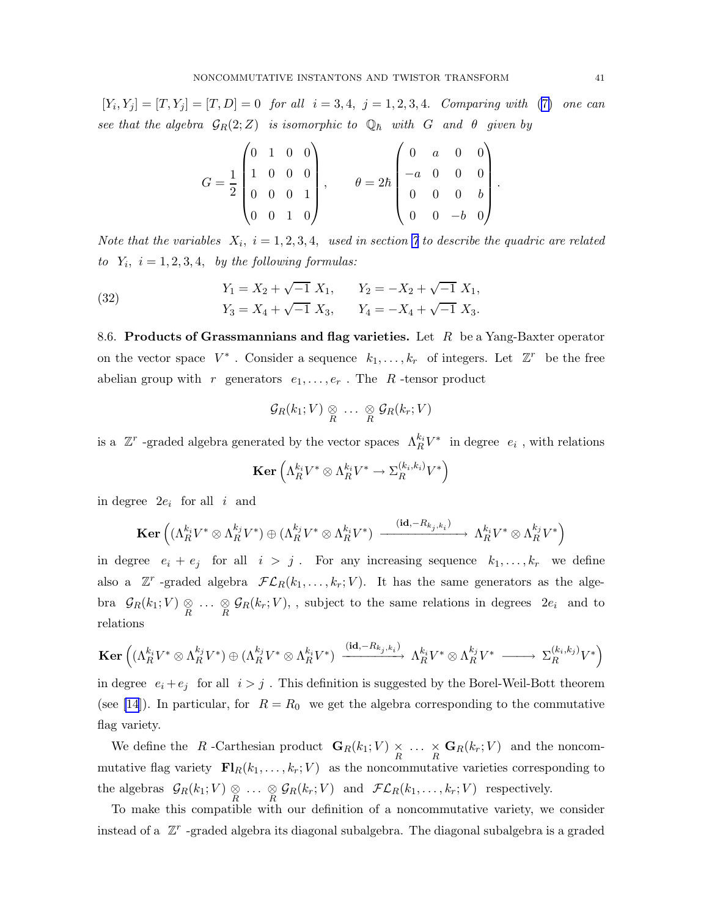$[Y_i, Y_j] = [T, Y_j] = [T, D] = 0$ *for all* $i = 3, 4,\ j = 1, 2, 3, 4$. *Comparing with* (7) *one can see that the algebra* $\mathcal{G}_R(2; Z)$ *is isomorphic to* $\mathbb{Q}_\hbar$ *with* $G$ *and* $\theta$ *given by*

$$G = \frac{1}{2}\begin{pmatrix} 0 & 1 & 0 & 0 \\ 1 & 0 & 0 & 0 \\ 0 & 0 & 0 & 1 \\ 0 & 0 & 1 & 0 \end{pmatrix}, \qquad \theta = 2\hbar \begin{pmatrix} 0 & a & 0 & 0 \\ -a & 0 & 0 & 0 \\ 0 & 0 & 0 & b \\ 0 & 0 & -b & 0 \end{pmatrix}.$$

*Note that the variables* $X_i,\ i = 1, 2, 3, 4$, *used in section 7 to describe the quadric are related to* $Y_i,\ i = 1, 2, 3, 4$, *by the following formulas:*

$$\begin{aligned} Y_1 &= X_2 + \sqrt{-1}\ X_1, \qquad Y_2 = -X_2 + \sqrt{-1}\ X_1, \\ Y_3 &= X_4 + \sqrt{-1}\ X_3, \qquad Y_4 = -X_4 + \sqrt{-1}\ X_3. \end{aligned} \tag{32}$$

8.6. **Products of Grassmannians and flag varieties.** Let $R$ be a Yang-Baxter operator on the vector space $V^*$. Consider a sequence $k_1, \ldots, k_r$ of integers. Let $\mathbb{Z}^r$ be the free abelian group with $r$ generators $e_1, \ldots, e_r$. The $R$-tensor product

$$\mathcal{G}_R(k_1; V) \underset{R}{\otimes} \ldots \underset{R}{\otimes} \mathcal{G}_R(k_r; V)$$

is a $\mathbb{Z}^r$-graded algebra generated by the vector spaces $\Lambda_R^{k_i} V^*$ in degree $e_i$, with relations

$$\mathbf{Ker}\left(\Lambda_R^{k_i} V^* \otimes \Lambda_R^{k_i} V^* \to \Sigma_R^{(k_i, k_i)} V^*\right)$$

in degree $2e_i$ for all $i$ and

$$\mathbf{Ker}\left((\Lambda_R^{k_i} V^* \otimes \Lambda_R^{k_j} V^*) \oplus (\Lambda_R^{k_j} V^* \otimes \Lambda_R^{k_i} V^*) \xrightarrow{(\mathbf{id}, -R_{k_j, k_i})} \Lambda_R^{k_i} V^* \otimes \Lambda_R^{k_j} V^*\right)$$

in degree $e_i + e_j$ for all $i > j$. For any increasing sequence $k_1, \ldots, k_r$ we define also a $\mathbb{Z}^r$-graded algebra $\mathcal{FL}_R(k_1, \ldots, k_r; V)$. It has the same generators as the algebra $\mathcal{G}_R(k_1; V) \underset{R}{\otimes} \ldots \underset{R}{\otimes} \mathcal{G}_R(k_r; V)$, , subject to the same relations in degrees $2e_i$ and to relations

$$\mathbf{Ker}\left((\Lambda_R^{k_i} V^* \otimes \Lambda_R^{k_j} V^*) \oplus (\Lambda_R^{k_j} V^* \otimes \Lambda_R^{k_i} V^*) \xrightarrow{(\mathbf{id}, -R_{k_j, k_i})} \Lambda_R^{k_i} V^* \otimes \Lambda_R^{k_j} V^* \longrightarrow \Sigma_R^{(k_i, k_j)} V^*\right)$$

in degree $e_i + e_j$ for all $i > j$. This definition is suggested by the Borel-Weil-Bott theorem (see [14]). In particular, for $R = R_0$ we get the algebra corresponding to the commutative flag variety.

We define the $R$-Carthesian product $\mathbf{G}_R(k_1; V) \underset{R}{\times} \ldots \underset{R}{\times} \mathbf{G}_R(k_r; V)$ and the noncommutative flag variety $\mathbf{Fl}_R(k_1, \ldots, k_r; V)$ as the noncommutative varieties corresponding to the algebras $\mathcal{G}_R(k_1; V) \underset{R}{\otimes} \ldots \underset{R}{\otimes} \mathcal{G}_R(k_r; V)$ and $\mathcal{FL}_R(k_1, \ldots, k_r; V)$ respectively.

To make this compatible with our definition of a noncommutative variety, we consider instead of a $\mathbb{Z}^r$-graded algebra its diagonal subalgebra. The diagonal subalgebra is a graded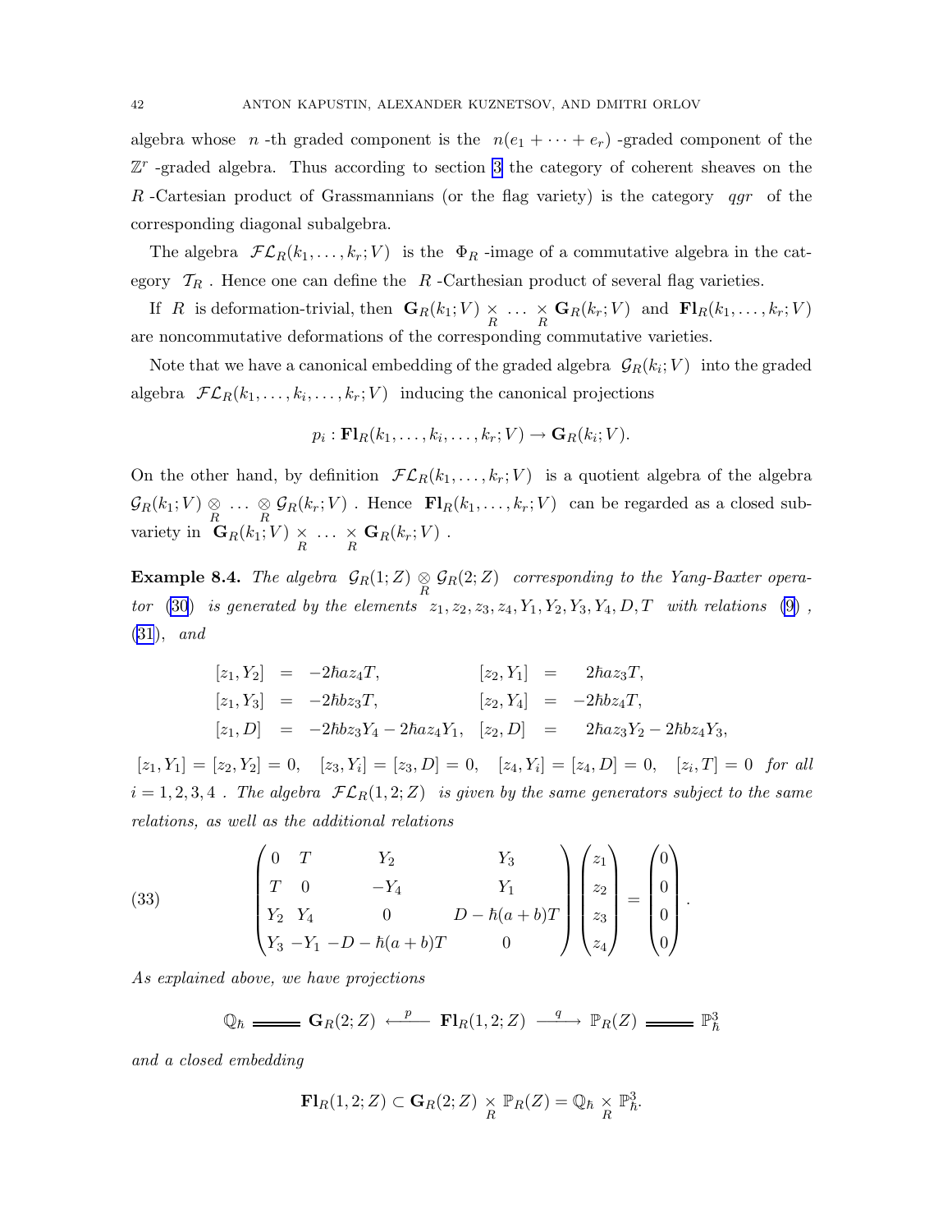algebra whose $n$-th graded component is the $n(e_1 + \dots + e_r)$-graded component of the $\mathbb{Z}^r$-graded algebra. Thus according to section 3 the category of coherent sheaves on the $R$-Cartesian product of Grassmannians (or the flag variety) is the category $qgr$ of the corresponding diagonal subalgebra.

The algebra $\mathcal{FL}_R(k_1, \dots, k_r; V)$ is the $\Phi_R$-image of a commutative algebra in the category $\mathcal{T}_R$. Hence one can define the $R$-Carthesian product of several flag varieties.

If $R$ is deformation-trivial, then $\mathbf{G}_R(k_1; V) \underset{R}{\times} \dots \underset{R}{\times} \mathbf{G}_R(k_r; V)$ and $\mathbf{Fl}_R(k_1, \dots, k_r; V)$ are noncommutative deformations of the corresponding commutative varieties.

Note that we have a canonical embedding of the graded algebra $\mathcal{G}_R(k_i; V)$ into the graded algebra $\mathcal{FL}_R(k_1, \dots, k_i, \dots, k_r; V)$ inducing the canonical projections

$$p_i : \mathbf{Fl}_R(k_1, \dots, k_i, \dots, k_r; V) \to \mathbf{G}_R(k_i; V).$$

On the other hand, by definition $\mathcal{FL}_R(k_1, \dots, k_r; V)$ is a quotient algebra of the algebra $\mathcal{G}_R(k_1; V) \underset{R}{\otimes} \dots \underset{R}{\otimes} \mathcal{G}_R(k_r; V)$. Hence $\mathbf{Fl}_R(k_1, \dots, k_r; V)$ can be regarded as a closed subvariety in $\mathbf{G}_R(k_1; V) \underset{R}{\times} \dots \underset{R}{\times} \mathbf{G}_R(k_r; V)$.

**Example 8.4.** *The algebra $\mathcal{G}_R(1; Z) \underset{R}{\otimes} \mathcal{G}_R(2; Z)$ corresponding to the Yang-Baxter operator (30) is generated by the elements $z_1, z_2, z_3, z_4, Y_1, Y_2, Y_3, Y_4, D, T$ with relations (9), (31), and*

$$\begin{aligned}
[z_1, Y_2] &= -2\hbar a z_4 T, & [z_2, Y_1] &= 2\hbar a z_3 T, \\
[z_1, Y_3] &= -2\hbar b z_3 T, & [z_2, Y_4] &= -2\hbar b z_4 T, \\
[z_1, D] &= -2\hbar b z_3 Y_4 - 2\hbar a z_4 Y_1, & [z_2, D] &= 2\hbar a z_3 Y_2 - 2\hbar b z_4 Y_3,
\end{aligned}$$

$[z_1, Y_1] = [z_2, Y_2] = 0, \quad [z_3, Y_i] = [z_3, D] = 0, \quad [z_4, Y_i] = [z_4, D] = 0, \quad [z_i, T] = 0$ *for all* $i = 1, 2, 3, 4$. *The algebra $\mathcal{FL}_R(1, 2; Z)$ is given by the same generators subject to the same relations, as well as the additional relations*

$$\begin{pmatrix} 0 & T & Y_2 & Y_3 \\ T & 0 & -Y_4 & Y_1 \\ Y_2 & Y_4 & 0 & D - \hbar(a+b)T \\ Y_3 & -Y_1 & -D - \hbar(a+b)T & 0 \end{pmatrix} \begin{pmatrix} z_1 \\ z_2 \\ z_3 \\ z_4 \end{pmatrix} = \begin{pmatrix} 0 \\ 0 \\ 0 \\ 0 \end{pmatrix}. \tag{33}$$

*As explained above, we have projections*

$$\mathbb{Q}_\hbar =\!=\!= \mathbf{G}_R(2; Z) \xleftarrow{\ p\ } \mathbf{Fl}_R(1, 2; Z) \xrightarrow{\ q\ } \mathbb{P}_R(Z) =\!=\!= \mathbb{P}^3_\hbar$$

*and a closed embedding*

$$\mathbf{Fl}_R(1, 2; Z) \subset \mathbf{G}_R(2; Z) \underset{R}{\times} \mathbb{P}_R(Z) = \mathbb{Q}_\hbar \underset{R}{\times} \mathbb{P}^3_\hbar.$$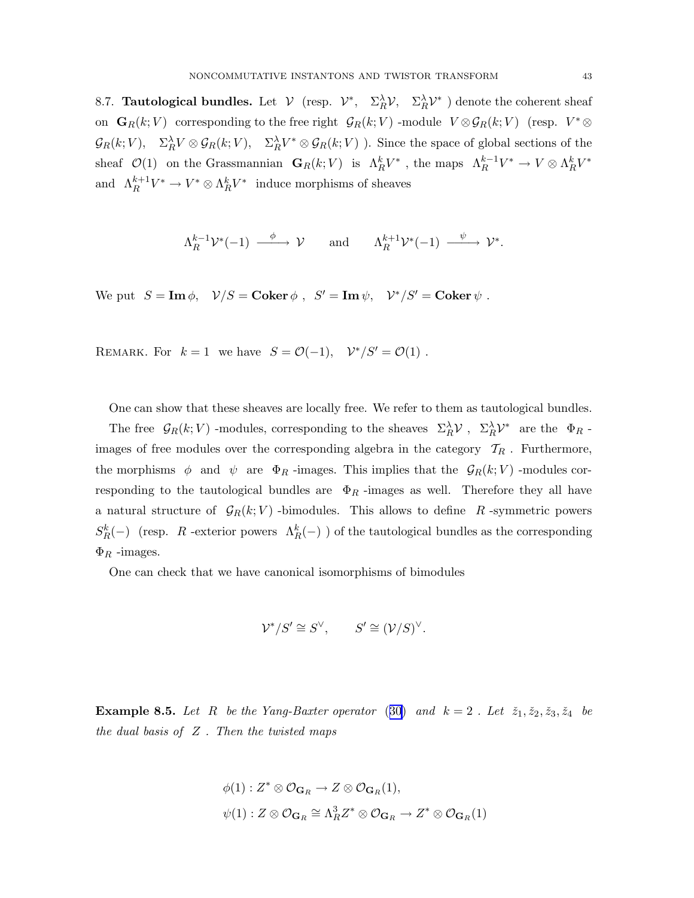8.7. **Tautological bundles.** Let $\mathcal{V}$ (resp. $\mathcal{V}^*$, $\Sigma_R^\lambda \mathcal{V}$, $\Sigma_R^\lambda \mathcal{V}^*$ ) denote the coherent sheaf on $\mathbf{G}_R(k;V)$ corresponding to the free right $\mathcal{G}_R(k;V)$ -module $V \otimes \mathcal{G}_R(k;V)$ (resp. $V^* \otimes \mathcal{G}_R(k;V)$, $\Sigma_R^\lambda V \otimes \mathcal{G}_R(k;V)$, $\Sigma_R^\lambda V^* \otimes \mathcal{G}_R(k;V)$ ). Since the space of global sections of the sheaf $\mathcal{O}(1)$ on the Grassmannian $\mathbf{G}_R(k;V)$ is $\Lambda_R^k V^*$ , the maps $\Lambda_R^{k-1} V^* \to V \otimes \Lambda_R^k V^*$ and $\Lambda_R^{k+1} V^* \to V^* \otimes \Lambda_R^k V^*$ induce morphisms of sheaves

$$\Lambda_R^{k-1} \mathcal{V}^*(-1) \xrightarrow{\ \phi\ } \mathcal{V} \qquad \text{and} \qquad \Lambda_R^{k+1} \mathcal{V}^*(-1) \xrightarrow{\ \psi\ } \mathcal{V}^*.$$

We put $S = \mathbf{Im}\,\phi$, $\mathcal{V}/S = \mathbf{Coker}\,\phi$ , $S' = \mathbf{Im}\,\psi$, $\mathcal{V}^*/S' = \mathbf{Coker}\,\psi$ .

Remark. For $k=1$ we have $S = \mathcal{O}(-1)$, $\mathcal{V}^*/S' = \mathcal{O}(1)$ .

One can show that these sheaves are locally free. We refer to them as tautological bundles.

The free $\mathcal{G}_R(k;V)$ -modules, corresponding to the sheaves $\Sigma_R^\lambda \mathcal{V}$ , $\Sigma_R^\lambda \mathcal{V}^*$ are the $\Phi_R$ -images of free modules over the corresponding algebra in the category $\mathcal{T}_R$ . Furthermore, the morphisms $\phi$ and $\psi$ are $\Phi_R$ -images. This implies that the $\mathcal{G}_R(k;V)$ -modules corresponding to the tautological bundles are $\Phi_R$ -images as well. Therefore they all have a natural structure of $\mathcal{G}_R(k;V)$ -bimodules. This allows to define $R$ -symmetric powers $S_R^k(-)$ (resp. $R$ -exterior powers $\Lambda_R^k(-)$ ) of the tautological bundles as the corresponding $\Phi_R$ -images.

One can check that we have canonical isomorphisms of bimodules

$$\mathcal{V}^*/S' \cong S^\vee, \qquad S' \cong (\mathcal{V}/S)^\vee.$$

**Example 8.5.** *Let $R$ be the Yang-Baxter operator (30) and $k=2$ . Let $\check{z}_1, \check{z}_2, \check{z}_3, \check{z}_4$ be the dual basis of $Z$ . Then the twisted maps*

$$\begin{aligned}
&\phi(1) : Z^* \otimes \mathcal{O}_{\mathbf{G}_R} \to Z \otimes \mathcal{O}_{\mathbf{G}_R}(1),\\
&\psi(1) : Z \otimes \mathcal{O}_{\mathbf{G}_R} \cong \Lambda_R^3 Z^* \otimes \mathcal{O}_{\mathbf{G}_R} \to Z^* \otimes \mathcal{O}_{\mathbf{G}_R}(1)
\end{aligned}$$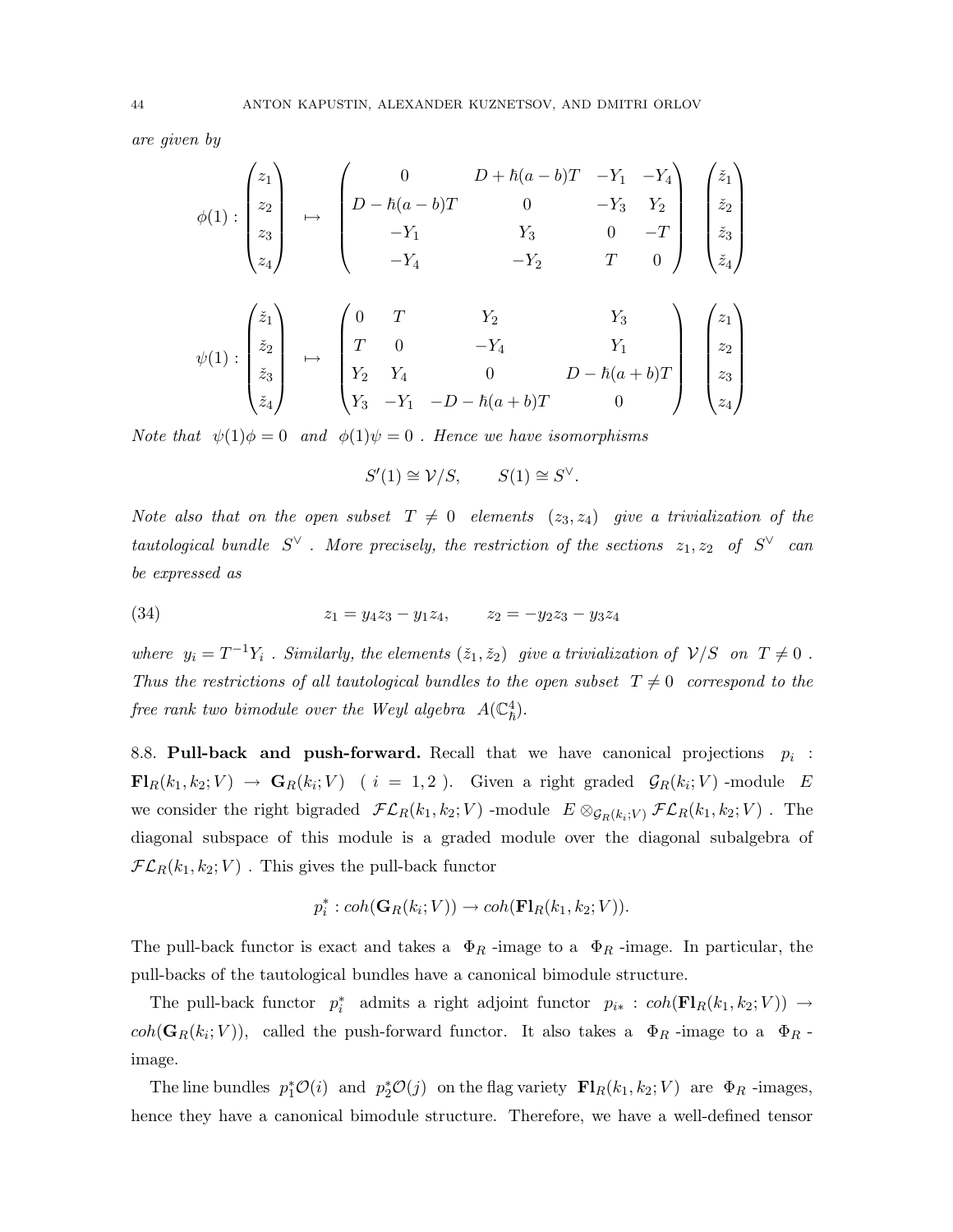*are given by*

$$\phi(1) : \begin{pmatrix} z_1 \\ z_2 \\ z_3 \\ z_4 \end{pmatrix} \mapsto \begin{pmatrix} 0 & D + \hbar(a-b)T & -Y_1 & -Y_4 \\ D - \hbar(a-b)T & 0 & -Y_3 & Y_2 \\ -Y_1 & Y_3 & 0 & -T \\ -Y_4 & -Y_2 & T & 0 \end{pmatrix} \begin{pmatrix} \check{z}_1 \\ \check{z}_2 \\ \check{z}_3 \\ \check{z}_4 \end{pmatrix}$$

$$\psi(1) : \begin{pmatrix} \check{z}_1 \\ \check{z}_2 \\ \check{z}_3 \\ \check{z}_4 \end{pmatrix} \mapsto \begin{pmatrix} 0 & T & Y_2 & Y_3 \\ T & 0 & -Y_4 & Y_1 \\ Y_2 & Y_4 & 0 & D - \hbar(a+b)T \\ Y_3 & -Y_1 & -D - \hbar(a+b)T & 0 \end{pmatrix} \begin{pmatrix} z_1 \\ z_2 \\ z_3 \\ z_4 \end{pmatrix}$$

*Note that* $\psi(1)\phi = 0$ *and* $\phi(1)\psi = 0$ . *Hence we have isomorphisms*

$$S'(1) \cong \mathcal{V}/S, \qquad S(1) \cong S^\vee.$$

*Note also that on the open subset* $T \neq 0$ *elements* $(z_3, z_4)$ *give a trivialization of the tautological bundle* $S^\vee$ . *More precisely, the restriction of the sections* $z_1, z_2$ *of* $S^\vee$ *can be expressed as*

$$z_1 = y_4 z_3 - y_1 z_4, \qquad z_2 = -y_2 z_3 - y_3 z_4 \tag{34}$$

*where* $y_i = T^{-1}Y_i$ . *Similarly, the elements* $(\check{z}_1, \check{z}_2)$ *give a trivialization of* $\mathcal{V}/S$ *on* $T \neq 0$ . *Thus the restrictions of all tautological bundles to the open subset* $T \neq 0$ *correspond to the free rank two bimodule over the Weyl algebra* $A(\mathbb{C}^4_\hbar)$.

8.8. **Pull-back and push-forward.** Recall that we have canonical projections $p_i : \mathbf{Fl}_R(k_1, k_2; V) \to \mathbf{G}_R(k_i; V)$ ( $i = 1, 2$ ). Given a right graded $\mathcal{G}_R(k_i; V)$ -module $E$ we consider the right bigraded $\mathcal{FL}_R(k_1, k_2; V)$ -module $E \otimes_{\mathcal{G}_R(k_i;V)} \mathcal{FL}_R(k_1, k_2; V)$ . The diagonal subspace of this module is a graded module over the diagonal subalgebra of $\mathcal{FL}_R(k_1, k_2; V)$ . This gives the pull-back functor

$$p_i^* : coh(\mathbf{G}_R(k_i; V)) \to coh(\mathbf{Fl}_R(k_1, k_2; V)).$$

The pull-back functor is exact and takes a $\Phi_R$ -image to a $\Phi_R$ -image. In particular, the pull-backs of the tautological bundles have a canonical bimodule structure.

The pull-back functor $p_i^*$ admits a right adjoint functor $p_{i*} : coh(\mathbf{Fl}_R(k_1, k_2; V)) \to coh(\mathbf{G}_R(k_i; V))$, called the push-forward functor. It also takes a $\Phi_R$ -image to a $\Phi_R$ -image.

The line bundles $p_1^*\mathcal{O}(i)$ and $p_2^*\mathcal{O}(j)$ on the flag variety $\mathbf{Fl}_R(k_1, k_2; V)$ are $\Phi_R$ -images, hence they have a canonical bimodule structure. Therefore, we have a well-defined tensor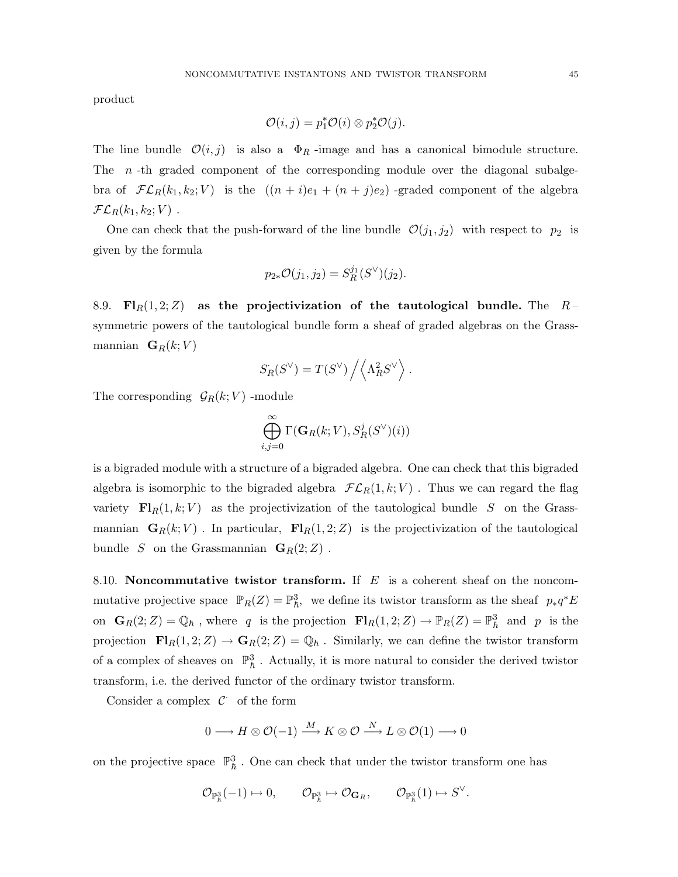product

$$\mathcal{O}(i,j) = p_1^*\mathcal{O}(i) \otimes p_2^*\mathcal{O}(j).$$

The line bundle $\mathcal{O}(i,j)$ is also a $\Phi_R$ -image and has a canonical bimodule structure. The $n$ -th graded component of the corresponding module over the diagonal subalgebra of $\mathcal{FL}_R(k_1,k_2;V)$ is the $((n+i)e_1 + (n+j)e_2)$ -graded component of the algebra $\mathcal{FL}_R(k_1,k_2;V)$ .

One can check that the push-forward of the line bundle $\mathcal{O}(j_1,j_2)$ with respect to $p_2$ is given by the formula

$$p_{2*}\mathcal{O}(j_1,j_2) = S_R^{j_1}(S^\vee)(j_2).$$

8.9. $\mathbf{Fl}_R(1,2;Z)$ **as the projectivization of the tautological bundle.** The $R$ – symmetric powers of the tautological bundle form a sheaf of graded algebras on the Grassmannian $\mathbf{G}_R(k;V)$

$$S_R^{\cdot}(S^\vee) = T(S^\vee) \Big/ \left\langle \Lambda_R^2 S^\vee \right\rangle .$$

The corresponding $\mathcal{G}_R(k;V)$ -module

$$\bigoplus_{i,j=0}^{\infty} \Gamma(\mathbf{G}_R(k;V), S_R^j(S^\vee)(i))$$

is a bigraded module with a structure of a bigraded algebra. One can check that this bigraded algebra is isomorphic to the bigraded algebra $\mathcal{FL}_R(1,k;V)$ . Thus we can regard the flag variety $\mathbf{Fl}_R(1,k;V)$ as the projectivization of the tautological bundle $S$ on the Grassmannian $\mathbf{G}_R(k;V)$ . In particular, $\mathbf{Fl}_R(1,2;Z)$ is the projectivization of the tautological bundle $S$ on the Grassmannian $\mathbf{G}_R(2;Z)$ .

8.10. **Noncommutative twistor transform.** If $E$ is a coherent sheaf on the noncommutative projective space $\mathbb{P}_R(Z) = \mathbb{P}^3_\hbar,$ we define its twistor transform as the sheaf $p_* q^* E$ on $\mathbf{G}_R(2;Z) = \mathbb{Q}_\hbar$ , where $q$ is the projection $\mathbf{Fl}_R(1,2;Z) \to \mathbb{P}_R(Z) = \mathbb{P}^3_\hbar$ and $p$ is the projection $\mathbf{Fl}_R(1,2;Z) \to \mathbf{G}_R(2;Z) = \mathbb{Q}_\hbar$ . Similarly, we can define the twistor transform of a complex of sheaves on $\mathbb{P}^3_\hbar$ . Actually, it is more natural to consider the derived twistor transform, i.e. the derived functor of the ordinary twistor transform.

Consider a complex $\mathcal{C}^{\cdot}$ of the form

$$0 \longrightarrow H \otimes \mathcal{O}(-1) \xrightarrow{M} K \otimes \mathcal{O} \xrightarrow{N} L \otimes \mathcal{O}(1) \longrightarrow 0$$

on the projective space $\mathbb{P}^3_\hbar$ . One can check that under the twistor transform one has

$$\mathcal{O}_{\mathbb{P}^3_\hbar}(-1) \mapsto 0, \qquad \mathcal{O}_{\mathbb{P}^3_\hbar} \mapsto \mathcal{O}_{\mathbf{G}_R}, \qquad \mathcal{O}_{\mathbb{P}^3_\hbar}(1) \mapsto S^\vee.$$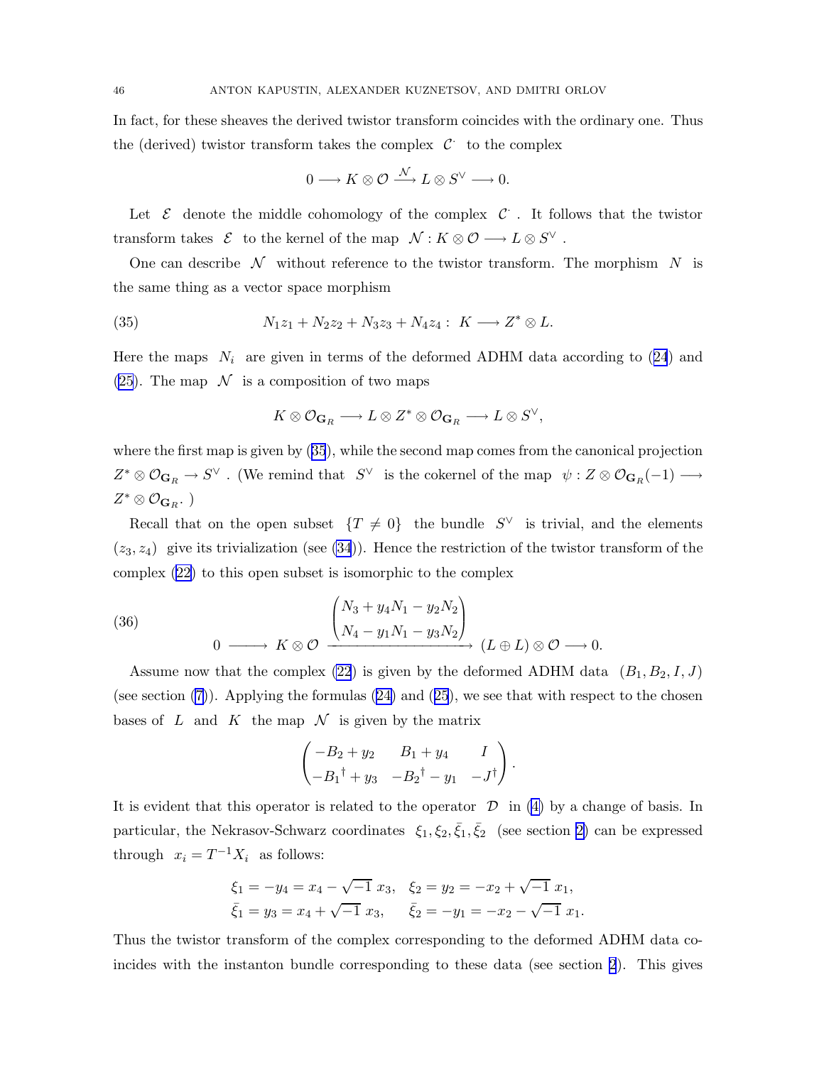In fact, for these sheaves the derived twistor transform coincides with the ordinary one. Thus the (derived) twistor transform takes the complex $\mathcal{C}^{\cdot}$ to the complex

$$0 \longrightarrow K \otimes \mathcal{O} \xrightarrow{\mathcal{N}} L \otimes S^{\vee} \longrightarrow 0.$$

Let $\mathcal{E}$ denote the middle cohomology of the complex $\mathcal{C}^{\cdot}$. It follows that the twistor transform takes $\mathcal{E}$ to the kernel of the map $\mathcal{N} : K \otimes \mathcal{O} \longrightarrow L \otimes S^{\vee}$.

One can describe $\mathcal{N}$ without reference to the twistor transform. The morphism $N$ is the same thing as a vector space morphism

$$N_1 z_1 + N_2 z_2 + N_3 z_3 + N_4 z_4 : \ K \longrightarrow Z^* \otimes L. \tag{35}$$

Here the maps $N_i$ are given in terms of the deformed ADHM data according to (24) and (25). The map $\mathcal{N}$ is a composition of two maps

$$K \otimes \mathcal{O}_{\mathbf{G}_R} \longrightarrow L \otimes Z^* \otimes \mathcal{O}_{\mathbf{G}_R} \longrightarrow L \otimes S^{\vee},$$

where the first map is given by (35), while the second map comes from the canonical projection $Z^* \otimes \mathcal{O}_{\mathbf{G}_R} \to S^{\vee}$. (We remind that $S^{\vee}$ is the cokernel of the map $\psi : Z \otimes \mathcal{O}_{\mathbf{G}_R}(-1) \longrightarrow Z^* \otimes \mathcal{O}_{\mathbf{G}_R}$.)

Recall that on the open subset $\{T \neq 0\}$ the bundle $S^{\vee}$ is trivial, and the elements $(z_3, z_4)$ give its trivialization (see (34)). Hence the restriction of the twistor transform of the complex (22) to this open subset is isomorphic to the complex

$$0 \longrightarrow K \otimes \mathcal{O} \xrightarrow{\begin{pmatrix} N_3 + y_4 N_1 - y_2 N_2 \\ N_4 - y_1 N_1 - y_3 N_2 \end{pmatrix}} (L \oplus L) \otimes \mathcal{O} \longrightarrow 0. \tag{36}$$

Assume now that the complex (22) is given by the deformed ADHM data $(B_1, B_2, I, J)$ (see section (7)). Applying the formulas (24) and (25), we see that with respect to the chosen bases of $L$ and $K$ the map $\mathcal{N}$ is given by the matrix

$$\begin{pmatrix} -B_2 + y_2 & B_1 + y_4 & I \\ -{B_1}^{\dagger} + y_3 & -{B_2}^{\dagger} - y_1 & -J^{\dagger} \end{pmatrix}.$$

It is evident that this operator is related to the operator $\mathcal{D}$ in (4) by a change of basis. In particular, the Nekrasov-Schwarz coordinates $\xi_1, \xi_2, \bar{\xi}_1, \bar{\xi}_2$ (see section 2) can be expressed through $x_i = T^{-1} X_i$ as follows:

$$\begin{aligned}
\xi_1 &= -y_4 = x_4 - \sqrt{-1}\, x_3, \quad & \xi_2 &= y_2 = -x_2 + \sqrt{-1}\, x_1, \\
\bar{\xi}_1 &= y_3 = x_4 + \sqrt{-1}\, x_3, \quad & \bar{\xi}_2 &= -y_1 = -x_2 - \sqrt{-1}\, x_1.
\end{aligned}$$

Thus the twistor transform of the complex corresponding to the deformed ADHM data coincides with the instanton bundle corresponding to these data (see section 2). This gives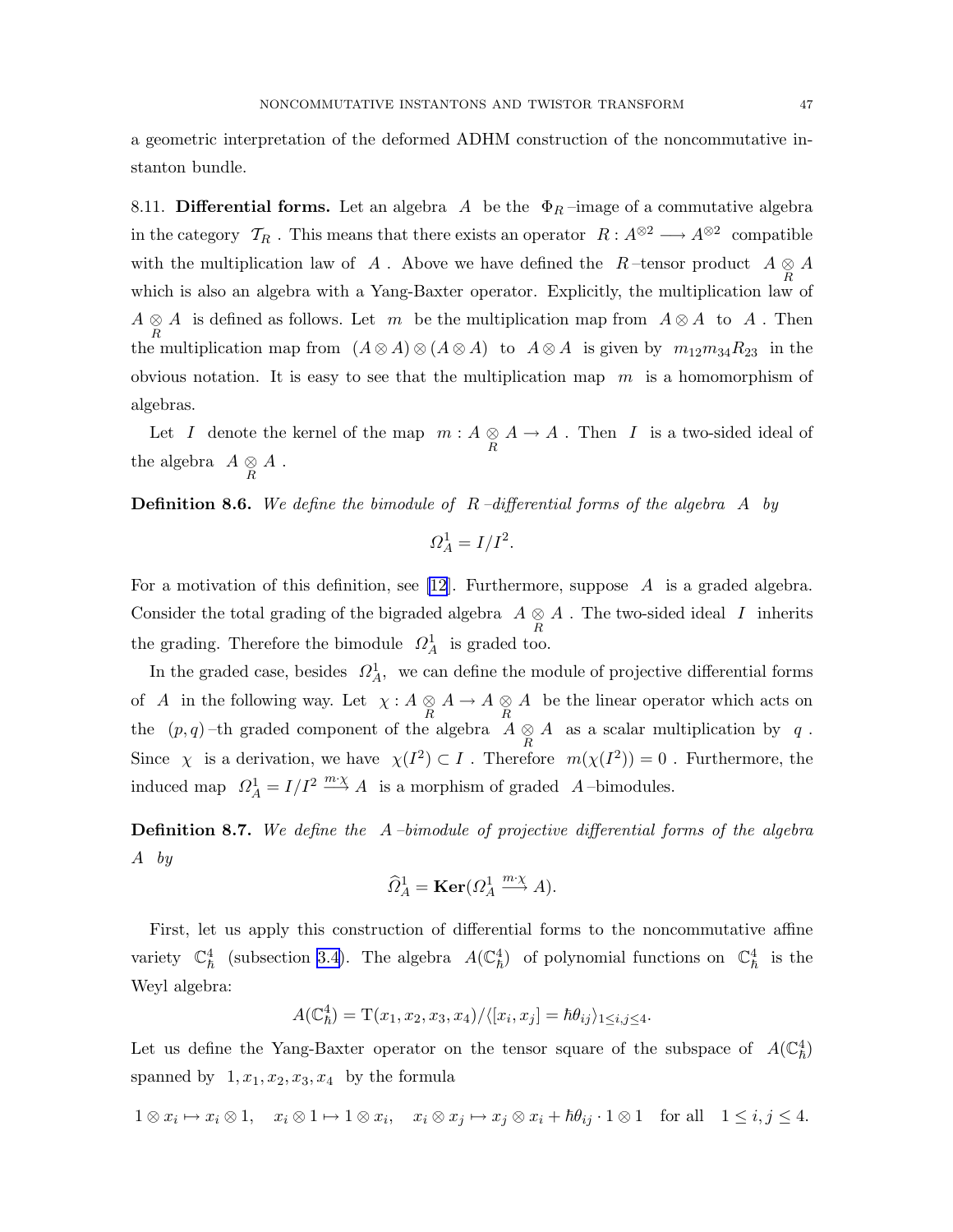a geometric interpretation of the deformed ADHM construction of the noncommutative instanton bundle.

8.11. **Differential forms.** Let an algebra $A$ be the $\Phi_R$–image of a commutative algebra in the category $\mathcal{T}_R$. This means that there exists an operator $R : A^{\otimes 2} \longrightarrow A^{\otimes 2}$ compatible with the multiplication law of $A$. Above we have defined the $R$–tensor product $A \underset{R}{\otimes} A$ which is also an algebra with a Yang-Baxter operator. Explicitly, the multiplication law of $A \underset{R}{\otimes} A$ is defined as follows. Let $m$ be the multiplication map from $A \otimes A$ to $A$. Then the multiplication map from $(A \otimes A) \otimes (A \otimes A)$ to $A \otimes A$ is given by $m_{12} m_{34} R_{23}$ in the obvious notation. It is easy to see that the multiplication map $m$ is a homomorphism of algebras.

Let $I$ denote the kernel of the map $m : A \underset{R}{\otimes} A \to A$. Then $I$ is a two-sided ideal of the algebra $A \underset{R}{\otimes} A$.

**Definition 8.6.** *We define the bimodule of $R$–differential forms of the algebra $A$ by*

$$\Omega^1_A = I/I^2.$$

For a motivation of this definition, see [12]. Furthermore, suppose $A$ is a graded algebra. Consider the total grading of the bigraded algebra $A \underset{R}{\otimes} A$. The two-sided ideal $I$ inherits the grading. Therefore the bimodule $\Omega^1_A$ is graded too.

In the graded case, besides $\Omega^1_A$, we can define the module of projective differential forms of $A$ in the following way. Let $\chi : A \underset{R}{\otimes} A \to A \underset{R}{\otimes} A$ be the linear operator which acts on the $(p,q)$–th graded component of the algebra $A \underset{R}{\otimes} A$ as a scalar multiplication by $q$. Since $\chi$ is a derivation, we have $\chi(I^2) \subset I$. Therefore $m(\chi(I^2)) = 0$. Furthermore, the induced map $\Omega^1_A = I/I^2 \xrightarrow{m \cdot \chi} A$ is a morphism of graded $A$–bimodules.

**Definition 8.7.** *We define the $A$–bimodule of projective differential forms of the algebra $A$ by*

$$\widehat{\Omega}^1_A = \mathbf{Ker}(\Omega^1_A \xrightarrow{m \cdot \chi} A).$$

First, let us apply this construction of differential forms to the noncommutative affine variety $\mathbb{C}^4_\hbar$ (subsection 3.4). The algebra $A(\mathbb{C}^4_\hbar)$ of polynomial functions on $\mathbb{C}^4_\hbar$ is the Weyl algebra:

$$A(\mathbb{C}^4_\hbar) = \mathrm{T}(x_1, x_2, x_3, x_4)/\langle [x_i, x_j] = \hbar\theta_{ij} \rangle_{1 \le i,j \le 4}.$$

Let us define the Yang-Baxter operator on the tensor square of the subspace of $A(\mathbb{C}^4_\hbar)$ spanned by $1, x_1, x_2, x_3, x_4$ by the formula

$$1 \otimes x_i \mapsto x_i \otimes 1, \quad x_i \otimes 1 \mapsto 1 \otimes x_i, \quad x_i \otimes x_j \mapsto x_j \otimes x_i + \hbar\theta_{ij} \cdot 1 \otimes 1 \quad \text{for all} \quad 1 \le i,j \le 4.$$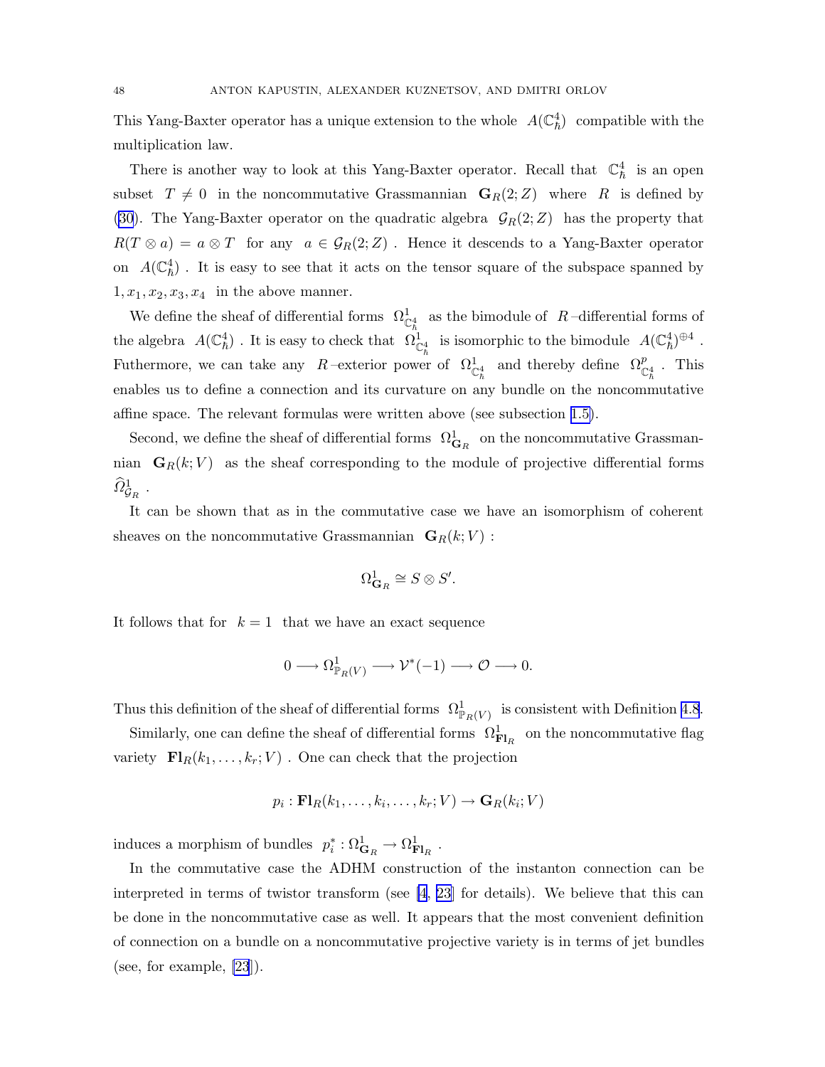This Yang-Baxter operator has a unique extension to the whole $A(\mathbb{C}^4_\hbar)$ compatible with the multiplication law.

There is another way to look at this Yang-Baxter operator. Recall that $\mathbb{C}^4_\hbar$ is an open subset $T \neq 0$ in the noncommutative Grassmannian $\mathbf{G}_R(2; Z)$ where $R$ is defined by (30). The Yang-Baxter operator on the quadratic algebra $\mathcal{G}_R(2; Z)$ has the property that $R(T \otimes a) = a \otimes T$ for any $a \in \mathcal{G}_R(2; Z)$. Hence it descends to a Yang-Baxter operator on $A(\mathbb{C}^4_\hbar)$. It is easy to see that it acts on the tensor square of the subspace spanned by $1, x_1, x_2, x_3, x_4$ in the above manner.

We define the sheaf of differential forms $\Omega^1_{\mathbb{C}^4_\hbar}$ as the bimodule of $R$–differential forms of the algebra $A(\mathbb{C}^4_\hbar)$. It is easy to check that $\Omega^1_{\mathbb{C}^4_\hbar}$ is isomorphic to the bimodule $A(\mathbb{C}^4_\hbar)^{\oplus 4}$. Futhermore, we can take any $R$–exterior power of $\Omega^1_{\mathbb{C}^4_\hbar}$ and thereby define $\Omega^p_{\mathbb{C}^4_\hbar}$. This enables us to define a connection and its curvature on any bundle on the noncommutative affine space. The relevant formulas were written above (see subsection 1.5).

Second, we define the sheaf of differential forms $\Omega^1_{\mathbf{G}_R}$ on the noncommutative Grassmannian $\mathbf{G}_R(k; V)$ as the sheaf corresponding to the module of projective differential forms $\widehat{\Omega}^1_{\mathcal{G}_R}$.

It can be shown that as in the commutative case we have an isomorphism of coherent sheaves on the noncommutative Grassmannian $\mathbf{G}_R(k; V)$:

$$\Omega^1_{\mathbf{G}_R} \cong S \otimes S'.$$

It follows that for $k = 1$ that we have an exact sequence

$$0 \longrightarrow \Omega^1_{\mathbb{P}_R(V)} \longrightarrow \mathcal{V}^*(-1) \longrightarrow \mathcal{O} \longrightarrow 0.$$

Thus this definition of the sheaf of differential forms $\Omega^1_{\mathbb{P}_R(V)}$ is consistent with Definition 4.8.

Similarly, one can define the sheaf of differential forms $\Omega^1_{\mathbf{Fl}_R}$ on the noncommutative flag variety $\mathbf{Fl}_R(k_1, \ldots, k_r; V)$. One can check that the projection

$$p_i : \mathbf{Fl}_R(k_1, \ldots, k_i, \ldots, k_r; V) \to \mathbf{G}_R(k_i; V)$$

induces a morphism of bundles $p_i^* : \Omega^1_{\mathbf{G}_R} \to \Omega^1_{\mathbf{Fl}_R}$.

In the commutative case the ADHM construction of the instanton connection can be interpreted in terms of twistor transform (see [4, 23] for details). We believe that this can be done in the noncommutative case as well. It appears that the most convenient definition of connection on a bundle on a noncommutative projective variety is in terms of jet bundles (see, for example, [23]).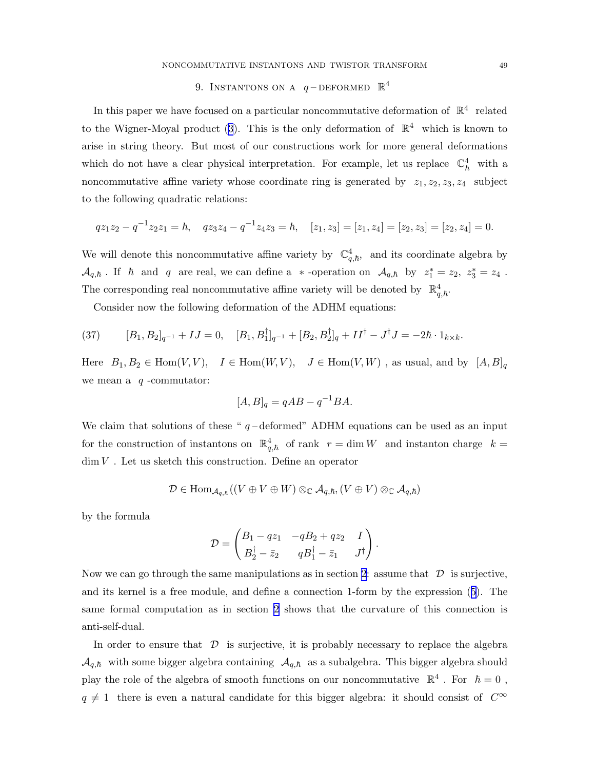## 9. Instantons on a $q$ – deformed $\mathbb{R}^4$

In this paper we have focused on a particular noncommutative deformation of $\mathbb{R}^4$ related to the Wigner-Moyal product (3). This is the only deformation of $\mathbb{R}^4$ which is known to arise in string theory. But most of our constructions work for more general deformations which do not have a clear physical interpretation. For example, let us replace $\mathbb{C}^4_\hbar$ with a noncommutative affine variety whose coordinate ring is generated by $z_1, z_2, z_3, z_4$ subject to the following quadratic relations:

$$qz_1z_2 - q^{-1}z_2z_1 = \hbar, \quad qz_3z_4 - q^{-1}z_4z_3 = \hbar, \quad [z_1, z_3] = [z_1, z_4] = [z_2, z_3] = [z_2, z_4] = 0.$$

We will denote this noncommutative affine variety by $\mathbb{C}^4_{q,\hbar}$, and its coordinate algebra by $\mathcal{A}_{q,\hbar}$. If $\hbar$ and $q$ are real, we can define a $*$-operation on $\mathcal{A}_{q,\hbar}$ by $z_1^* = z_2$, $z_3^* = z_4$. The corresponding real noncommutative affine variety will be denoted by $\mathbb{R}^4_{q,\hbar}$.

Consider now the following deformation of the ADHM equations:

$$[B_1, B_2]_{q^{-1}} + IJ = 0, \quad [B_1, B_1^\dagger]_{q^{-1}} + [B_2, B_2^\dagger]_q + II^\dagger - J^\dagger J = -2\hbar \cdot 1_{k\times k}. \tag{37}$$

Here $B_1, B_2 \in \mathrm{Hom}(V, V)$, $I \in \mathrm{Hom}(W, V)$, $J \in \mathrm{Hom}(V, W)$, as usual, and by $[A, B]_q$ we mean a $q$-commutator:

$$[A, B]_q = qAB - q^{-1}BA.$$

We claim that solutions of these " $q$ – deformed" ADHM equations can be used as an input for the construction of instantons on $\mathbb{R}^4_{q,\hbar}$ of rank $r = \dim W$ and instanton charge $k = \dim V$. Let us sketch this construction. Define an operator

$$\mathcal{D} \in \mathrm{Hom}_{\mathcal{A}_{q,\hbar}}((V \oplus V \oplus W) \otimes_{\mathbb{C}} \mathcal{A}_{q,\hbar}, (V \oplus V) \otimes_{\mathbb{C}} \mathcal{A}_{q,\hbar})$$

by the formula

$$\mathcal{D} = \begin{pmatrix} B_1 - qz_1 & -qB_2 + qz_2 & I \\ B_2^\dagger - \bar{z}_2 & qB_1^\dagger - \bar{z}_1 & J^\dagger \end{pmatrix}.$$

Now we can go through the same manipulations as in section 2: assume that $\mathcal{D}$ is surjective, and its kernel is a free module, and define a connection 1-form by the expression (5). The same formal computation as in section 2 shows that the curvature of this connection is anti-self-dual.

In order to ensure that $\mathcal{D}$ is surjective, it is probably necessary to replace the algebra $\mathcal{A}_{q,\hbar}$ with some bigger algebra containing $\mathcal{A}_{q,\hbar}$ as a subalgebra. This bigger algebra should play the role of the algebra of smooth functions on our noncommutative $\mathbb{R}^4$. For $\hbar = 0$, $q \neq 1$ there is even a natural candidate for this bigger algebra: it should consist of $C^\infty$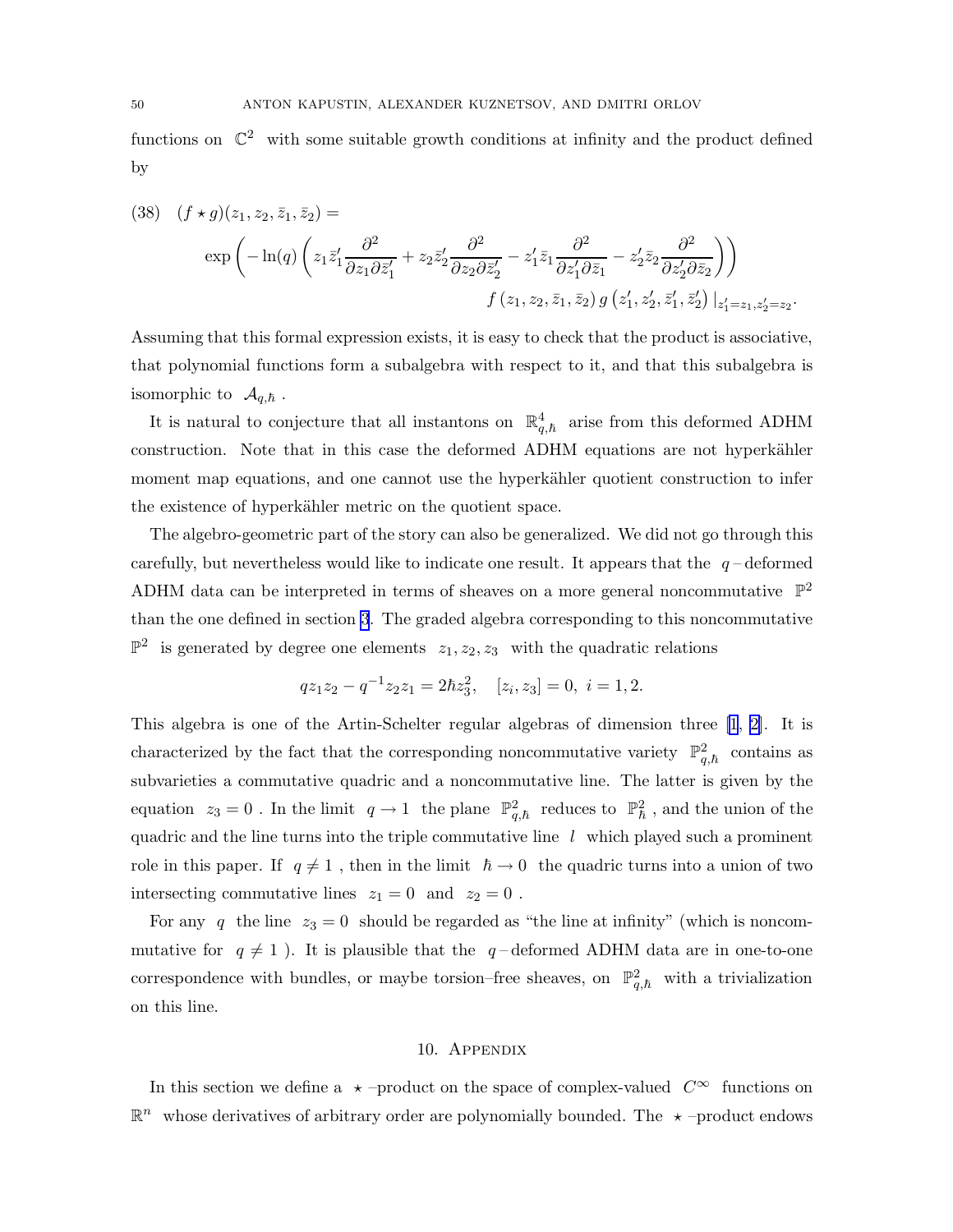functions on $\mathbb{C}^2$ with some suitable growth conditions at infinity and the product defined by

$$
(38) \quad (f \star g)(z_1, z_2, \bar{z}_1, \bar{z}_2) = \\
\exp\left( -\ln(q) \left( z_1 \bar{z}'_1 \frac{\partial^2}{\partial z_1 \partial \bar{z}'_1} + z_2 \bar{z}'_2 \frac{\partial^2}{\partial z_2 \partial \bar{z}'_2} - z'_1 \bar{z}_1 \frac{\partial^2}{\partial z'_1 \partial \bar{z}_1} - z'_2 \bar{z}_2 \frac{\partial^2}{\partial z'_2 \partial \bar{z}_2} \right) \right) \\
f\left(z_1, z_2, \bar{z}_1, \bar{z}_2\right) g\left(z'_1, z'_2, \bar{z}'_1, \bar{z}'_2\right) |_{z'_1 = z_1, z'_2 = z_2}.
$$

Assuming that this formal expression exists, it is easy to check that the product is associative, that polynomial functions form a subalgebra with respect to it, and that this subalgebra is isomorphic to $\mathcal{A}_{q,\hbar}$ .

It is natural to conjecture that all instantons on $\mathbb{R}^4_{q,\hbar}$ arise from this deformed ADHM construction. Note that in this case the deformed ADHM equations are not hyperkähler moment map equations, and one cannot use the hyperkähler quotient construction to infer the existence of hyperkähler metric on the quotient space.

The algebro-geometric part of the story can also be generalized. We did not go through this carefully, but nevertheless would like to indicate one result. It appears that the $q$ – deformed ADHM data can be interpreted in terms of sheaves on a more general noncommutative $\mathbb{P}^2$ than the one defined in section 3. The graded algebra corresponding to this noncommutative $\mathbb{P}^2$ is generated by degree one elements $z_1, z_2, z_3$ with the quadratic relations

$$
qz_1z_2 - q^{-1}z_2z_1 = 2\hbar z_3^2, \quad [z_i, z_3] = 0, \ i = 1, 2.
$$

This algebra is one of the Artin-Schelter regular algebras of dimension three [1, 2]. It is characterized by the fact that the corresponding noncommutative variety $\mathbb{P}^2_{q,\hbar}$ contains as subvarieties a commutative quadric and a noncommutative line. The latter is given by the equation $z_3 = 0$ . In the limit $q \to 1$ the plane $\mathbb{P}^2_{q,\hbar}$ reduces to $\mathbb{P}^2_{\hbar}$ , and the union of the quadric and the line turns into the triple commutative line $l$ which played such a prominent role in this paper. If $q \neq 1$ , then in the limit $\hbar \to 0$ the quadric turns into a union of two intersecting commutative lines $z_1 = 0$ and $z_2 = 0$ .

For any $q$ the line $z_3 = 0$ should be regarded as "the line at infinity" (which is noncommutative for $q \neq 1$ ). It is plausible that the $q$ – deformed ADHM data are in one-to-one correspondence with bundles, or maybe torsion–free sheaves, on $\mathbb{P}^2_{q,\hbar}$ with a trivialization on this line.

## 10. Appendix

In this section we define a $\star$ –product on the space of complex-valued $C^\infty$ functions on $\mathbb{R}^n$ whose derivatives of arbitrary order are polynomially bounded. The $\star$ –product endows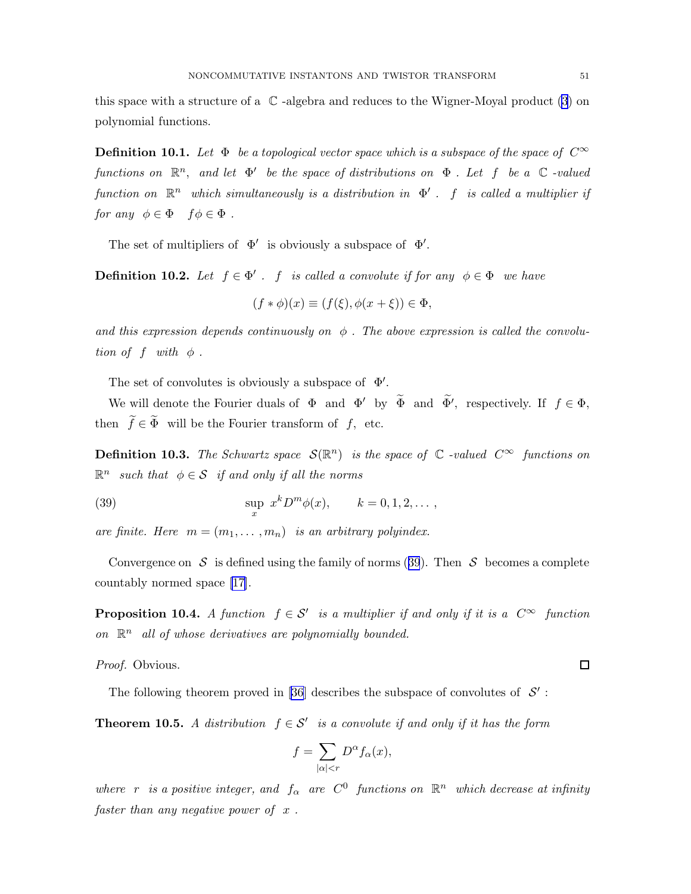this space with a structure of a $\mathbb{C}$-algebra and reduces to the Wigner-Moyal product (3) on polynomial functions.

**Definition 10.1.** *Let $\Phi$ be a topological vector space which is a subspace of the space of $C^\infty$ functions on $\mathbb{R}^n$, and let $\Phi'$ be the space of distributions on $\Phi$. Let $f$ be a $\mathbb{C}$-valued function on $\mathbb{R}^n$ which simultaneously is a distribution in $\Phi'$. $f$ is called a multiplier if for any $\phi \in \Phi$ $f\phi \in \Phi$.*

The set of multipliers of $\Phi'$ is obviously a subspace of $\Phi'$.

**Definition 10.2.** *Let $f \in \Phi'$. $f$ is called a convolute if for any $\phi \in \Phi$ we have*

$$(f * \phi)(x) \equiv (f(\xi), \phi(x+\xi)) \in \Phi,$$

*and this expression depends continuously on $\phi$. The above expression is called the convolution of $f$ with $\phi$.*

The set of convolutes is obviously a subspace of $\Phi'$.

We will denote the Fourier duals of $\Phi$ and $\Phi'$ by $\widetilde{\Phi}$ and $\widetilde{\Phi}'$, respectively. If $f \in \Phi$, then $\widetilde{f} \in \widetilde{\Phi}$ will be the Fourier transform of $f$, etc.

**Definition 10.3.** *The Schwartz space $\mathcal{S}(\mathbb{R}^n)$ is the space of $\mathbb{C}$-valued $C^\infty$ functions on $\mathbb{R}^n$ such that $\phi \in \mathcal{S}$ if and only if all the norms*

$$\sup_x \; x^k D^m \phi(x), \qquad k = 0, 1, 2, \dots, \tag{39}$$

*are finite. Here $m = (m_1, \dots, m_n)$ is an arbitrary polyindex.*

Convergence on $\mathcal{S}$ is defined using the family of norms (39). Then $\mathcal{S}$ becomes a complete countably normed space [17].

**Proposition 10.4.** *A function $f \in \mathcal{S}'$ is a multiplier if and only if it is a $C^\infty$ function on $\mathbb{R}^n$ all of whose derivatives are polynomially bounded.*

*Proof.* Obvious. □

The following theorem proved in [36] describes the subspace of convolutes of $\mathcal{S}'$:

**Theorem 10.5.** *A distribution $f \in \mathcal{S}'$ is a convolute if and only if it has the form*

$$f = \sum_{|\alpha| < r} D^\alpha f_\alpha(x),$$

*where $r$ is a positive integer, and $f_\alpha$ are $C^0$ functions on $\mathbb{R}^n$ which decrease at infinity faster than any negative power of $x$.*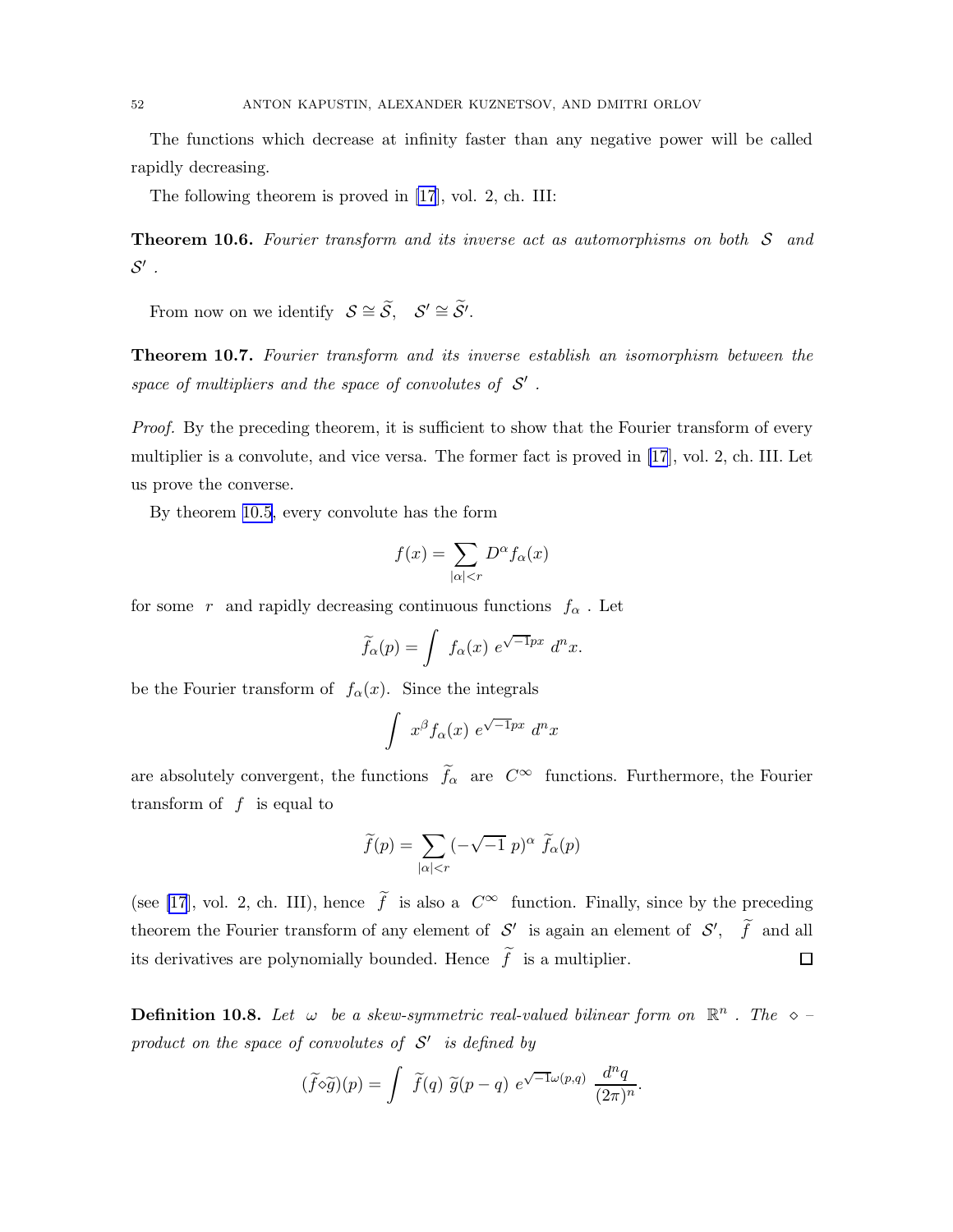The functions which decrease at infinity faster than any negative power will be called rapidly decreasing.

The following theorem is proved in [17], vol. 2, ch. III:

**Theorem 10.6.** *Fourier transform and its inverse act as automorphisms on both $\mathcal{S}$ and $\mathcal{S}'$.*

From now on we identify $\mathcal{S} \cong \widetilde{\mathcal{S}}, \quad \mathcal{S}' \cong \widetilde{\mathcal{S}}'$.

**Theorem 10.7.** *Fourier transform and its inverse establish an isomorphism between the space of multipliers and the space of convolutes of $\mathcal{S}'$.*

*Proof.* By the preceding theorem, it is sufficient to show that the Fourier transform of every multiplier is a convolute, and vice versa. The former fact is proved in [17], vol. 2, ch. III. Let us prove the converse.

By theorem 10.5, every convolute has the form

$$f(x) = \sum_{|\alpha|<r} D^\alpha f_\alpha(x)$$

for some $r$ and rapidly decreasing continuous functions $f_\alpha$. Let

$$\widetilde{f}_\alpha(p) = \int f_\alpha(x)\, e^{\sqrt{-1}px}\, d^n x.$$

be the Fourier transform of $f_\alpha(x)$. Since the integrals

$$\int x^\beta f_\alpha(x)\, e^{\sqrt{-1}px}\, d^n x$$

are absolutely convergent, the functions $\widetilde{f}_\alpha$ are $C^\infty$ functions. Furthermore, the Fourier transform of $f$ is equal to

$$\widetilde{f}(p) = \sum_{|\alpha|<r} (-\sqrt{-1}\, p)^\alpha\, \widetilde{f}_\alpha(p)$$

(see [17], vol. 2, ch. III), hence $\widetilde{f}$ is also a $C^\infty$ function. Finally, since by the preceding theorem the Fourier transform of any element of $\mathcal{S}'$ is again an element of $\mathcal{S}'$, $\widetilde{f}$ and all its derivatives are polynomially bounded. Hence $\widetilde{f}$ is a multiplier. ∎

**Definition 10.8.** *Let $\omega$ be a skew-symmetric real-valued bilinear form on $\mathbb{R}^n$. The $\diamond$–product on the space of convolutes of $\mathcal{S}'$ is defined by*

$$(\widetilde{f} \diamond \widetilde{g})(p) = \int \widetilde{f}(q)\, \widetilde{g}(p-q)\, e^{\sqrt{-1}\omega(p,q)}\, \frac{d^n q}{(2\pi)^n}.$$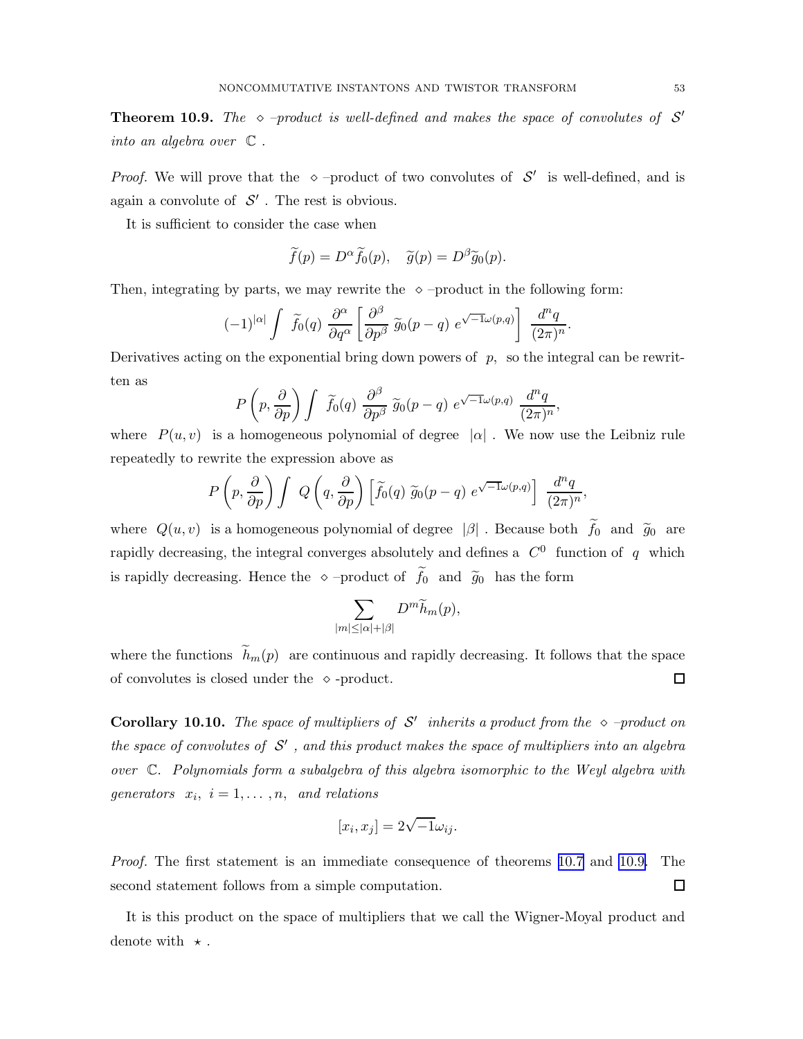**Theorem 10.9.** *The $\diamond$ –product is well-defined and makes the space of convolutes of $\mathcal{S}'$ into an algebra over $\mathbb{C}$ .*

*Proof.* We will prove that the $\diamond$ –product of two convolutes of $\mathcal{S}'$ is well-defined, and is again a convolute of $\mathcal{S}'$ . The rest is obvious.

It is sufficient to consider the case when

$$\widetilde{f}(p) = D^{\alpha}\widetilde{f}_0(p), \quad \widetilde{g}(p) = D^{\beta}\widetilde{g}_0(p).$$

Then, integrating by parts, we may rewrite the $\diamond$ –product in the following form:

$$(-1)^{|\alpha|}\int \; \widetilde{f}_0(q)\; \frac{\partial^{\alpha}}{\partial q^{\alpha}}\left[\frac{\partial^{\beta}}{\partial p^{\beta}}\;\widetilde{g}_0(p-q)\; e^{\sqrt{-1}\omega(p,q)}\right]\; \frac{d^n q}{(2\pi)^n}.$$

Derivatives acting on the exponential bring down powers of $p$, so the integral can be rewritten as

$$P\left(p, \frac{\partial}{\partial p}\right)\int \; \widetilde{f}_0(q)\; \frac{\partial^{\beta}}{\partial p^{\beta}}\;\widetilde{g}_0(p-q)\; e^{\sqrt{-1}\omega(p,q)}\; \frac{d^n q}{(2\pi)^n},$$

where $P(u,v)$ is a homogeneous polynomial of degree $|\alpha|$ . We now use the Leibniz rule repeatedly to rewrite the expression above as

$$P\left(p, \frac{\partial}{\partial p}\right)\int \; Q\left(q, \frac{\partial}{\partial p}\right)\left[\widetilde{f}_0(q)\;\widetilde{g}_0(p-q)\; e^{\sqrt{-1}\omega(p,q)}\right]\; \frac{d^n q}{(2\pi)^n},$$

where $Q(u,v)$ is a homogeneous polynomial of degree $|\beta|$ . Because both $\widetilde{f}_0$ and $\widetilde{g}_0$ are rapidly decreasing, the integral converges absolutely and defines a $C^0$ function of $q$ which is rapidly decreasing. Hence the $\diamond$ –product of $\widetilde{f}_0$ and $\widetilde{g}_0$ has the form

$$\sum_{|m|\leq|\alpha|+|\beta|} D^m \widetilde{h}_m(p),$$

where the functions $\widetilde{h}_m(p)$ are continuous and rapidly decreasing. It follows that the space of convolutes is closed under the $\diamond$ -product. □

**Corollary 10.10.** *The space of multipliers of $\mathcal{S}'$ inherits a product from the $\diamond$ –product on the space of convolutes of $\mathcal{S}'$ , and this product makes the space of multipliers into an algebra over $\mathbb{C}$. Polynomials form a subalgebra of this algebra isomorphic to the Weyl algebra with generators $x_i$, $i = 1, \ldots, n$, and relations*

$$[x_i, x_j] = 2\sqrt{-1}\omega_{ij}.$$

*Proof.* The first statement is an immediate consequence of theorems 10.7 and 10.9. The second statement follows from a simple computation. □

It is this product on the space of multipliers that we call the Wigner-Moyal product and denote with $\star$ .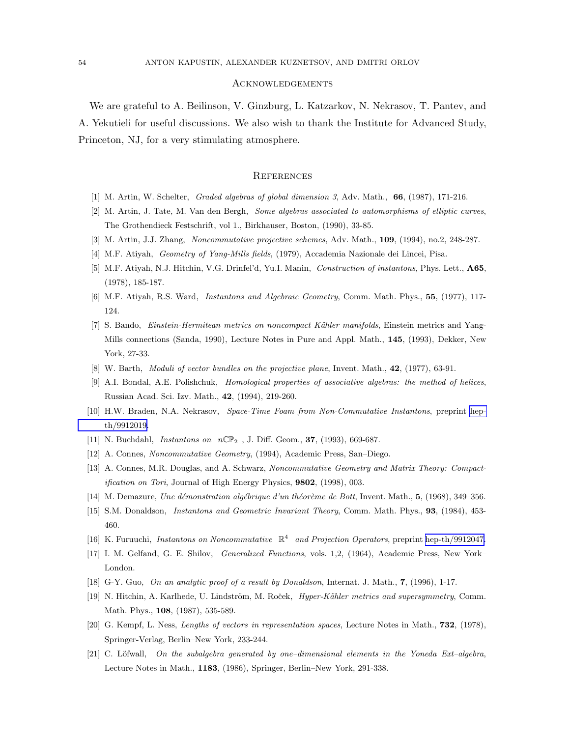## Acknowledgements

We are grateful to A. Beilinson, V. Ginzburg, L. Katzarkov, N. Nekrasov, T. Pantev, and A. Yekutieli for useful discussions. We also wish to thank the Institute for Advanced Study, Princeton, NJ, for a very stimulating atmosphere.

## References

[1] M. Artin, W. Schelter, *Graded algebras of global dimension 3*, Adv. Math., **66**, (1987), 171-216.

[2] M. Artin, J. Tate, M. Van den Bergh, *Some algebras associated to automorphisms of elliptic curves*, The Grothendieck Festschrift, vol 1., Birkhauser, Boston, (1990), 33-85.

[3] M. Artin, J.J. Zhang, *Noncommutative projective schemes*, Adv. Math., **109**, (1994), no.2, 248-287.

[4] M.F. Atiyah, *Geometry of Yang-Mills fields*, (1979), Accademia Nazionale dei Lincei, Pisa.

[5] M.F. Atiyah, N.J. Hitchin, V.G. Drinfel'd, Yu.I. Manin, *Construction of instantons*, Phys. Lett., **A65**, (1978), 185-187.

[6] M.F. Atiyah, R.S. Ward, *Instantons and Algebraic Geometry*, Comm. Math. Phys., **55**, (1977), 117-124.

[7] S. Bando, *Einstein-Hermitean metrics on noncompact Kähler manifolds*, Einstein metrics and Yang-Mills connections (Sanda, 1990), Lecture Notes in Pure and Appl. Math., **145**, (1993), Dekker, New York, 27-33.

[8] W. Barth, *Moduli of vector bundles on the projective plane*, Invent. Math., **42**, (1977), 63-91.

[9] A.I. Bondal, A.E. Polishchuk, *Homological properties of associative algebras: the method of helices*, Russian Acad. Sci. Izv. Math., **42**, (1994), 219-260.

[10] H.W. Braden, N.A. Nekrasov, *Space-Time Foam from Non-Commutative Instantons*, preprint hep-th/9912019.

[11] N. Buchdahl, *Instantons on* $n\mathbb{CP}_2$ , J. Diff. Geom., **37**, (1993), 669-687.

[12] A. Connes, *Noncommutative Geometry*, (1994), Academic Press, San–Diego.

[13] A. Connes, M.R. Douglas, and A. Schwarz, *Noncommutative Geometry and Matrix Theory: Compactification on Tori*, Journal of High Energy Physics, **9802**, (1998), 003.

[14] M. Demazure, *Une démonstration algébrique d'un théorème de Bott*, Invent. Math., **5**, (1968), 349–356.

[15] S.M. Donaldson, *Instantons and Geometric Invariant Theory*, Comm. Math. Phys., **93**, (1984), 453-460.

[16] K. Furuuchi, *Instantons on Noncommutative* $\mathbb{R}^4$ *and Projection Operators*, preprint hep-th/9912047.

[17] I. M. Gelfand, G. E. Shilov, *Generalized Functions*, vols. 1,2, (1964), Academic Press, New York–London.

[18] G-Y. Guo, *On an analytic proof of a result by Donaldson*, Internat. J. Math., **7**, (1996), 1-17.

[19] N. Hitchin, A. Karlhede, U. Lindström, M. Roček, *Hyper-Kähler metrics and supersymmetry*, Comm. Math. Phys., **108**, (1987), 535-589.

[20] G. Kempf, L. Ness, *Lengths of vectors in representation spaces*, Lecture Notes in Math., **732**, (1978), Springer-Verlag, Berlin–New York, 233-244.

[21] C. Löfwall, *On the subalgebra generated by one–dimensional elements in the Yoneda Ext–algebra*, Lecture Notes in Math., **1183**, (1986), Springer, Berlin–New York, 291-338.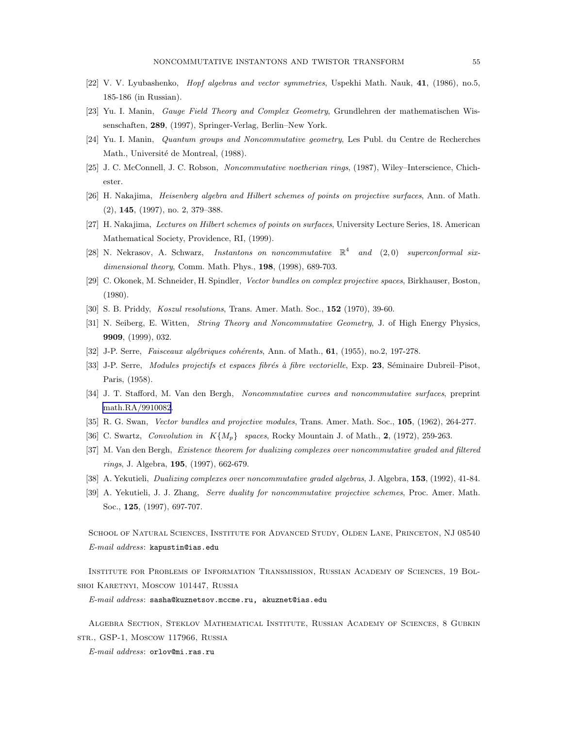[22] V. V. Lyubashenko, *Hopf algebras and vector symmetries*, Uspekhi Math. Nauk, **41**, (1986), no.5, 185-186 (in Russian).

[23] Yu. I. Manin, *Gauge Field Theory and Complex Geometry*, Grundlehren der mathematischen Wissenschaften, **289**, (1997), Springer-Verlag, Berlin–New York.

[24] Yu. I. Manin, *Quantum groups and Noncommutative geometry*, Les Publ. du Centre de Recherches Math., Université de Montreal, (1988).

[25] J. C. McConnell, J. C. Robson, *Noncommutative noetherian rings*, (1987), Wiley–Interscience, Chichester.

[26] H. Nakajima, *Heisenberg algebra and Hilbert schemes of points on projective surfaces*, Ann. of Math. (2), **145**, (1997), no. 2, 379–388.

[27] H. Nakajima, *Lectures on Hilbert schemes of points on surfaces*, University Lecture Series, 18. American Mathematical Society, Providence, RI, (1999).

[28] N. Nekrasov, A. Schwarz, *Instantons on noncommutative* $\mathbb{R}^4$ *and* $(2,0)$ *superconformal six-dimensional theory*, Comm. Math. Phys., **198**, (1998), 689-703.

[29] C. Okonek, M. Schneider, H. Spindler, *Vector bundles on complex projective spaces*, Birkhauser, Boston, (1980).

[30] S. B. Priddy, *Koszul resolutions*, Trans. Amer. Math. Soc., **152** (1970), 39-60.

[31] N. Seiberg, E. Witten, *String Theory and Noncommutative Geometry*, J. of High Energy Physics, **9909**, (1999), 032.

[32] J-P. Serre, *Faisceaux algébriques cohérents*, Ann. of Math., **61**, (1955), no.2, 197-278.

[33] J-P. Serre, *Modules projectifs et espaces fibrés à fibre vectorielle*, Exp. **23**, Séminaire Dubreil–Pisot, Paris, (1958).

[34] J. T. Stafford, M. Van den Bergh, *Noncommutative curves and noncommutative surfaces*, preprint math.RA/9910082.

[35] R. G. Swan, *Vector bundles and projective modules*, Trans. Amer. Math. Soc., **105**, (1962), 264-277.

[36] C. Swartz, *Convolution in* $K\{M_p\}$ *spaces*, Rocky Mountain J. of Math., **2**, (1972), 259-263.

[37] M. Van den Bergh, *Existence theorem for dualizing complexes over noncommutative graded and filtered rings*, J. Algebra, **195**, (1997), 662-679.

[38] A. Yekutieli, *Dualizing complexes over noncommutative graded algebras*, J. Algebra, **153**, (1992), 41-84.

[39] A. Yekutieli, J. J. Zhang, *Serre duality for noncommutative projective schemes*, Proc. Amer. Math. Soc., **125**, (1997), 697-707.

School of Natural Sciences, Institute for Advanced Study, Olden Lane, Princeton, NJ 08540

*E-mail address*: `kapustin@ias.edu`

Institute for Problems of Information Transmission, Russian Academy of Sciences, 19 Bolshoi Karetnyi, Moscow 101447, Russia

*E-mail address*: `sasha@kuznetsov.mccme.ru, akuznet@ias.edu`

Algebra Section, Steklov Mathematical Institute, Russian Academy of Sciences, 8 Gubkin str., GSP-1, Moscow 117966, Russia

*E-mail address*: `orlov@mi.ras.ru`